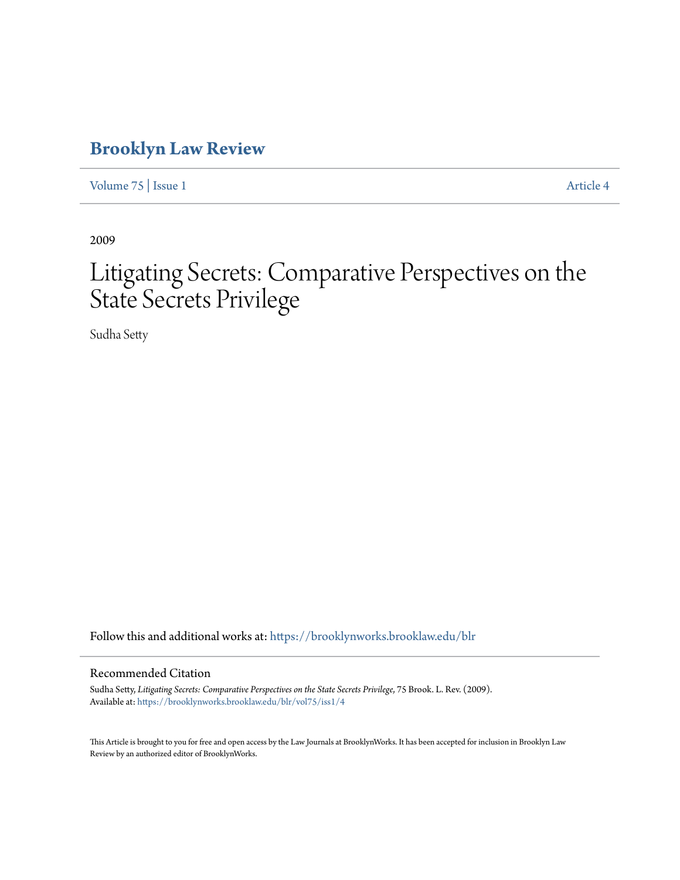# Brooklyn Law Review

Volume 75 | Issue 1 Article 4

2009

# Litigating Secrets: Comparative Perspectives on the State Secrets Privilege

Sudha Setty

Follow this and additional works at: https://brooklynworks.brooklaw.edu/blr

## Recommended Citation

Sudha Setty, *Litigating Secrets: Comparative Perspectives on the State Secrets Privilege*, 75 Brook. L. Rev. (2009).
Available at: https://brooklynworks.brooklaw.edu/blr/vol75/iss1/4

This Article is brought to you for free and open access by the Law Journals at BrooklynWorks. It has been accepted for inclusion in Brooklyn Law Review by an authorized editor of BrooklynWorks.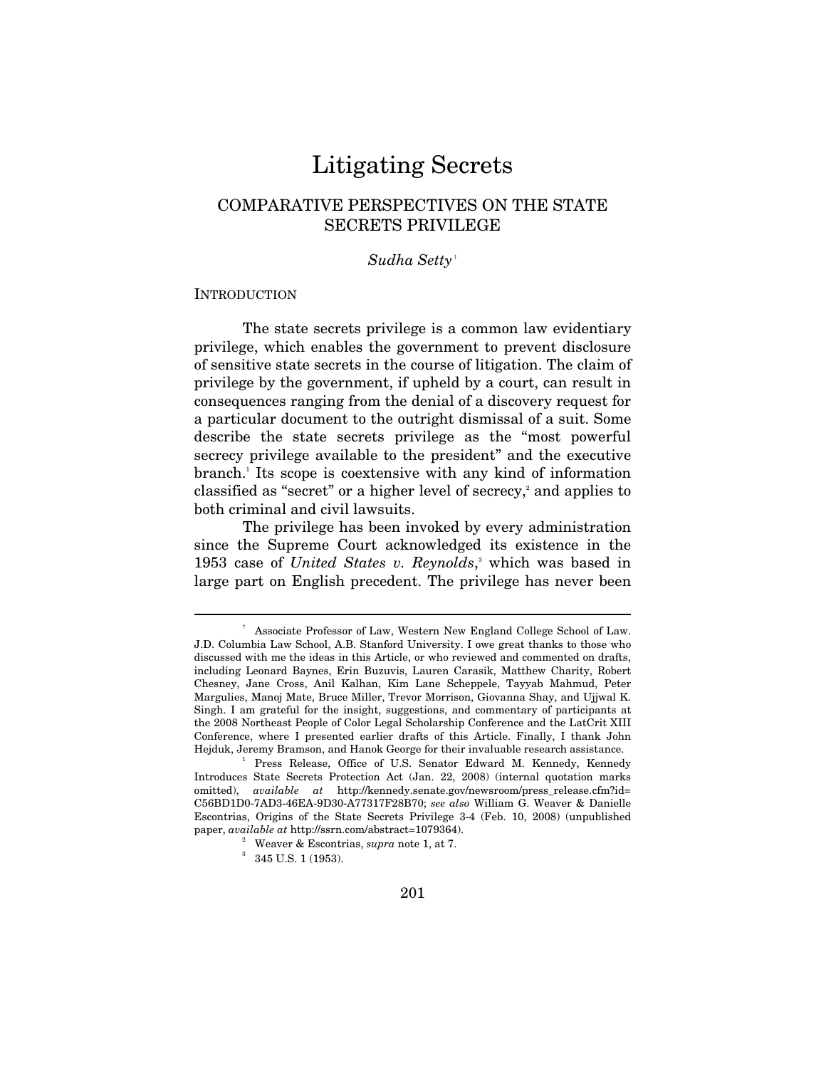# Litigating Secrets

## COMPARATIVE PERSPECTIVES ON THE STATE SECRETS PRIVILEGE

*Sudha Setty*[†]

INTRODUCTION

The state secrets privilege is a common law evidentiary privilege, which enables the government to prevent disclosure of sensitive state secrets in the course of litigation. The claim of privilege by the government, if upheld by a court, can result in consequences ranging from the denial of a discovery request for a particular document to the outright dismissal of a suit. Some describe the state secrets privilege as the "most powerful secrecy privilege available to the president" and the executive branch.[1] Its scope is coextensive with any kind of information classified as "secret" or a higher level of secrecy,[2] and applies to both criminal and civil lawsuits.

The privilege has been invoked by every administration since the Supreme Court acknowledged its existence in the 1953 case of *United States v. Reynolds*,[3] which was based in large part on English precedent. The privilege has never been

---

[†] Associate Professor of Law, Western New England College School of Law. J.D. Columbia Law School, A.B. Stanford University. I owe great thanks to those who discussed with me the ideas in this Article, or who reviewed and commented on drafts, including Leonard Baynes, Erin Buzuvis, Lauren Carasik, Matthew Charity, Robert Chesney, Jane Cross, Anil Kalhan, Kim Lane Scheppele, Tayyab Mahmud, Peter Margulies, Manoj Mate, Bruce Miller, Trevor Morrison, Giovanna Shay, and Ujjwal K. Singh. I am grateful for the insight, suggestions, and commentary of participants at the 2008 Northeast People of Color Legal Scholarship Conference and the LatCrit XIII Conference, where I presented earlier drafts of this Article. Finally, I thank John Hejduk, Jeremy Bramson, and Hanok George for their invaluable research assistance.

[1] Press Release, Office of U.S. Senator Edward M. Kennedy, Kennedy Introduces State Secrets Protection Act (Jan. 22, 2008) (internal quotation marks omitted), *available at* http://kennedy.senate.gov/newsroom/press_release.cfm?id=C56BD1D0-7AD3-46EA-9D30-A77317F28B70; *see also* William G. Weaver & Danielle Escontrias, Origins of the State Secrets Privilege 3-4 (Feb. 10, 2008) (unpublished paper, *available at* http://ssrn.com/abstract=1079364).

[2] Weaver & Escontrias, *supra* note 1, at 7.

[3] 345 U.S. 1 (1953).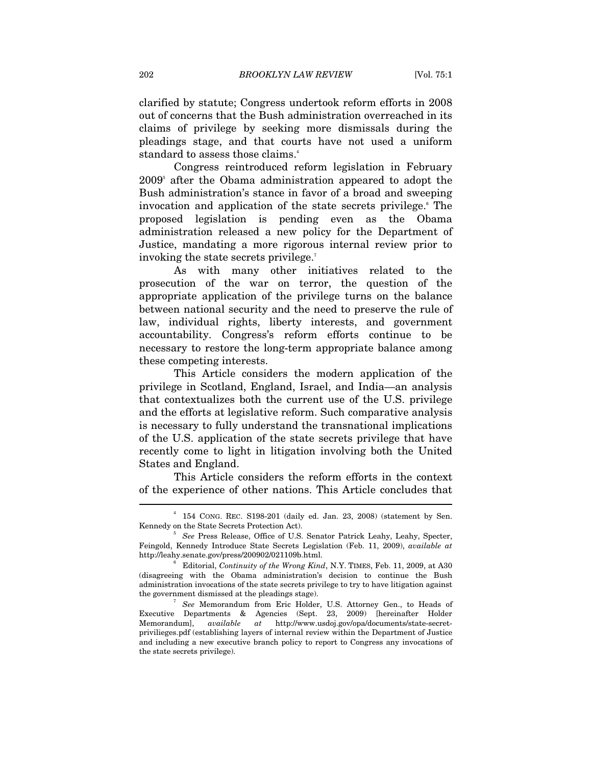clarified by statute; Congress undertook reform efforts in 2008 out of concerns that the Bush administration overreached in its claims of privilege by seeking more dismissals during the pleadings stage, and that courts have not used a uniform standard to assess those claims.[4]

Congress reintroduced reform legislation in February 2009[5] after the Obama administration appeared to adopt the Bush administration's stance in favor of a broad and sweeping invocation and application of the state secrets privilege.[6] The proposed legislation is pending even as the Obama administration released a new policy for the Department of Justice, mandating a more rigorous internal review prior to invoking the state secrets privilege.[7]

As with many other initiatives related to the prosecution of the war on terror, the question of the appropriate application of the privilege turns on the balance between national security and the need to preserve the rule of law, individual rights, liberty interests, and government accountability. Congress's reform efforts continue to be necessary to restore the long-term appropriate balance among these competing interests.

This Article considers the modern application of the privilege in Scotland, England, Israel, and India—an analysis that contextualizes both the current use of the U.S. privilege and the efforts at legislative reform. Such comparative analysis is necessary to fully understand the transnational implications of the U.S. application of the state secrets privilege that have recently come to light in litigation involving both the United States and England.

This Article considers the reform efforts in the context of the experience of other nations. This Article concludes that

---

[4] 154 CONG. REC. S198-201 (daily ed. Jan. 23, 2008) (statement by Sen. Kennedy on the State Secrets Protection Act).

[5] *See* Press Release, Office of U.S. Senator Patrick Leahy, Leahy, Specter, Feingold, Kennedy Introduce State Secrets Legislation (Feb. 11, 2009), *available at* http://leahy.senate.gov/press/200902/021109b.html.

[6] Editorial, *Continuity of the Wrong Kind*, N.Y. TIMES, Feb. 11, 2009, at A30 (disagreeing with the Obama administration's decision to continue the Bush administration invocations of the state secrets privilege to try to have litigation against the government dismissed at the pleadings stage).

[7] *See* Memorandum from Eric Holder, U.S. Attorney Gen., to Heads of Executive Departments & Agencies (Sept. 23, 2009) [hereinafter Holder Memorandum], *available at* http://www.usdoj.gov/opa/documents/state-secret-privilieges.pdf (establishing layers of internal review within the Department of Justice and including a new executive branch policy to report to Congress any invocations of the state secrets privilege).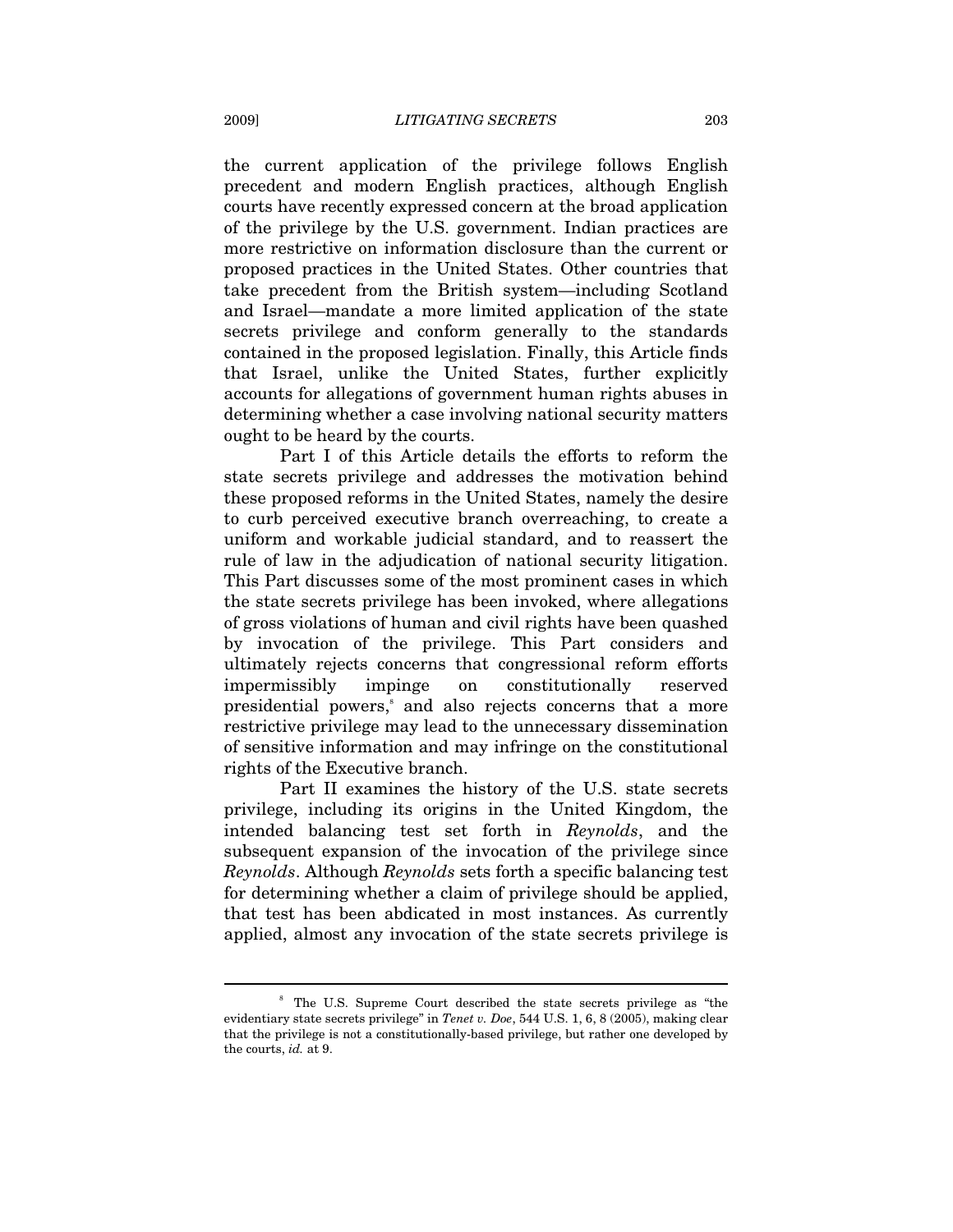the current application of the privilege follows English precedent and modern English practices, although English courts have recently expressed concern at the broad application of the privilege by the U.S. government. Indian practices are more restrictive on information disclosure than the current or proposed practices in the United States. Other countries that take precedent from the British system—including Scotland and Israel—mandate a more limited application of the state secrets privilege and conform generally to the standards contained in the proposed legislation. Finally, this Article finds that Israel, unlike the United States, further explicitly accounts for allegations of government human rights abuses in determining whether a case involving national security matters ought to be heard by the courts.

Part I of this Article details the efforts to reform the state secrets privilege and addresses the motivation behind these proposed reforms in the United States, namely the desire to curb perceived executive branch overreaching, to create a uniform and workable judicial standard, and to reassert the rule of law in the adjudication of national security litigation. This Part discusses some of the most prominent cases in which the state secrets privilege has been invoked, where allegations of gross violations of human and civil rights have been quashed by invocation of the privilege. This Part considers and ultimately rejects concerns that congressional reform efforts impermissibly impinge on constitutionally reserved presidential powers,[8] and also rejects concerns that a more restrictive privilege may lead to the unnecessary dissemination of sensitive information and may infringe on the constitutional rights of the Executive branch.

Part II examines the history of the U.S. state secrets privilege, including its origins in the United Kingdom, the intended balancing test set forth in *Reynolds*, and the subsequent expansion of the invocation of the privilege since *Reynolds*. Although *Reynolds* sets forth a specific balancing test for determining whether a claim of privilege should be applied, that test has been abdicated in most instances. As currently applied, almost any invocation of the state secrets privilege is

---

[8] The U.S. Supreme Court described the state secrets privilege as "the evidentiary state secrets privilege" in *Tenet v. Doe*, 544 U.S. 1, 6, 8 (2005), making clear that the privilege is not a constitutionally-based privilege, but rather one developed by the courts, *id.* at 9.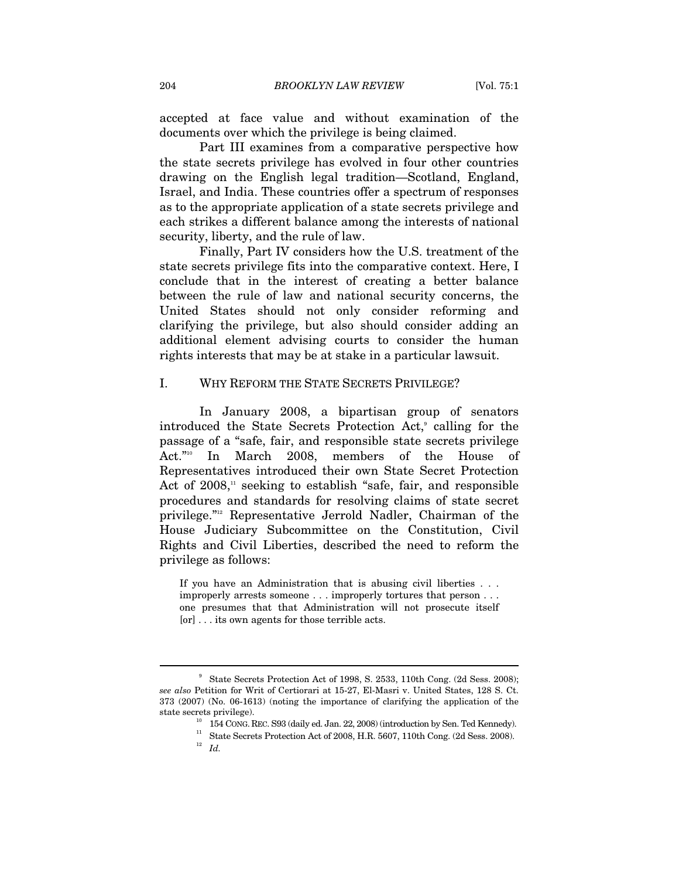accepted at face value and without examination of the documents over which the privilege is being claimed.

Part III examines from a comparative perspective how the state secrets privilege has evolved in four other countries drawing on the English legal tradition—Scotland, England, Israel, and India. These countries offer a spectrum of responses as to the appropriate application of a state secrets privilege and each strikes a different balance among the interests of national security, liberty, and the rule of law.

Finally, Part IV considers how the U.S. treatment of the state secrets privilege fits into the comparative context. Here, I conclude that in the interest of creating a better balance between the rule of law and national security concerns, the United States should not only consider reforming and clarifying the privilege, but also should consider adding an additional element advising courts to consider the human rights interests that may be at stake in a particular lawsuit.

## I. WHY REFORM THE STATE SECRETS PRIVILEGE?

In January 2008, a bipartisan group of senators introduced the State Secrets Protection Act,[9] calling for the passage of a "safe, fair, and responsible state secrets privilege Act."[10] In March 2008, members of the House of Representatives introduced their own State Secret Protection Act of 2008,[11] seeking to establish "safe, fair, and responsible procedures and standards for resolving claims of state secret privilege."[12] Representative Jerrold Nadler, Chairman of the House Judiciary Subcommittee on the Constitution, Civil Rights and Civil Liberties, described the need to reform the privilege as follows:

> If you have an Administration that is abusing civil liberties . . . improperly arrests someone . . . improperly tortures that person . . . one presumes that that Administration will not prosecute itself [or] . . . its own agents for those terrible acts.

---

[9] State Secrets Protection Act of 1998, S. 2533, 110th Cong. (2d Sess. 2008); *see also* Petition for Writ of Certiorari at 15-27, El-Masri v. United States, 128 S. Ct. 373 (2007) (No. 06-1613) (noting the importance of clarifying the application of the state secrets privilege).

[10] 154 CONG. REC. S93 (daily ed. Jan. 22, 2008) (introduction by Sen. Ted Kennedy).

[11] State Secrets Protection Act of 2008, H.R. 5607, 110th Cong. (2d Sess. 2008).

[12] *Id.*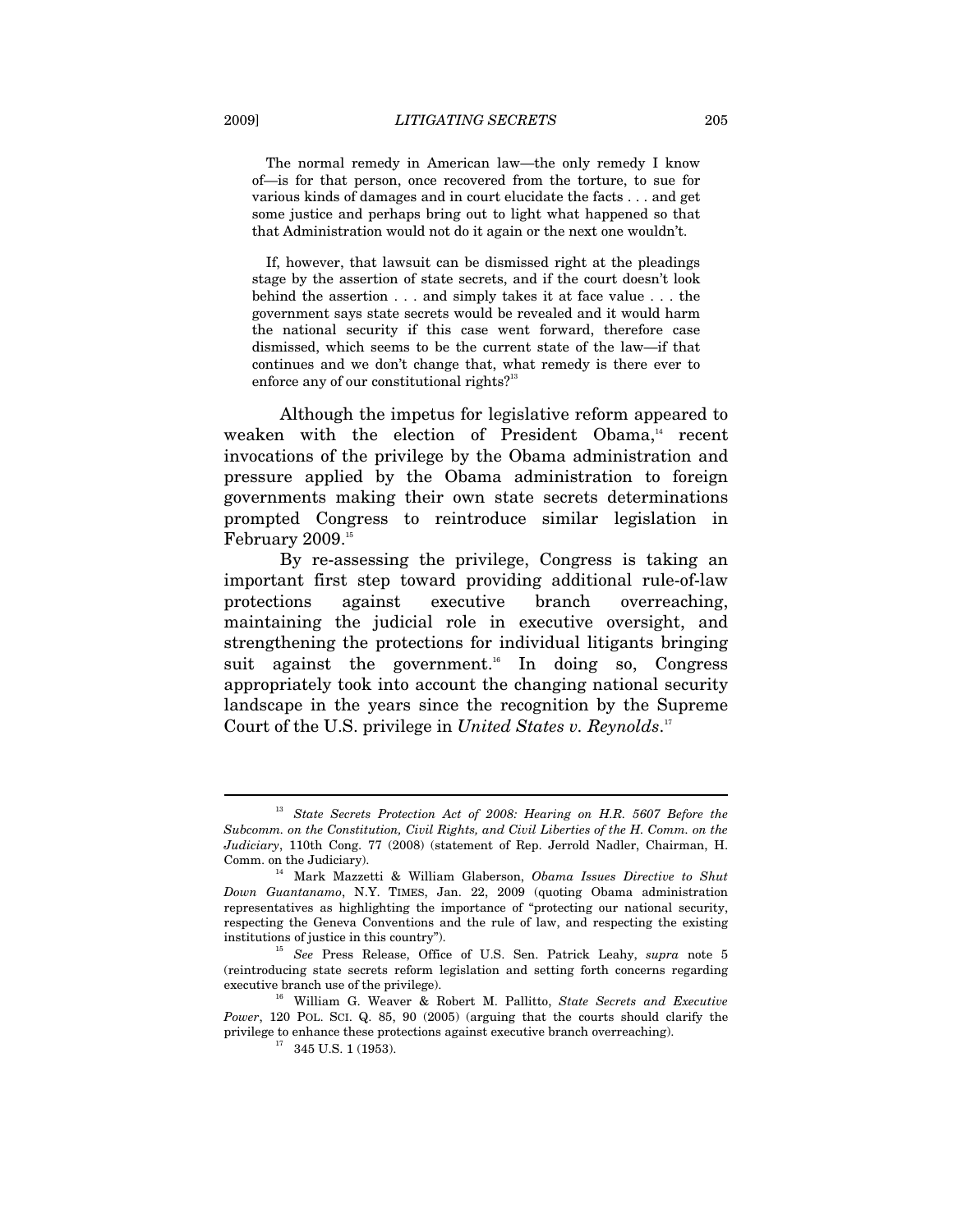> The normal remedy in American law—the only remedy I know of—is for that person, once recovered from the torture, to sue for various kinds of damages and in court elucidate the facts . . . and get some justice and perhaps bring out to light what happened so that that Administration would not do it again or the next one wouldn't.
>
> If, however, that lawsuit can be dismissed right at the pleadings stage by the assertion of state secrets, and if the court doesn't look behind the assertion . . . and simply takes it at face value . . . the government says state secrets would be revealed and it would harm the national security if this case went forward, therefore case dismissed, which seems to be the current state of the law—if that continues and we don't change that, what remedy is there ever to enforce any of our constitutional rights?[13]

Although the impetus for legislative reform appeared to weaken with the election of President Obama,[14] recent invocations of the privilege by the Obama administration and pressure applied by the Obama administration to foreign governments making their own state secrets determinations prompted Congress to reintroduce similar legislation in February 2009.[15]

By re-assessing the privilege, Congress is taking an important first step toward providing additional rule-of-law protections against executive branch overreaching, maintaining the judicial role in executive oversight, and strengthening the protections for individual litigants bringing suit against the government.[16] In doing so, Congress appropriately took into account the changing national security landscape in the years since the recognition by the Supreme Court of the U.S. privilege in *United States v. Reynolds*.[17]

---

[13] *State Secrets Protection Act of 2008: Hearing on H.R. 5607 Before the Subcomm. on the Constitution, Civil Rights, and Civil Liberties of the H. Comm. on the Judiciary*, 110th Cong. 77 (2008) (statement of Rep. Jerrold Nadler, Chairman, H. Comm. on the Judiciary).

[14] Mark Mazzetti & William Glaberson, *Obama Issues Directive to Shut Down Guantanamo*, N.Y. TIMES, Jan. 22, 2009 (quoting Obama administration representatives as highlighting the importance of "protecting our national security, respecting the Geneva Conventions and the rule of law, and respecting the existing institutions of justice in this country").

[15] *See* Press Release, Office of U.S. Sen. Patrick Leahy, *supra* note 5 (reintroducing state secrets reform legislation and setting forth concerns regarding executive branch use of the privilege).

[16] William G. Weaver & Robert M. Pallitto, *State Secrets and Executive Power*, 120 POL. SCI. Q. 85, 90 (2005) (arguing that the courts should clarify the privilege to enhance these protections against executive branch overreaching).

[17] 345 U.S. 1 (1953).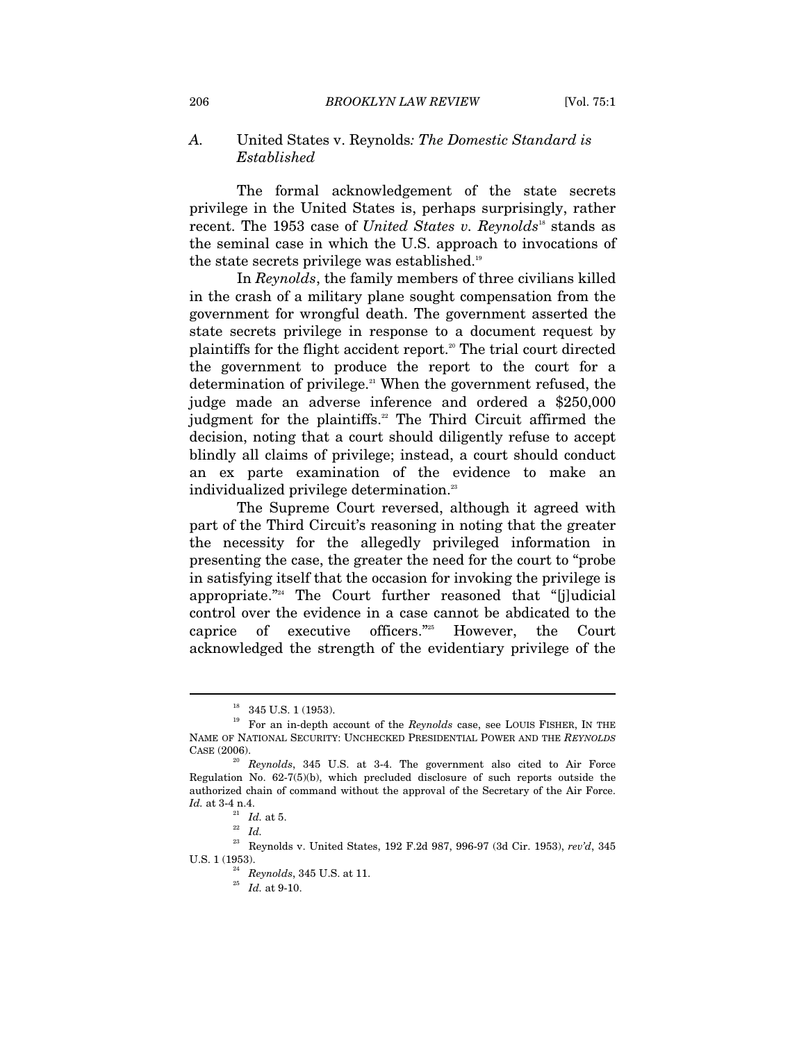### *A.* United States v. Reynolds*: The Domestic Standard is Established*

The formal acknowledgement of the state secrets privilege in the United States is, perhaps surprisingly, rather recent. The 1953 case of *United States v. Reynolds*[18] stands as the seminal case in which the U.S. approach to invocations of the state secrets privilege was established.[19]

In *Reynolds*, the family members of three civilians killed in the crash of a military plane sought compensation from the government for wrongful death. The government asserted the state secrets privilege in response to a document request by plaintiffs for the flight accident report.[20] The trial court directed the government to produce the report to the court for a determination of privilege.[21] When the government refused, the judge made an adverse inference and ordered a $250,000 judgment for the plaintiffs.[22] The Third Circuit affirmed the decision, noting that a court should diligently refuse to accept blindly all claims of privilege; instead, a court should conduct an ex parte examination of the evidence to make an individualized privilege determination.[23]

The Supreme Court reversed, although it agreed with part of the Third Circuit's reasoning in noting that the greater the necessity for the allegedly privileged information in presenting the case, the greater the need for the court to "probe in satisfying itself that the occasion for invoking the privilege is appropriate."[24] The Court further reasoned that "[j]udicial control over the evidence in a case cannot be abdicated to the caprice of executive officers."[25] However, the Court acknowledged the strength of the evidentiary privilege of the

---

[18] 345 U.S. 1 (1953).

[19] For an in-depth account of the *Reynolds* case, see LOUIS FISHER, IN THE NAME OF NATIONAL SECURITY: UNCHECKED PRESIDENTIAL POWER AND THE *REYNOLDS* CASE (2006).

[20] *Reynolds*, 345 U.S. at 3-4. The government also cited to Air Force Regulation No. 62-7(5)(b), which precluded disclosure of such reports outside the authorized chain of command without the approval of the Secretary of the Air Force. *Id.* at 3-4 n.4.

[21] *Id.* at 5.

[22] *Id.*

[23] Reynolds v. United States, 192 F.2d 987, 996-97 (3d Cir. 1953), *rev'd*, 345 U.S. 1 (1953).

[24] *Reynolds*, 345 U.S. at 11.

[25] *Id.* at 9-10.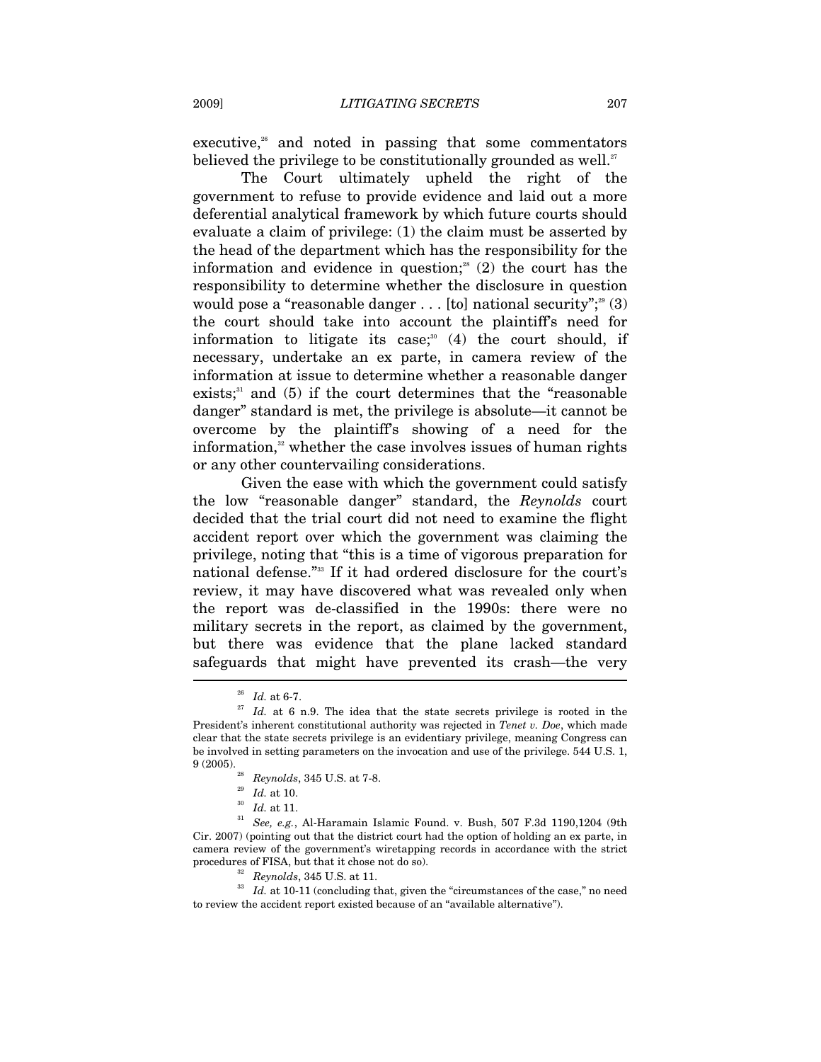executive,[26] and noted in passing that some commentators believed the privilege to be constitutionally grounded as well.[27]

The Court ultimately upheld the right of the government to refuse to provide evidence and laid out a more deferential analytical framework by which future courts should evaluate a claim of privilege: (1) the claim must be asserted by the head of the department which has the responsibility for the information and evidence in question;[28] (2) the court has the responsibility to determine whether the disclosure in question would pose a "reasonable danger . . . [to] national security";[29] (3) the court should take into account the plaintiff's need for information to litigate its case;[30] (4) the court should, if necessary, undertake an ex parte, in camera review of the information at issue to determine whether a reasonable danger exists;[31] and (5) if the court determines that the "reasonable danger" standard is met, the privilege is absolute—it cannot be overcome by the plaintiff's showing of a need for the information,[32] whether the case involves issues of human rights or any other countervailing considerations.

Given the ease with which the government could satisfy the low "reasonable danger" standard, the *Reynolds* court decided that the trial court did not need to examine the flight accident report over which the government was claiming the privilege, noting that "this is a time of vigorous preparation for national defense."[33] If it had ordered disclosure for the court's review, it may have discovered what was revealed only when the report was de-classified in the 1990s: there were no military secrets in the report, as claimed by the government, but there was evidence that the plane lacked standard safeguards that might have prevented its crash—the very

---

[26] *Id.* at 6-7.

[27] *Id.* at 6 n.9. The idea that the state secrets privilege is rooted in the President's inherent constitutional authority was rejected in *Tenet v. Doe*, which made clear that the state secrets privilege is an evidentiary privilege, meaning Congress can be involved in setting parameters on the invocation and use of the privilege. 544 U.S. 1, 9 (2005).

[28] *Reynolds*, 345 U.S. at 7-8.

[29] *Id.* at 10.

[30] *Id.* at 11.

[31] *See, e.g.*, Al-Haramain Islamic Found. v. Bush, 507 F.3d 1190,1204 (9th Cir. 2007) (pointing out that the district court had the option of holding an ex parte, in camera review of the government's wiretapping records in accordance with the strict procedures of FISA, but that it chose not do so).

[32] *Reynolds*, 345 U.S. at 11.

[33] *Id.* at 10-11 (concluding that, given the "circumstances of the case," no need to review the accident report existed because of an "available alternative").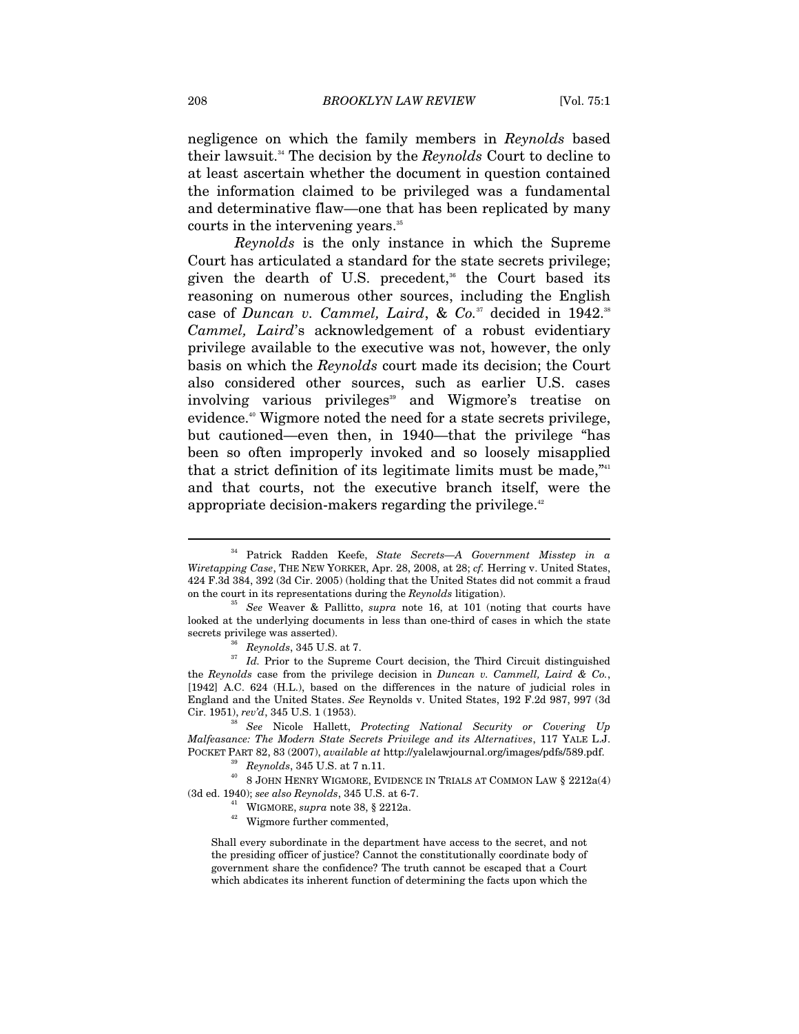negligence on which the family members in *Reynolds* based their lawsuit.[34] The decision by the *Reynolds* Court to decline to at least ascertain whether the document in question contained the information claimed to be privileged was a fundamental and determinative flaw—one that has been replicated by many courts in the intervening years.[35]

*Reynolds* is the only instance in which the Supreme Court has articulated a standard for the state secrets privilege; given the dearth of U.S. precedent,[36] the Court based its reasoning on numerous other sources, including the English case of *Duncan v. Cammel, Laird*, & *Co.*[37] decided in 1942.[38] *Cammel, Laird*'s acknowledgement of a robust evidentiary privilege available to the executive was not, however, the only basis on which the *Reynolds* court made its decision; the Court also considered other sources, such as earlier U.S. cases involving various privileges[39] and Wigmore's treatise on evidence.[40] Wigmore noted the need for a state secrets privilege, but cautioned—even then, in 1940—that the privilege "has been so often improperly invoked and so loosely misapplied that a strict definition of its legitimate limits must be made,"[41] and that courts, not the executive branch itself, were the appropriate decision-makers regarding the privilege.[42]

---

[34] Patrick Radden Keefe, *State Secrets—A Government Misstep in a Wiretapping Case*, THE NEW YORKER, Apr. 28, 2008, at 28; *cf.* Herring v. United States, 424 F.3d 384, 392 (3d Cir. 2005) (holding that the United States did not commit a fraud on the court in its representations during the *Reynolds* litigation).

[35] *See* Weaver & Pallitto, *supra* note 16, at 101 (noting that courts have looked at the underlying documents in less than one-third of cases in which the state secrets privilege was asserted).

[36] *Reynolds*, 345 U.S. at 7.

[37] *Id.* Prior to the Supreme Court decision, the Third Circuit distinguished the *Reynolds* case from the privilege decision in *Duncan v. Cammell, Laird & Co.*, [1942] A.C. 624 (H.L.), based on the differences in the nature of judicial roles in England and the United States. *See* Reynolds v. United States, 192 F.2d 987, 997 (3d Cir. 1951), *rev'd*, 345 U.S. 1 (1953).

[38] *See* Nicole Hallett, *Protecting National Security or Covering Up Malfeasance: The Modern State Secrets Privilege and its Alternatives*, 117 YALE L.J. POCKET PART 82, 83 (2007), *available at* http://yalelawjournal.org/images/pdfs/589.pdf.

[39] *Reynolds*, 345 U.S. at 7 n.11.

[40] 8 JOHN HENRY WIGMORE, EVIDENCE IN TRIALS AT COMMON LAW § 2212a(4) (3d ed. 1940); *see also Reynolds*, 345 U.S. at 6-7.

[41] WIGMORE, *supra* note 38, § 2212a.

[42] Wigmore further commented,

> Shall every subordinate in the department have access to the secret, and not the presiding officer of justice? Cannot the constitutionally coordinate body of government share the confidence? The truth cannot be escaped that a Court which abdicates its inherent function of determining the facts upon which the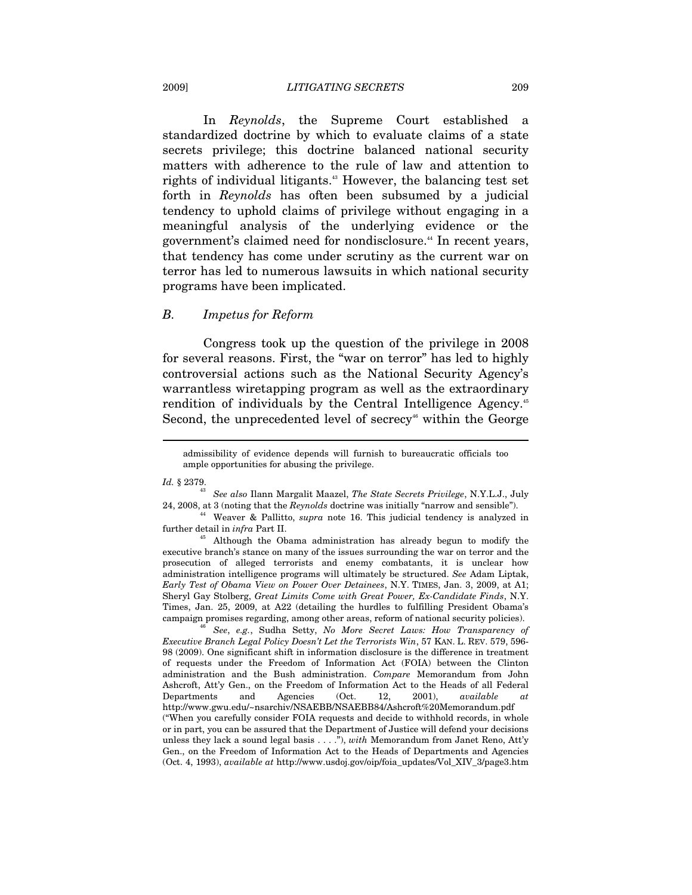In *Reynolds*, the Supreme Court established a standardized doctrine by which to evaluate claims of a state secrets privilege; this doctrine balanced national security matters with adherence to the rule of law and attention to rights of individual litigants.[43] However, the balancing test set forth in *Reynolds* has often been subsumed by a judicial tendency to uphold claims of privilege without engaging in a meaningful analysis of the underlying evidence or the government's claimed need for nondisclosure.[44] In recent years, that tendency has come under scrutiny as the current war on terror has led to numerous lawsuits in which national security programs have been implicated.

## *B. Impetus for Reform*

Congress took up the question of the privilege in 2008 for several reasons. First, the "war on terror" has led to highly controversial actions such as the National Security Agency's warrantless wiretapping program as well as the extraordinary rendition of individuals by the Central Intelligence Agency.[45] Second, the unprecedented level of secrecy[46] within the George

---

admissibility of evidence depends will furnish to bureaucratic officials too ample opportunities for abusing the privilege.

*Id.* § 2379.

[43] *See also* Ilann Margalit Maazel, *The State Secrets Privilege*, N.Y.L.J., July 24, 2008, at 3 (noting that the *Reynolds* doctrine was initially "narrow and sensible").

[44] Weaver & Pallitto, *supra* note 16. This judicial tendency is analyzed in further detail in *infra* Part II.

[45] Although the Obama administration has already begun to modify the executive branch's stance on many of the issues surrounding the war on terror and the prosecution of alleged terrorists and enemy combatants, it is unclear how administration intelligence programs will ultimately be structured. *See* Adam Liptak, *Early Test of Obama View on Power Over Detainees*, N.Y. TIMES, Jan. 3, 2009, at A1; Sheryl Gay Stolberg, *Great Limits Come with Great Power, Ex-Candidate Finds*, N.Y. Times, Jan. 25, 2009, at A22 (detailing the hurdles to fulfilling President Obama's campaign promises regarding, among other areas, reform of national security policies).

[46] *See, e.g.*, Sudha Setty, *No More Secret Laws: How Transparency of Executive Branch Legal Policy Doesn't Let the Terrorists Win*, 57 KAN. L. REV. 579, 596-98 (2009). One significant shift in information disclosure is the difference in treatment of requests under the Freedom of Information Act (FOIA) between the Clinton administration and the Bush administration. *Compare* Memorandum from John Ashcroft, Att'y Gen., on the Freedom of Information Act to the Heads of all Federal Departments and Agencies (Oct. 12, 2001), *available at* http://www.gwu.edu/~nsarchiv/NSAEBB/NSAEBB84/Ashcroft%20Memorandum.pdf ("When you carefully consider FOIA requests and decide to withhold records, in whole or in part, you can be assured that the Department of Justice will defend your decisions unless they lack a sound legal basis . . . ."), *with* Memorandum from Janet Reno, Att'y Gen., on the Freedom of Information Act to the Heads of Departments and Agencies (Oct. 4, 1993), *available at* http://www.usdoj.gov/oip/foia_updates/Vol_XIV_3/page3.htm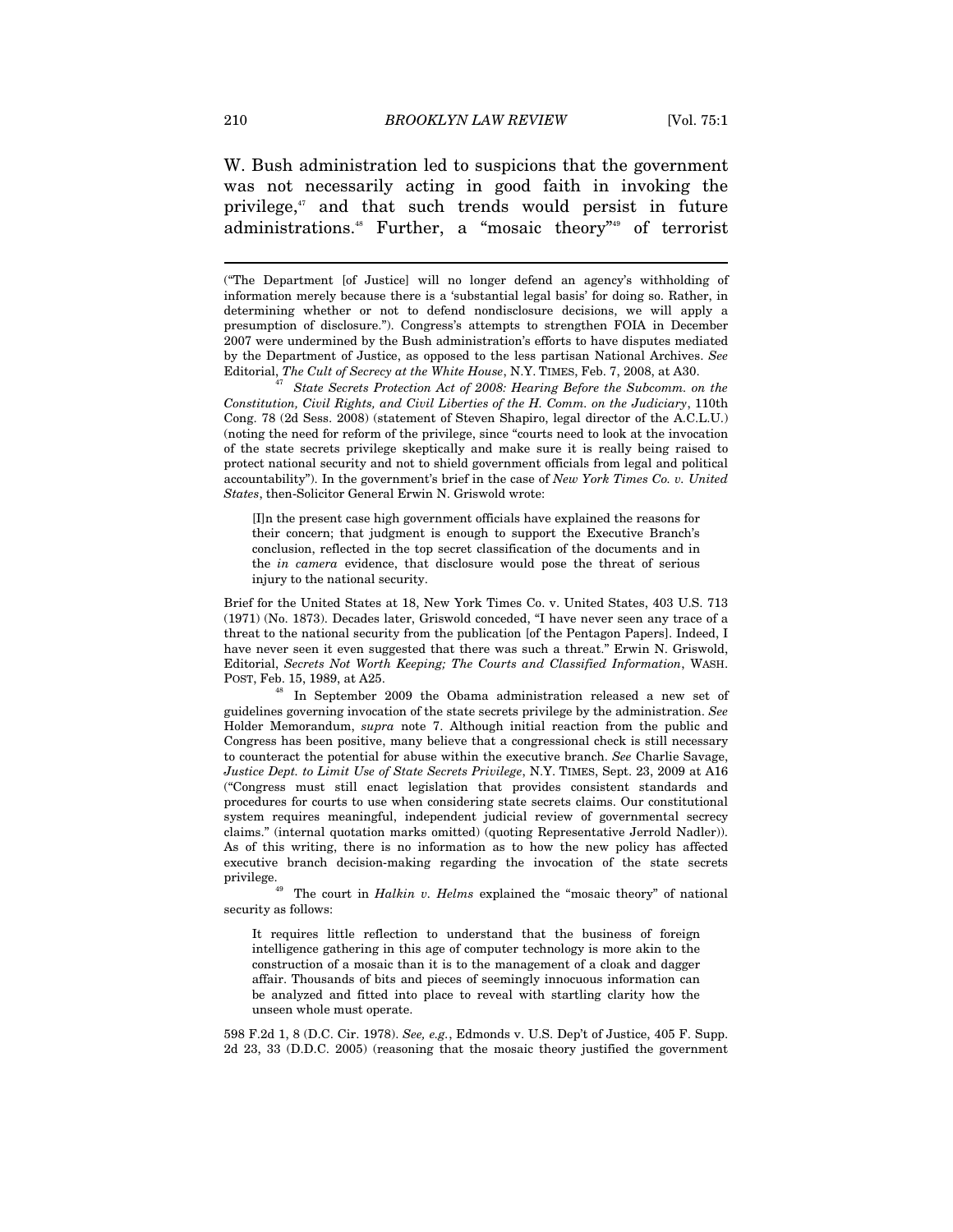W. Bush administration led to suspicions that the government was not necessarily acting in good faith in invoking the privilege,[47] and that such trends would persist in future administrations.[48] Further, a "mosaic theory"[49] of terrorist

---

("The Department [of Justice] will no longer defend an agency's withholding of information merely because there is a 'substantial legal basis' for doing so. Rather, in determining whether or not to defend nondisclosure decisions, we will apply a presumption of disclosure."). Congress's attempts to strengthen FOIA in December 2007 were undermined by the Bush administration's efforts to have disputes mediated by the Department of Justice, as opposed to the less partisan National Archives. *See* Editorial, *The Cult of Secrecy at the White House*, N.Y. TIMES, Feb. 7, 2008, at A30.

[47] *State Secrets Protection Act of 2008: Hearing Before the Subcomm. on the Constitution, Civil Rights, and Civil Liberties of the H. Comm. on the Judiciary*, 110th Cong. 78 (2d Sess. 2008) (statement of Steven Shapiro, legal director of the A.C.L.U.) (noting the need for reform of the privilege, since "courts need to look at the invocation of the state secrets privilege skeptically and make sure it is really being raised to protect national security and not to shield government officials from legal and political accountability"). In the government's brief in the case of *New York Times Co. v. United States*, then-Solicitor General Erwin N. Griswold wrote:

> [I]n the present case high government officials have explained the reasons for their concern; that judgment is enough to support the Executive Branch's conclusion, reflected in the top secret classification of the documents and in the *in camera* evidence, that disclosure would pose the threat of serious injury to the national security.

Brief for the United States at 18, New York Times Co. v. United States, 403 U.S. 713 (1971) (No. 1873). Decades later, Griswold conceded, "I have never seen any trace of a threat to the national security from the publication [of the Pentagon Papers]. Indeed, I have never seen it even suggested that there was such a threat." Erwin N. Griswold, Editorial, *Secrets Not Worth Keeping; The Courts and Classified Information*, WASH. POST, Feb. 15, 1989, at A25.

[48] In September 2009 the Obama administration released a new set of guidelines governing invocation of the state secrets privilege by the administration. *See* Holder Memorandum, *supra* note 7. Although initial reaction from the public and Congress has been positive, many believe that a congressional check is still necessary to counteract the potential for abuse within the executive branch. *See* Charlie Savage, *Justice Dept. to Limit Use of State Secrets Privilege*, N.Y. TIMES, Sept. 23, 2009 at A16 ("Congress must still enact legislation that provides consistent standards and procedures for courts to use when considering state secrets claims. Our constitutional system requires meaningful, independent judicial review of governmental secrecy claims." (internal quotation marks omitted) (quoting Representative Jerrold Nadler)). As of this writing, there is no information as to how the new policy has affected executive branch decision-making regarding the invocation of the state secrets privilege.

[49] The court in *Halkin v. Helms* explained the "mosaic theory" of national security as follows:

> It requires little reflection to understand that the business of foreign intelligence gathering in this age of computer technology is more akin to the construction of a mosaic than it is to the management of a cloak and dagger affair. Thousands of bits and pieces of seemingly innocuous information can be analyzed and fitted into place to reveal with startling clarity how the unseen whole must operate.

598 F.2d 1, 8 (D.C. Cir. 1978). *See, e.g.*, Edmonds v. U.S. Dep't of Justice, 405 F. Supp. 2d 23, 33 (D.D.C. 2005) (reasoning that the mosaic theory justified the government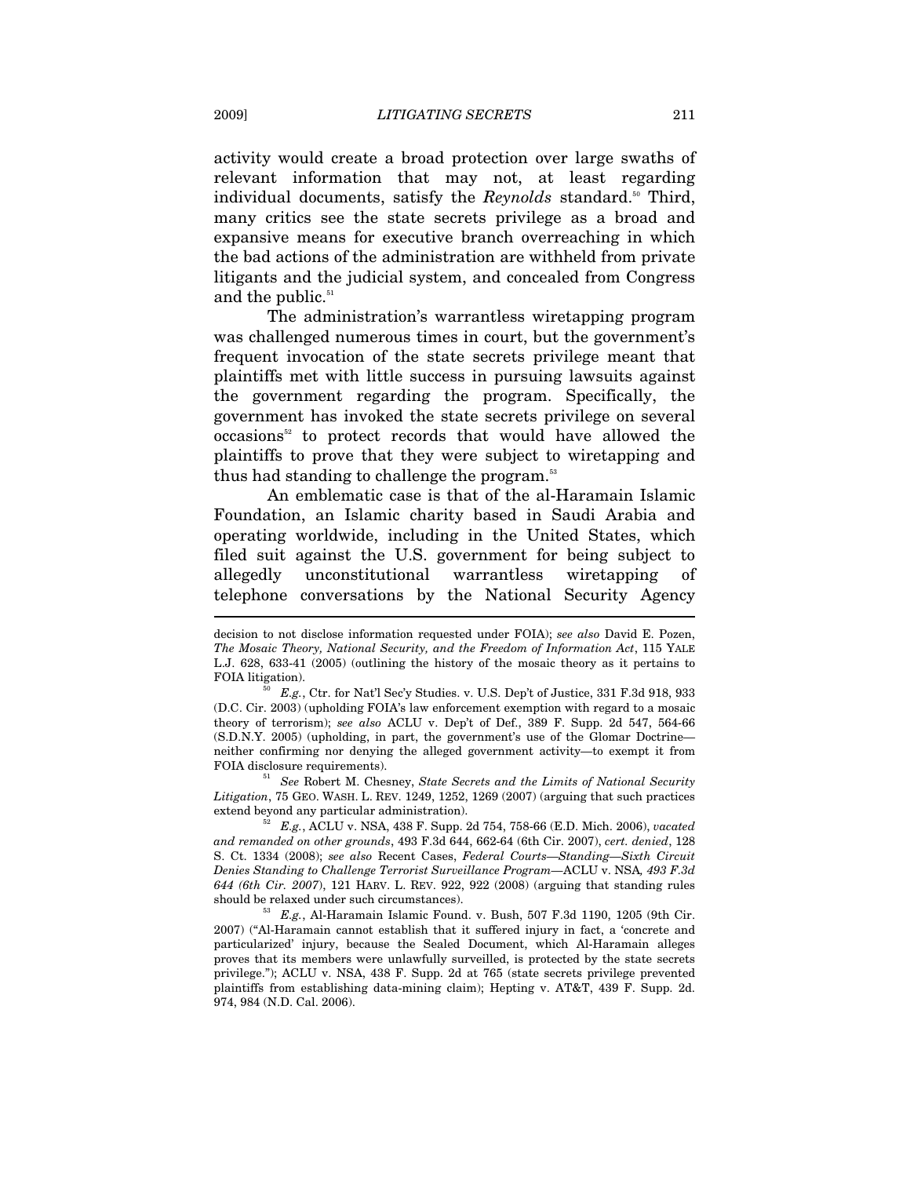activity would create a broad protection over large swaths of relevant information that may not, at least regarding individual documents, satisfy the *Reynolds* standard.[50] Third, many critics see the state secrets privilege as a broad and expansive means for executive branch overreaching in which the bad actions of the administration are withheld from private litigants and the judicial system, and concealed from Congress and the public.[51]

The administration's warrantless wiretapping program was challenged numerous times in court, but the government's frequent invocation of the state secrets privilege meant that plaintiffs met with little success in pursuing lawsuits against the government regarding the program. Specifically, the government has invoked the state secrets privilege on several occasions[52] to protect records that would have allowed the plaintiffs to prove that they were subject to wiretapping and thus had standing to challenge the program.[53]

An emblematic case is that of the al-Haramain Islamic Foundation, an Islamic charity based in Saudi Arabia and operating worldwide, including in the United States, which filed suit against the U.S. government for being subject to allegedly unconstitutional warrantless wiretapping of telephone conversations by the National Security Agency

---

decision to not disclose information requested under FOIA); *see also* David E. Pozen, *The Mosaic Theory, National Security, and the Freedom of Information Act*, 115 YALE L.J. 628, 633-41 (2005) (outlining the history of the mosaic theory as it pertains to FOIA litigation).

[50] *E.g.*, Ctr. for Nat'l Sec'y Studies. v. U.S. Dep't of Justice, 331 F.3d 918, 933 (D.C. Cir. 2003) (upholding FOIA's law enforcement exemption with regard to a mosaic theory of terrorism); *see also* ACLU v. Dep't of Def., 389 F. Supp. 2d 547, 564-66 (S.D.N.Y. 2005) (upholding, in part, the government's use of the Glomar Doctrine—neither confirming nor denying the alleged government activity—to exempt it from FOIA disclosure requirements).

[51] *See* Robert M. Chesney, *State Secrets and the Limits of National Security Litigation*, 75 GEO. WASH. L. REV. 1249, 1252, 1269 (2007) (arguing that such practices extend beyond any particular administration).

[52] *E.g.*, ACLU v. NSA, 438 F. Supp. 2d 754, 758-66 (E.D. Mich. 2006), *vacated and remanded on other grounds*, 493 F.3d 644, 662-64 (6th Cir. 2007), *cert. denied*, 128 S. Ct. 1334 (2008); *see also* Recent Cases, *Federal Courts—Standing—Sixth Circuit Denies Standing to Challenge Terrorist Surveillance Program*—ACLU v. NSA*, 493 F.3d 644 (6th Cir. 2007)*, 121 HARV. L. REV. 922, 922 (2008) (arguing that standing rules should be relaxed under such circumstances).

[53] *E.g.*, Al-Haramain Islamic Found. v. Bush, 507 F.3d 1190, 1205 (9th Cir. 2007) ("Al-Haramain cannot establish that it suffered injury in fact, a 'concrete and particularized' injury, because the Sealed Document, which Al-Haramain alleges proves that its members were unlawfully surveilled, is protected by the state secrets privilege."); ACLU v. NSA, 438 F. Supp. 2d at 765 (state secrets privilege prevented plaintiffs from establishing data-mining claim); Hepting v. AT&T, 439 F. Supp. 2d. 974, 984 (N.D. Cal. 2006).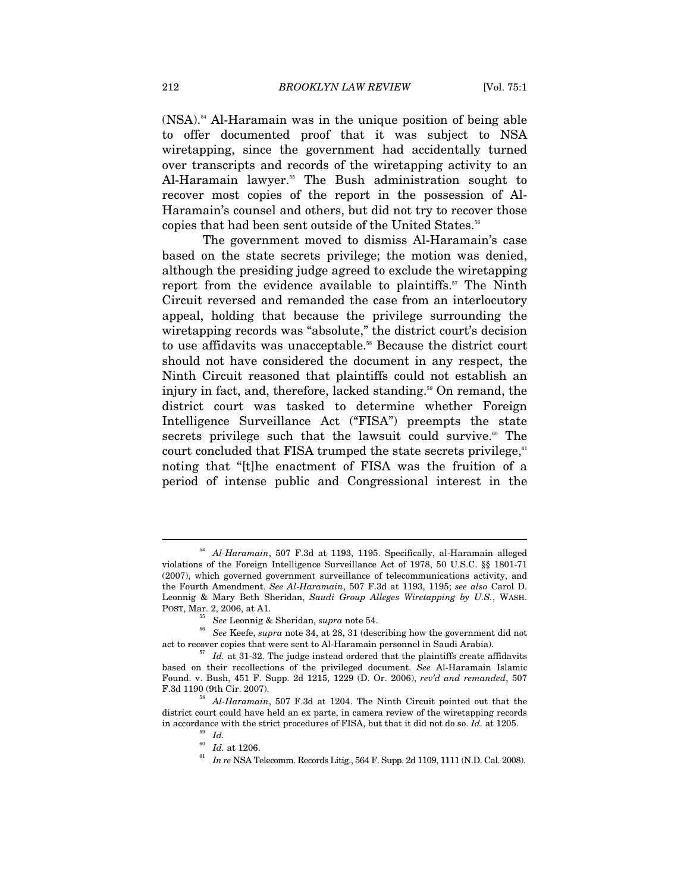(NSA).[54] Al-Haramain was in the unique position of being able to offer documented proof that it was subject to NSA wiretapping, since the government had accidentally turned over transcripts and records of the wiretapping activity to an Al-Haramain lawyer.[55] The Bush administration sought to recover most copies of the report in the possession of Al-Haramain's counsel and others, but did not try to recover those copies that had been sent outside of the United States.[56]

The government moved to dismiss Al-Haramain's case based on the state secrets privilege; the motion was denied, although the presiding judge agreed to exclude the wiretapping report from the evidence available to plaintiffs.[57] The Ninth Circuit reversed and remanded the case from an interlocutory appeal, holding that because the privilege surrounding the wiretapping records was "absolute," the district court's decision to use affidavits was unacceptable.[58] Because the district court should not have considered the document in any respect, the Ninth Circuit reasoned that plaintiffs could not establish an injury in fact, and, therefore, lacked standing.[59] On remand, the district court was tasked to determine whether Foreign Intelligence Surveillance Act ("FISA") preempts the state secrets privilege such that the lawsuit could survive.[60] The court concluded that FISA trumped the state secrets privilege,[61] noting that "[t]he enactment of FISA was the fruition of a period of intense public and Congressional interest in the

---

[54] *Al-Haramain*, 507 F.3d at 1193, 1195. Specifically, al-Haramain alleged violations of the Foreign Intelligence Surveillance Act of 1978, 50 U.S.C. §§ 1801-71 (2007), which governed government surveillance of telecommunications activity, and the Fourth Amendment. *See Al-Haramain*, 507 F.3d at 1193, 1195; *see also* Carol D. Leonnig & Mary Beth Sheridan, *Saudi Group Alleges Wiretapping by U.S.*, WASH. POST, Mar. 2, 2006, at A1.

[55] *See* Leonnig & Sheridan, *supra* note 54.

[56] *See* Keefe, *supra* note 34, at 28, 31 (describing how the government did not act to recover copies that were sent to Al-Haramain personnel in Saudi Arabia).

[57] *Id.* at 31-32. The judge instead ordered that the plaintiffs create affidavits based on their recollections of the privileged document. *See* Al-Haramain Islamic Found. v. Bush, 451 F. Supp. 2d 1215, 1229 (D. Or. 2006), *rev'd and remanded*, 507 F.3d 1190 (9th Cir. 2007).

[58] *Al-Haramain*, 507 F.3d at 1204. The Ninth Circuit pointed out that the district court could have held an ex parte, in camera review of the wiretapping records in accordance with the strict procedures of FISA, but that it did not do so. *Id.* at 1205.

[59] *Id.*

[60] *Id.* at 1206.

[61] *In re* NSA Telecomm. Records Litig., 564 F. Supp. 2d 1109, 1111 (N.D. Cal. 2008).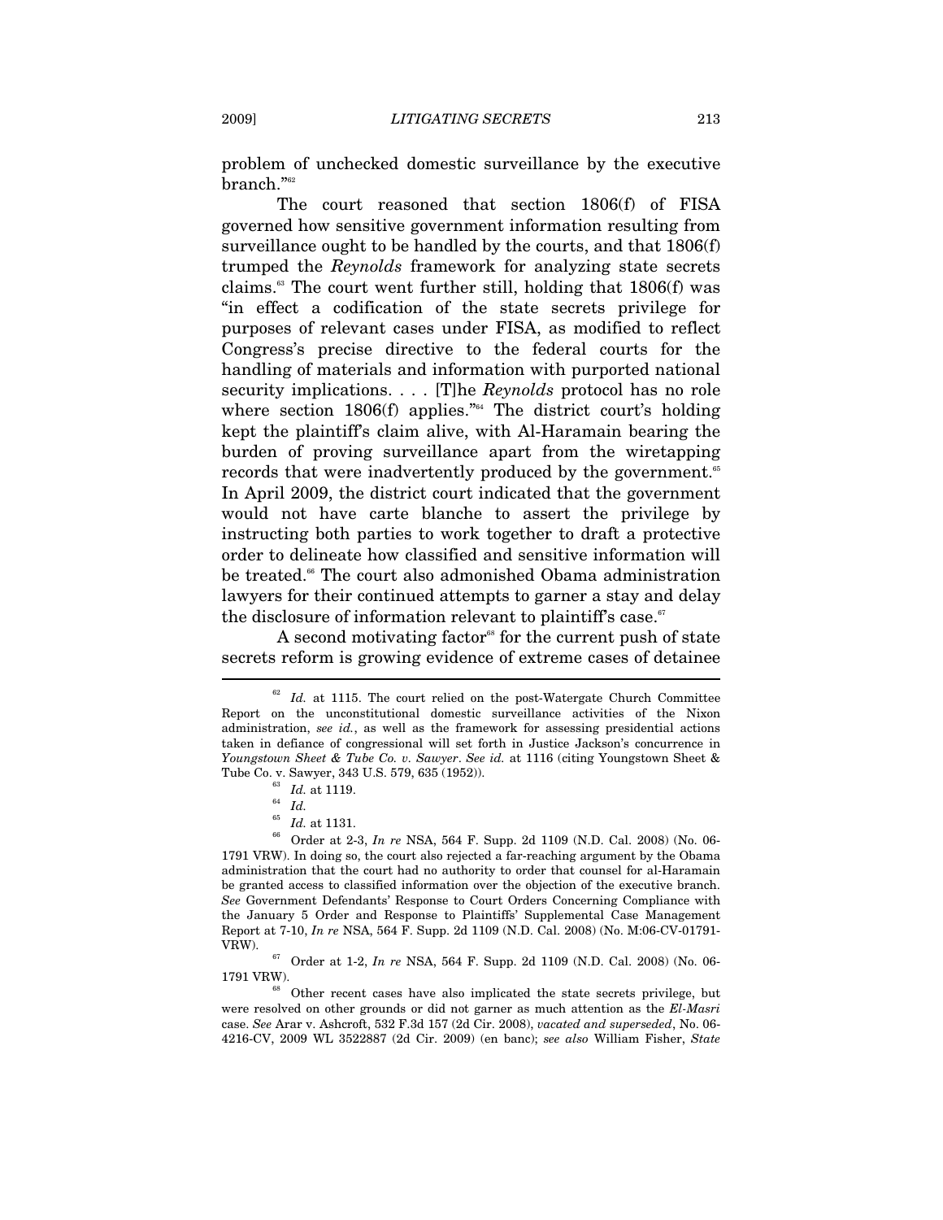problem of unchecked domestic surveillance by the executive branch."[62]

The court reasoned that section 1806(f) of FISA governed how sensitive government information resulting from surveillance ought to be handled by the courts, and that 1806(f) trumped the *Reynolds* framework for analyzing state secrets claims.[63] The court went further still, holding that 1806(f) was "in effect a codification of the state secrets privilege for purposes of relevant cases under FISA, as modified to reflect Congress's precise directive to the federal courts for the handling of materials and information with purported national security implications. . . . [T]he *Reynolds* protocol has no role where section 1806(f) applies."[64] The district court's holding kept the plaintiff's claim alive, with Al-Haramain bearing the burden of proving surveillance apart from the wiretapping records that were inadvertently produced by the government.[65] In April 2009, the district court indicated that the government would not have carte blanche to assert the privilege by instructing both parties to work together to draft a protective order to delineate how classified and sensitive information will be treated.[66] The court also admonished Obama administration lawyers for their continued attempts to garner a stay and delay the disclosure of information relevant to plaintiff's case.[67]

A second motivating factor[68] for the current push of state secrets reform is growing evidence of extreme cases of detainee

---

[62] *Id.* at 1115. The court relied on the post-Watergate Church Committee Report on the unconstitutional domestic surveillance activities of the Nixon administration, *see id.*, as well as the framework for assessing presidential actions taken in defiance of congressional will set forth in Justice Jackson's concurrence in *Youngstown Sheet & Tube Co. v. Sawyer*. *See id.* at 1116 (citing Youngstown Sheet & Tube Co. v. Sawyer, 343 U.S. 579, 635 (1952)).

[63] *Id.* at 1119.

[64] *Id.*

[65] *Id.* at 1131.

[66] Order at 2-3, *In re* NSA, 564 F. Supp. 2d 1109 (N.D. Cal. 2008) (No. 06-1791 VRW). In doing so, the court also rejected a far-reaching argument by the Obama administration that the court had no authority to order that counsel for al-Haramain be granted access to classified information over the objection of the executive branch. *See* Government Defendants' Response to Court Orders Concerning Compliance with the January 5 Order and Response to Plaintiffs' Supplemental Case Management Report at 7-10, *In re* NSA, 564 F. Supp. 2d 1109 (N.D. Cal. 2008) (No. M:06-CV-01791-VRW).

[67] Order at 1-2, *In re* NSA, 564 F. Supp. 2d 1109 (N.D. Cal. 2008) (No. 06-1791 VRW).

[68] Other recent cases have also implicated the state secrets privilege, but were resolved on other grounds or did not garner as much attention as the *El-Masri* case. *See* Arar v. Ashcroft, 532 F.3d 157 (2d Cir. 2008), *vacated and superseded*, No. 06-4216-CV, 2009 WL 3522887 (2d Cir. 2009) (en banc); *see also* William Fisher, *State*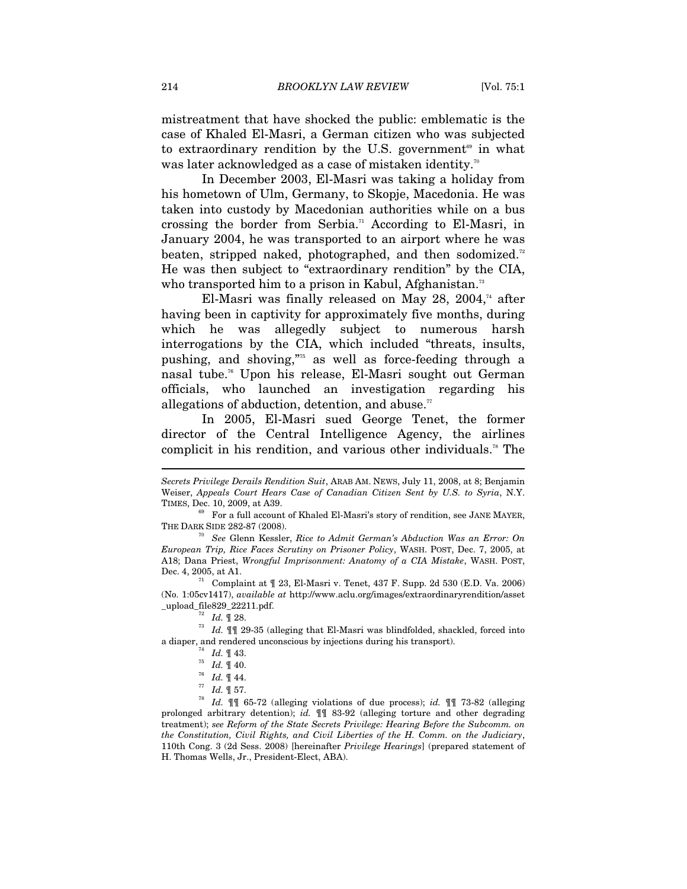mistreatment that have shocked the public: emblematic is the case of Khaled El-Masri, a German citizen who was subjected to extraordinary rendition by the U.S. government[69] in what was later acknowledged as a case of mistaken identity.[70]

In December 2003, El-Masri was taking a holiday from his hometown of Ulm, Germany, to Skopje, Macedonia. He was taken into custody by Macedonian authorities while on a bus crossing the border from Serbia.[71] According to El-Masri, in January 2004, he was transported to an airport where he was beaten, stripped naked, photographed, and then sodomized.[72] He was then subject to "extraordinary rendition" by the CIA, who transported him to a prison in Kabul, Afghanistan.[73]

El-Masri was finally released on May 28, 2004,[74] after having been in captivity for approximately five months, during which he was allegedly subject to numerous harsh interrogations by the CIA, which included "threats, insults, pushing, and shoving,"[75] as well as force-feeding through a nasal tube.[76] Upon his release, El-Masri sought out German officials, who launched an investigation regarding his allegations of abduction, detention, and abuse.[77]

In 2005, El-Masri sued George Tenet, the former director of the Central Intelligence Agency, the airlines complicit in his rendition, and various other individuals.[78] The

---

*Secrets Privilege Derails Rendition Suit*, ARAB AM. NEWS, July 11, 2008, at 8; Benjamin Weiser, *Appeals Court Hears Case of Canadian Citizen Sent by U.S. to Syria*, N.Y. TIMES, Dec. 10, 2009, at A39.

[69] For a full account of Khaled El-Masri's story of rendition, see JANE MAYER, THE DARK SIDE 282-87 (2008).

[70] *See* Glenn Kessler, *Rice to Admit German's Abduction Was an Error: On European Trip, Rice Faces Scrutiny on Prisoner Policy*, WASH. POST, Dec. 7, 2005, at A18; Dana Priest, *Wrongful Imprisonment: Anatomy of a CIA Mistake*, WASH. POST, Dec. 4, 2005, at A1.

[71] Complaint at ¶ 23, El-Masri v. Tenet, 437 F. Supp. 2d 530 (E.D. Va. 2006) (No. 1:05cv1417), *available at* http://www.aclu.org/images/extraordinaryrendition/asset_upload_file829_22211.pdf.

[72] *Id.* ¶ 28.

[73] *Id.* ¶¶ 29-35 (alleging that El-Masri was blindfolded, shackled, forced into a diaper, and rendered unconscious by injections during his transport).

[74] *Id.* ¶ 43.

[75] *Id.* ¶ 40.

[76] *Id.* ¶ 44.

[77] *Id.* ¶ 57.

[78] *Id.* ¶¶ 65-72 (alleging violations of due process); *id.* ¶¶ 73-82 (alleging prolonged arbitrary detention); *id.* ¶¶ 83-92 (alleging torture and other degrading treatment); *see Reform of the State Secrets Privilege: Hearing Before the Subcomm. on the Constitution, Civil Rights, and Civil Liberties of the H. Comm. on the Judiciary*, 110th Cong. 3 (2d Sess. 2008) [hereinafter *Privilege Hearings*] (prepared statement of H. Thomas Wells, Jr., President-Elect, ABA).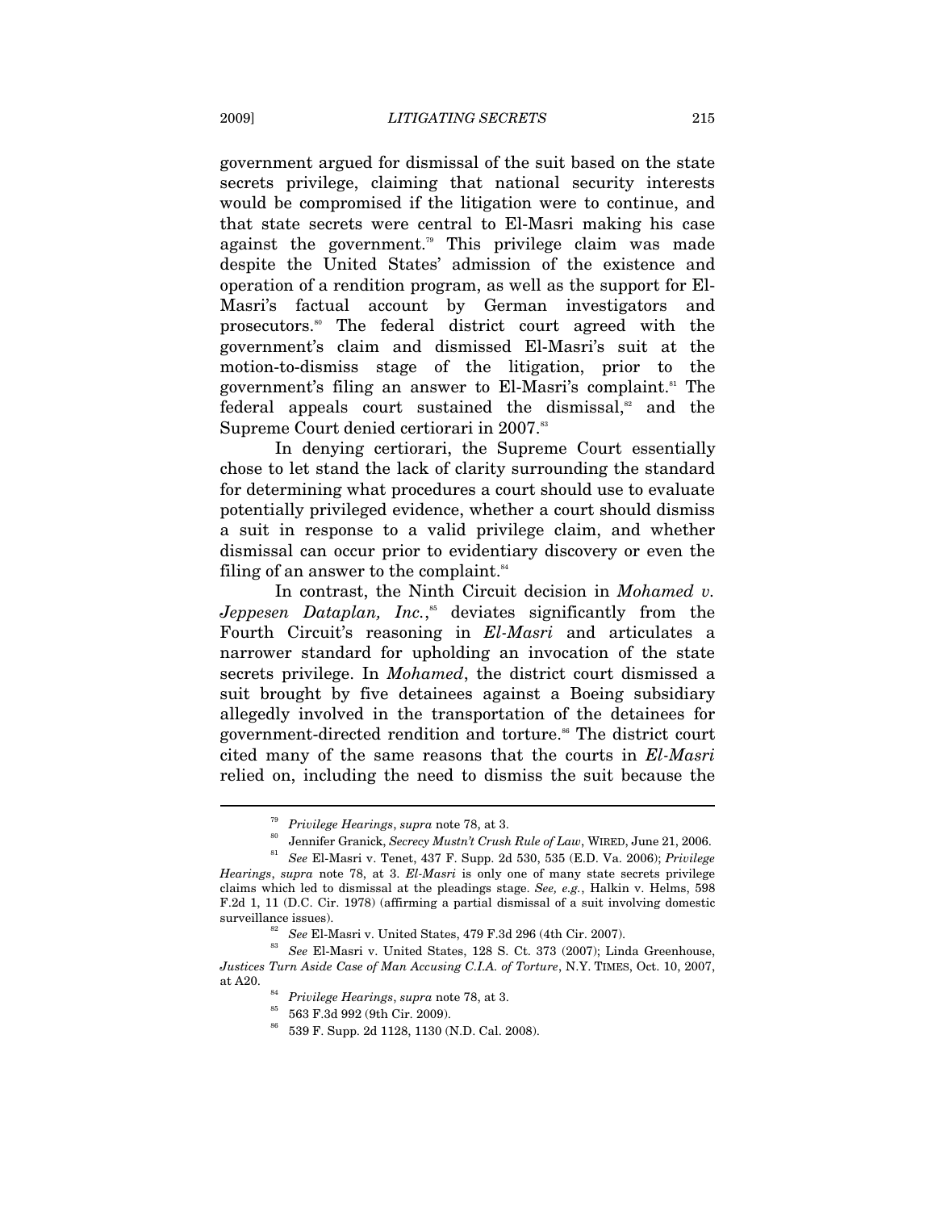government argued for dismissal of the suit based on the state secrets privilege, claiming that national security interests would be compromised if the litigation were to continue, and that state secrets were central to El-Masri making his case against the government.[79] This privilege claim was made despite the United States' admission of the existence and operation of a rendition program, as well as the support for El-Masri's factual account by German investigators and prosecutors.[80] The federal district court agreed with the government's claim and dismissed El-Masri's suit at the motion-to-dismiss stage of the litigation, prior to the government's filing an answer to El-Masri's complaint.[81] The federal appeals court sustained the dismissal,[82] and the Supreme Court denied certiorari in 2007.[83]

In denying certiorari, the Supreme Court essentially chose to let stand the lack of clarity surrounding the standard for determining what procedures a court should use to evaluate potentially privileged evidence, whether a court should dismiss a suit in response to a valid privilege claim, and whether dismissal can occur prior to evidentiary discovery or even the filing of an answer to the complaint.[84]

In contrast, the Ninth Circuit decision in *Mohamed v. Jeppesen Dataplan, Inc.*,[85] deviates significantly from the Fourth Circuit's reasoning in *El-Masri* and articulates a narrower standard for upholding an invocation of the state secrets privilege. In *Mohamed*, the district court dismissed a suit brought by five detainees against a Boeing subsidiary allegedly involved in the transportation of the detainees for government-directed rendition and torture.[86] The district court cited many of the same reasons that the courts in *El-Masri* relied on, including the need to dismiss the suit because the

---

[79] *Privilege Hearings*, *supra* note 78, at 3.

[80] Jennifer Granick, *Secrecy Mustn't Crush Rule of Law*, WIRED, June 21, 2006.

[81] *See* El-Masri v. Tenet, 437 F. Supp. 2d 530, 535 (E.D. Va. 2006); *Privilege Hearings*, *supra* note 78, at 3. *El-Masri* is only one of many state secrets privilege claims which led to dismissal at the pleadings stage. *See, e.g.*, Halkin v. Helms, 598 F.2d 1, 11 (D.C. Cir. 1978) (affirming a partial dismissal of a suit involving domestic surveillance issues).

[82] *See* El-Masri v. United States, 479 F.3d 296 (4th Cir. 2007).

[83] *See* El-Masri v. United States, 128 S. Ct. 373 (2007); Linda Greenhouse, *Justices Turn Aside Case of Man Accusing C.I.A. of Torture*, N.Y. TIMES, Oct. 10, 2007, at A20.

[84] *Privilege Hearings*, *supra* note 78, at 3.

[85] 563 F.3d 992 (9th Cir. 2009).

[86] 539 F. Supp. 2d 1128, 1130 (N.D. Cal. 2008).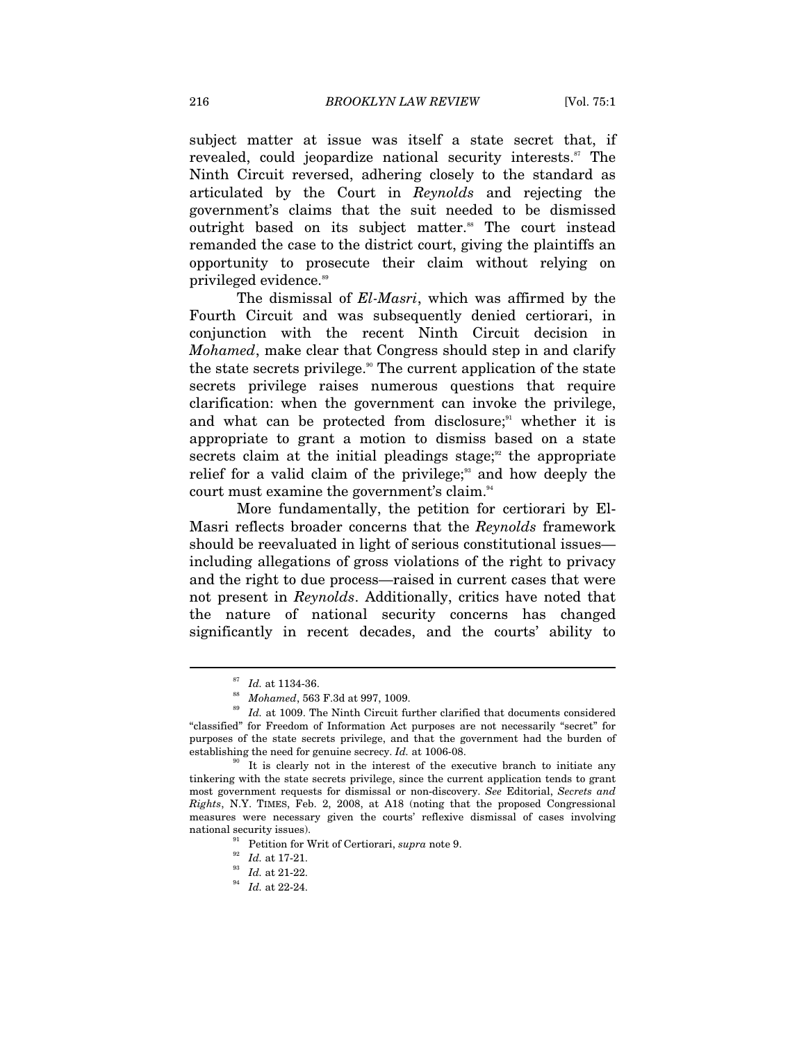subject matter at issue was itself a state secret that, if revealed, could jeopardize national security interests.[87] The Ninth Circuit reversed, adhering closely to the standard as articulated by the Court in *Reynolds* and rejecting the government's claims that the suit needed to be dismissed outright based on its subject matter.[88] The court instead remanded the case to the district court, giving the plaintiffs an opportunity to prosecute their claim without relying on privileged evidence.[89]

The dismissal of *El-Masri*, which was affirmed by the Fourth Circuit and was subsequently denied certiorari, in conjunction with the recent Ninth Circuit decision in *Mohamed*, make clear that Congress should step in and clarify the state secrets privilege.[90] The current application of the state secrets privilege raises numerous questions that require clarification: when the government can invoke the privilege, and what can be protected from disclosure;[91] whether it is appropriate to grant a motion to dismiss based on a state secrets claim at the initial pleadings stage;[92] the appropriate relief for a valid claim of the privilege;[93] and how deeply the court must examine the government's claim.[94]

More fundamentally, the petition for certiorari by El-Masri reflects broader concerns that the *Reynolds* framework should be reevaluated in light of serious constitutional issues—including allegations of gross violations of the right to privacy and the right to due process—raised in current cases that were not present in *Reynolds*. Additionally, critics have noted that the nature of national security concerns has changed significantly in recent decades, and the courts' ability to

---

[87] *Id.* at 1134-36.

[88] *Mohamed*, 563 F.3d at 997, 1009.

[89] *Id.* at 1009. The Ninth Circuit further clarified that documents considered "classified" for Freedom of Information Act purposes are not necessarily "secret" for purposes of the state secrets privilege, and that the government had the burden of establishing the need for genuine secrecy. *Id.* at 1006-08.

[90] It is clearly not in the interest of the executive branch to initiate any tinkering with the state secrets privilege, since the current application tends to grant most government requests for dismissal or non-discovery. *See* Editorial, *Secrets and Rights*, N.Y. TIMES, Feb. 2, 2008, at A18 (noting that the proposed Congressional measures were necessary given the courts' reflexive dismissal of cases involving national security issues).

[91] Petition for Writ of Certiorari, *supra* note 9.

[92] *Id.* at 17-21.

[93] *Id.* at 21-22.

[94] *Id.* at 22-24.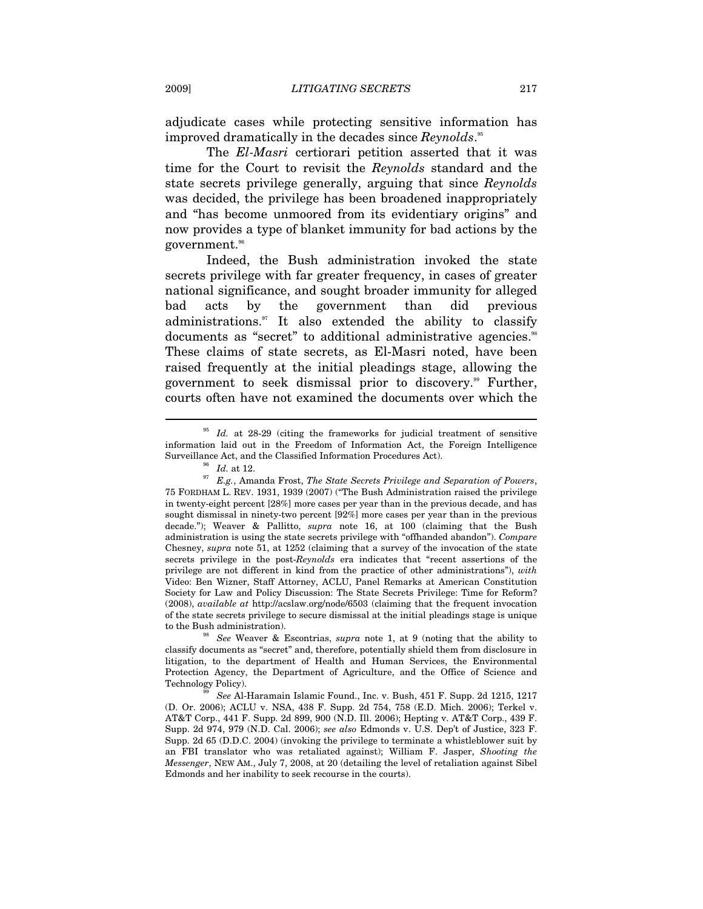adjudicate cases while protecting sensitive information has improved dramatically in the decades since *Reynolds*.[95]

The *El-Masri* certiorari petition asserted that it was time for the Court to revisit the *Reynolds* standard and the state secrets privilege generally, arguing that since *Reynolds* was decided, the privilege has been broadened inappropriately and "has become unmoored from its evidentiary origins" and now provides a type of blanket immunity for bad actions by the government.[96]

Indeed, the Bush administration invoked the state secrets privilege with far greater frequency, in cases of greater national significance, and sought broader immunity for alleged bad acts by the government than did previous administrations.[97] It also extended the ability to classify documents as "secret" to additional administrative agencies.[98] These claims of state secrets, as El-Masri noted, have been raised frequently at the initial pleadings stage, allowing the government to seek dismissal prior to discovery.[99] Further, courts often have not examined the documents over which the

---

[95] *Id.* at 28-29 (citing the frameworks for judicial treatment of sensitive information laid out in the Freedom of Information Act, the Foreign Intelligence Surveillance Act, and the Classified Information Procedures Act).

[96] *Id.* at 12.

[97] *E.g.*, Amanda Frost, *The State Secrets Privilege and Separation of Powers*, 75 FORDHAM L. REV. 1931, 1939 (2007) ("The Bush Administration raised the privilege in twenty-eight percent [28%] more cases per year than in the previous decade, and has sought dismissal in ninety-two percent [92%] more cases per year than in the previous decade."); Weaver & Pallitto, *supra* note 16, at 100 (claiming that the Bush administration is using the state secrets privilege with "offhanded abandon"). *Compare* Chesney, *supra* note 51, at 1252 (claiming that a survey of the invocation of the state secrets privilege in the post-*Reynolds* era indicates that "recent assertions of the privilege are not different in kind from the practice of other administrations"), *with* Video: Ben Wizner, Staff Attorney, ACLU, Panel Remarks at American Constitution Society for Law and Policy Discussion: The State Secrets Privilege: Time for Reform? (2008), *available at* http://acslaw.org/node/6503 (claiming that the frequent invocation of the state secrets privilege to secure dismissal at the initial pleadings stage is unique to the Bush administration).

[98] *See* Weaver & Escontrias, *supra* note 1, at 9 (noting that the ability to classify documents as "secret" and, therefore, potentially shield them from disclosure in litigation, to the department of Health and Human Services, the Environmental Protection Agency, the Department of Agriculture, and the Office of Science and Technology Policy).

[99] *See* Al-Haramain Islamic Found., Inc. v. Bush, 451 F. Supp. 2d 1215, 1217 (D. Or. 2006); ACLU v. NSA, 438 F. Supp. 2d 754, 758 (E.D. Mich. 2006); Terkel v. AT&T Corp., 441 F. Supp. 2d 899, 900 (N.D. Ill. 2006); Hepting v. AT&T Corp., 439 F. Supp. 2d 974, 979 (N.D. Cal. 2006); *see also* Edmonds v. U.S. Dep't of Justice, 323 F. Supp. 2d 65 (D.D.C. 2004) (invoking the privilege to terminate a whistleblower suit by an FBI translator who was retaliated against); William F. Jasper, *Shooting the Messenger*, NEW AM., July 7, 2008, at 20 (detailing the level of retaliation against Sibel Edmonds and her inability to seek recourse in the courts).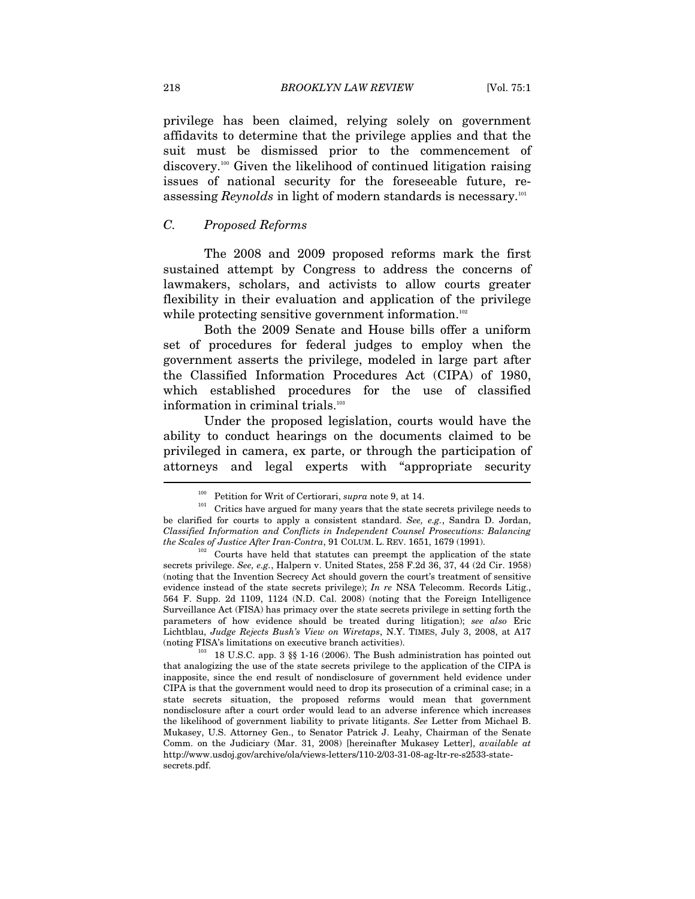privilege has been claimed, relying solely on government affidavits to determine that the privilege applies and that the suit must be dismissed prior to the commencement of discovery.[100] Given the likelihood of continued litigation raising issues of national security for the foreseeable future, re-assessing *Reynolds* in light of modern standards is necessary.[101]

### *C. Proposed Reforms*

The 2008 and 2009 proposed reforms mark the first sustained attempt by Congress to address the concerns of lawmakers, scholars, and activists to allow courts greater flexibility in their evaluation and application of the privilege while protecting sensitive government information.[102]

Both the 2009 Senate and House bills offer a uniform set of procedures for federal judges to employ when the government asserts the privilege, modeled in large part after the Classified Information Procedures Act (CIPA) of 1980, which established procedures for the use of classified information in criminal trials.[103]

Under the proposed legislation, courts would have the ability to conduct hearings on the documents claimed to be privileged in camera, ex parte, or through the participation of attorneys and legal experts with "appropriate security

---

[100] Petition for Writ of Certiorari, *supra* note 9, at 14.

[101] Critics have argued for many years that the state secrets privilege needs to be clarified for courts to apply a consistent standard. *See, e.g.*, Sandra D. Jordan, *Classified Information and Conflicts in Independent Counsel Prosecutions: Balancing the Scales of Justice After Iran-Contra*, 91 COLUM. L. REV. 1651, 1679 (1991).

[102] Courts have held that statutes can preempt the application of the state secrets privilege. *See, e.g.*, Halpern v. United States, 258 F.2d 36, 37, 44 (2d Cir. 1958) (noting that the Invention Secrecy Act should govern the court's treatment of sensitive evidence instead of the state secrets privilege); *In re* NSA Telecomm. Records Litig., 564 F. Supp. 2d 1109, 1124 (N.D. Cal. 2008) (noting that the Foreign Intelligence Surveillance Act (FISA) has primacy over the state secrets privilege in setting forth the parameters of how evidence should be treated during litigation); *see also* Eric Lichtblau, *Judge Rejects Bush's View on Wiretaps*, N.Y. TIMES, July 3, 2008, at A17 (noting FISA's limitations on executive branch activities).

[103] 18 U.S.C. app. 3 §§ 1-16 (2006). The Bush administration has pointed out that analogizing the use of the state secrets privilege to the application of the CIPA is inapposite, since the end result of nondisclosure of government held evidence under CIPA is that the government would need to drop its prosecution of a criminal case; in a state secrets situation, the proposed reforms would mean that government nondisclosure after a court order would lead to an adverse inference which increases the likelihood of government liability to private litigants. *See* Letter from Michael B. Mukasey, U.S. Attorney Gen., to Senator Patrick J. Leahy, Chairman of the Senate Comm. on the Judiciary (Mar. 31, 2008) [hereinafter Mukasey Letter], *available at* http://www.usdoj.gov/archive/ola/views-letters/110-2/03-31-08-ag-ltr-re-s2533-state-secrets.pdf.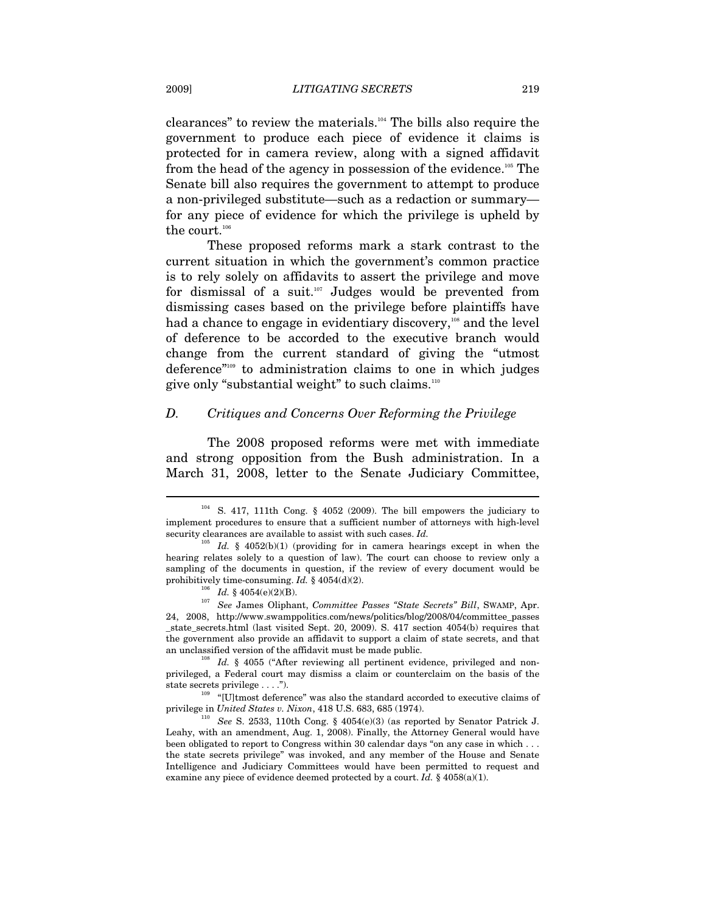clearances" to review the materials.[104] The bills also require the government to produce each piece of evidence it claims is protected for in camera review, along with a signed affidavit from the head of the agency in possession of the evidence.[105] The Senate bill also requires the government to attempt to produce a non-privileged substitute—such as a redaction or summary—for any piece of evidence for which the privilege is upheld by the court.[106]

These proposed reforms mark a stark contrast to the current situation in which the government's common practice is to rely solely on affidavits to assert the privilege and move for dismissal of a suit.[107] Judges would be prevented from dismissing cases based on the privilege before plaintiffs have had a chance to engage in evidentiary discovery,[108] and the level of deference to be accorded to the executive branch would change from the current standard of giving the "utmost deference"[109] to administration claims to one in which judges give only "substantial weight" to such claims.[110]

### *D. Critiques and Concerns Over Reforming the Privilege*

The 2008 proposed reforms were met with immediate and strong opposition from the Bush administration. In a March 31, 2008, letter to the Senate Judiciary Committee,

---

[104] S. 417, 111th Cong. § 4052 (2009). The bill empowers the judiciary to implement procedures to ensure that a sufficient number of attorneys with high-level security clearances are available to assist with such cases. *Id.*

[105] *Id.* § 4052(b)(1) (providing for in camera hearings except in when the hearing relates solely to a question of law). The court can choose to review only a sampling of the documents in question, if the review of every document would be prohibitively time-consuming. *Id.* § 4054(d)(2).

[106] *Id.* § 4054(e)(2)(B).

[107] *See* James Oliphant, *Committee Passes "State Secrets" Bill*, SWAMP, Apr. 24, 2008, http://www.swamppolitics.com/news/politics/blog/2008/04/committee_passes_state_secrets.html (last visited Sept. 20, 2009). S. 417 section 4054(b) requires that the government also provide an affidavit to support a claim of state secrets, and that an unclassified version of the affidavit must be made public.

[108] *Id.* § 4055 ("After reviewing all pertinent evidence, privileged and non-privileged, a Federal court may dismiss a claim or counterclaim on the basis of the state secrets privilege . . . .").

[109] "[U]tmost deference" was also the standard accorded to executive claims of privilege in *United States v. Nixon*, 418 U.S. 683, 685 (1974).

[110] *See* S. 2533, 110th Cong. § 4054(e)(3) (as reported by Senator Patrick J. Leahy, with an amendment, Aug. 1, 2008). Finally, the Attorney General would have been obligated to report to Congress within 30 calendar days "on any case in which . . . the state secrets privilege" was invoked, and any member of the House and Senate Intelligence and Judiciary Committees would have been permitted to request and examine any piece of evidence deemed protected by a court. *Id.* § 4058(a)(1).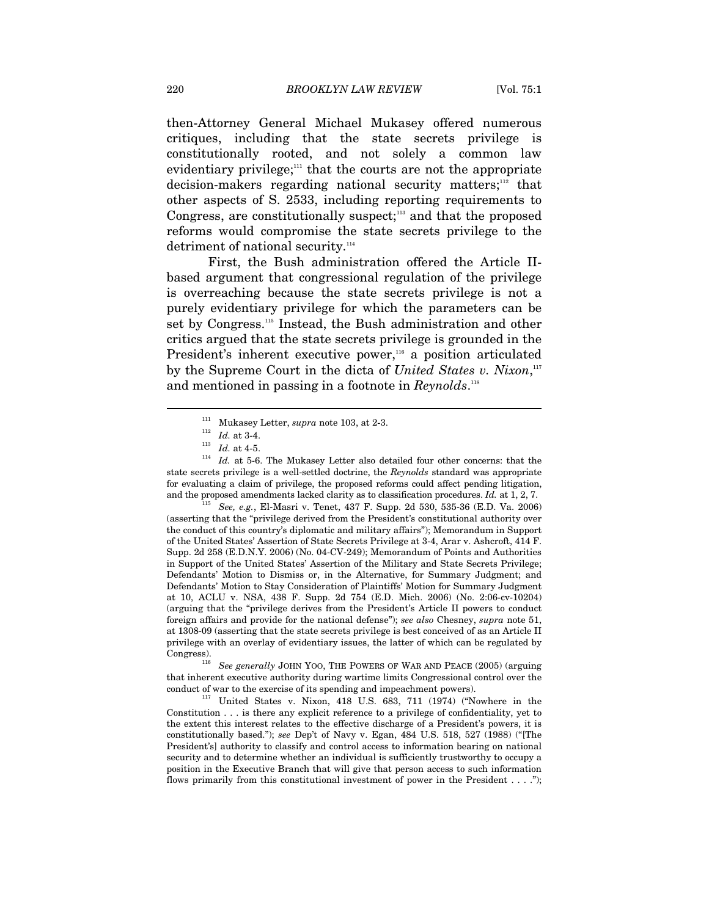then-Attorney General Michael Mukasey offered numerous critiques, including that the state secrets privilege is constitutionally rooted, and not solely a common law evidentiary privilege;[111] that the courts are not the appropriate decision-makers regarding national security matters;[112] that other aspects of S. 2533, including reporting requirements to Congress, are constitutionally suspect;[113] and that the proposed reforms would compromise the state secrets privilege to the detriment of national security.[114]

First, the Bush administration offered the Article II-based argument that congressional regulation of the privilege is overreaching because the state secrets privilege is not a purely evidentiary privilege for which the parameters can be set by Congress.[115] Instead, the Bush administration and other critics argued that the state secrets privilege is grounded in the President's inherent executive power,[116] a position articulated by the Supreme Court in the dicta of *United States v. Nixon*,[117] and mentioned in passing in a footnote in *Reynolds*.[118]

---

[111] Mukasey Letter, *supra* note 103, at 2-3.

[112] *Id.* at 3-4.

[113] *Id.* at 4-5.

[114] *Id.* at 5-6. The Mukasey Letter also detailed four other concerns: that the state secrets privilege is a well-settled doctrine, the *Reynolds* standard was appropriate for evaluating a claim of privilege, the proposed reforms could affect pending litigation, and the proposed amendments lacked clarity as to classification procedures. *Id.* at 1, 2, 7.

[115] *See, e.g.*, El-Masri v. Tenet, 437 F. Supp. 2d 530, 535-36 (E.D. Va. 2006) (asserting that the "privilege derived from the President's constitutional authority over the conduct of this country's diplomatic and military affairs"); Memorandum in Support of the United States' Assertion of State Secrets Privilege at 3-4, Arar v. Ashcroft, 414 F. Supp. 2d 258 (E.D.N.Y. 2006) (No. 04-CV-249); Memorandum of Points and Authorities in Support of the United States' Assertion of the Military and State Secrets Privilege; Defendants' Motion to Dismiss or, in the Alternative, for Summary Judgment; and Defendants' Motion to Stay Consideration of Plaintiffs' Motion for Summary Judgment at 10, ACLU v. NSA, 438 F. Supp. 2d 754 (E.D. Mich. 2006) (No. 2:06-cv-10204) (arguing that the "privilege derives from the President's Article II powers to conduct foreign affairs and provide for the national defense"); *see also* Chesney, *supra* note 51, at 1308-09 (asserting that the state secrets privilege is best conceived of as an Article II privilege with an overlay of evidentiary issues, the latter of which can be regulated by Congress).

[116] *See generally* JOHN YOO, THE POWERS OF WAR AND PEACE (2005) (arguing that inherent executive authority during wartime limits Congressional control over the conduct of war to the exercise of its spending and impeachment powers).

[117] United States v. Nixon, 418 U.S. 683, 711 (1974) ("Nowhere in the Constitution . . . is there any explicit reference to a privilege of confidentiality, yet to the extent this interest relates to the effective discharge of a President's powers, it is constitutionally based."); *see* Dep't of Navy v. Egan, 484 U.S. 518, 527 (1988) ("[The President's] authority to classify and control access to information bearing on national security and to determine whether an individual is sufficiently trustworthy to occupy a position in the Executive Branch that will give that person access to such information flows primarily from this constitutional investment of power in the President . . . .");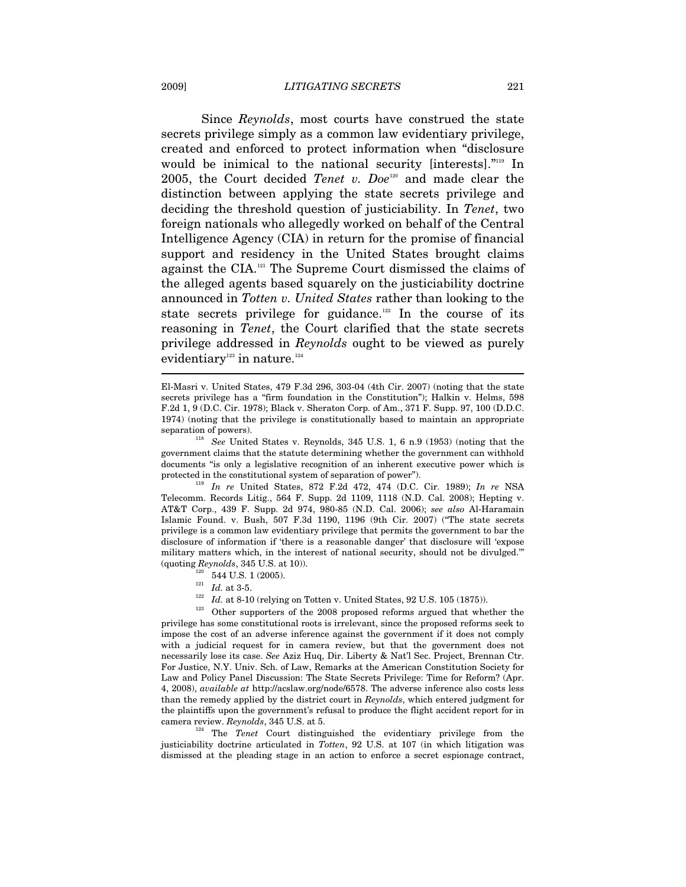Since *Reynolds*, most courts have construed the state secrets privilege simply as a common law evidentiary privilege, created and enforced to protect information when "disclosure would be inimical to the national security [interests]."[119] In 2005, the Court decided *Tenet v. Doe*[120] and made clear the distinction between applying the state secrets privilege and deciding the threshold question of justiciability. In *Tenet*, two foreign nationals who allegedly worked on behalf of the Central Intelligence Agency (CIA) in return for the promise of financial support and residency in the United States brought claims against the CIA.[121] The Supreme Court dismissed the claims of the alleged agents based squarely on the justiciability doctrine announced in *Totten v. United States* rather than looking to the state secrets privilege for guidance.[122] In the course of its reasoning in *Tenet*, the Court clarified that the state secrets privilege addressed in *Reynolds* ought to be viewed as purely evidentiary[123] in nature.[124]

---

El-Masri v. United States, 479 F.3d 296, 303-04 (4th Cir. 2007) (noting that the state secrets privilege has a "firm foundation in the Constitution"); Halkin v. Helms, 598 F.2d 1, 9 (D.C. Cir. 1978); Black v. Sheraton Corp. of Am., 371 F. Supp. 97, 100 (D.D.C. 1974) (noting that the privilege is constitutionally based to maintain an appropriate separation of powers).

[118] *See* United States v. Reynolds, 345 U.S. 1, 6 n.9 (1953) (noting that the government claims that the statute determining whether the government can withhold documents "is only a legislative recognition of an inherent executive power which is protected in the constitutional system of separation of power").

[119] *In re* United States, 872 F.2d 472, 474 (D.C. Cir. 1989); *In re* NSA Telecomm. Records Litig., 564 F. Supp. 2d 1109, 1118 (N.D. Cal. 2008); Hepting v. AT&T Corp., 439 F. Supp. 2d 974, 980-85 (N.D. Cal. 2006); *see also* Al-Haramain Islamic Found. v. Bush, 507 F.3d 1190, 1196 (9th Cir. 2007) ("The state secrets privilege is a common law evidentiary privilege that permits the government to bar the disclosure of information if 'there is a reasonable danger' that disclosure will 'expose military matters which, in the interest of national security, should not be divulged.'" (quoting *Reynolds*, 345 U.S. at 10)).

[120] 544 U.S. 1 (2005).

[121] *Id.* at 3-5.

[122] *Id.* at 8-10 (relying on Totten v. United States, 92 U.S. 105 (1875)).

[123] Other supporters of the 2008 proposed reforms argued that whether the privilege has some constitutional roots is irrelevant, since the proposed reforms seek to impose the cost of an adverse inference against the government if it does not comply with a judicial request for in camera review, but that the government does not necessarily lose its case. *See* Aziz Huq, Dir. Liberty & Nat'l Sec. Project, Brennan Ctr. For Justice, N.Y. Univ. Sch. of Law, Remarks at the American Constitution Society for Law and Policy Panel Discussion: The State Secrets Privilege: Time for Reform? (Apr. 4, 2008), *available at* http://acslaw.org/node/6578. The adverse inference also costs less than the remedy applied by the district court in *Reynolds*, which entered judgment for the plaintiffs upon the government's refusal to produce the flight accident report for in camera review. *Reynolds*, 345 U.S. at 5.

[124] The *Tenet* Court distinguished the evidentiary privilege from the justiciability doctrine articulated in *Totten*, 92 U.S. at 107 (in which litigation was dismissed at the pleading stage in an action to enforce a secret espionage contract,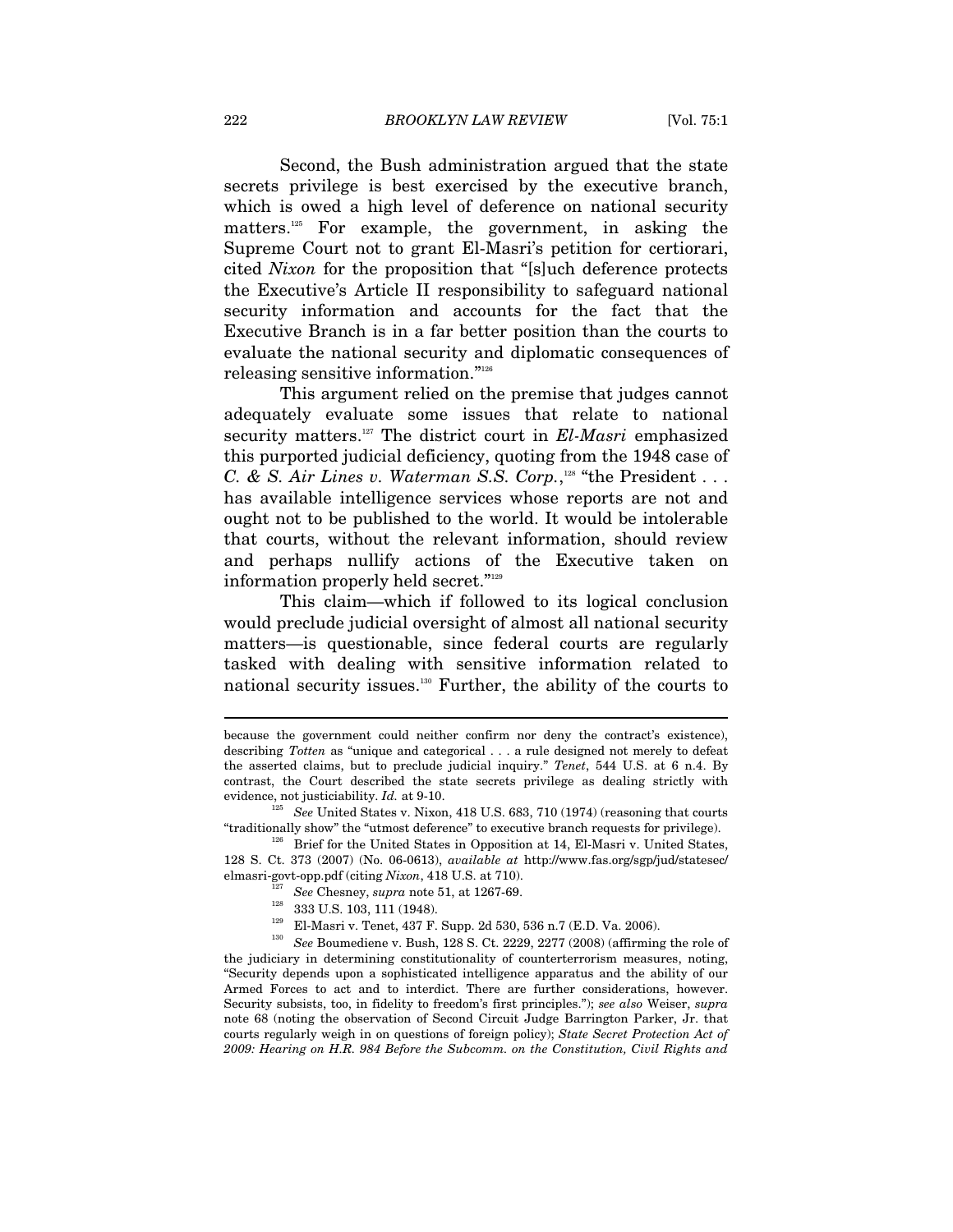Second, the Bush administration argued that the state secrets privilege is best exercised by the executive branch, which is owed a high level of deference on national security matters.[125] For example, the government, in asking the Supreme Court not to grant El-Masri's petition for certiorari, cited *Nixon* for the proposition that "[s]uch deference protects the Executive's Article II responsibility to safeguard national security information and accounts for the fact that the Executive Branch is in a far better position than the courts to evaluate the national security and diplomatic consequences of releasing sensitive information."[126]

This argument relied on the premise that judges cannot adequately evaluate some issues that relate to national security matters.[127] The district court in *El-Masri* emphasized this purported judicial deficiency, quoting from the 1948 case of *C. & S. Air Lines v. Waterman S.S. Corp.*,[128] "the President . . . has available intelligence services whose reports are not and ought not to be published to the world. It would be intolerable that courts, without the relevant information, should review and perhaps nullify actions of the Executive taken on information properly held secret."[129]

This claim—which if followed to its logical conclusion would preclude judicial oversight of almost all national security matters—is questionable, since federal courts are regularly tasked with dealing with sensitive information related to national security issues.[130] Further, the ability of the courts to

---

because the government could neither confirm nor deny the contract's existence), describing *Totten* as "unique and categorical . . . a rule designed not merely to defeat the asserted claims, but to preclude judicial inquiry." *Tenet*, 544 U.S. at 6 n.4. By contrast, the Court described the state secrets privilege as dealing strictly with evidence, not justiciability. *Id.* at 9-10.

[125] *See* United States v. Nixon, 418 U.S. 683, 710 (1974) (reasoning that courts "traditionally show" the "utmost deference" to executive branch requests for privilege).

[126] Brief for the United States in Opposition at 14, El-Masri v. United States, 128 S. Ct. 373 (2007) (No. 06-0613), *available at* http://www.fas.org/sgp/jud/statesec/elmasri-govt-opp.pdf (citing *Nixon*, 418 U.S. at 710).

[127] *See* Chesney, *supra* note 51, at 1267-69.

[128] 333 U.S. 103, 111 (1948).

[129] El-Masri v. Tenet, 437 F. Supp. 2d 530, 536 n.7 (E.D. Va. 2006).

[130] *See* Boumediene v. Bush, 128 S. Ct. 2229, 2277 (2008) (affirming the role of the judiciary in determining constitutionality of counterterrorism measures, noting, "Security depends upon a sophisticated intelligence apparatus and the ability of our Armed Forces to act and to interdict. There are further considerations, however. Security subsists, too, in fidelity to freedom's first principles."); *see also* Weiser, *supra* note 68 (noting the observation of Second Circuit Judge Barrington Parker, Jr. that courts regularly weigh in on questions of foreign policy); *State Secret Protection Act of 2009: Hearing on H.R. 984 Before the Subcomm. on the Constitution, Civil Rights and*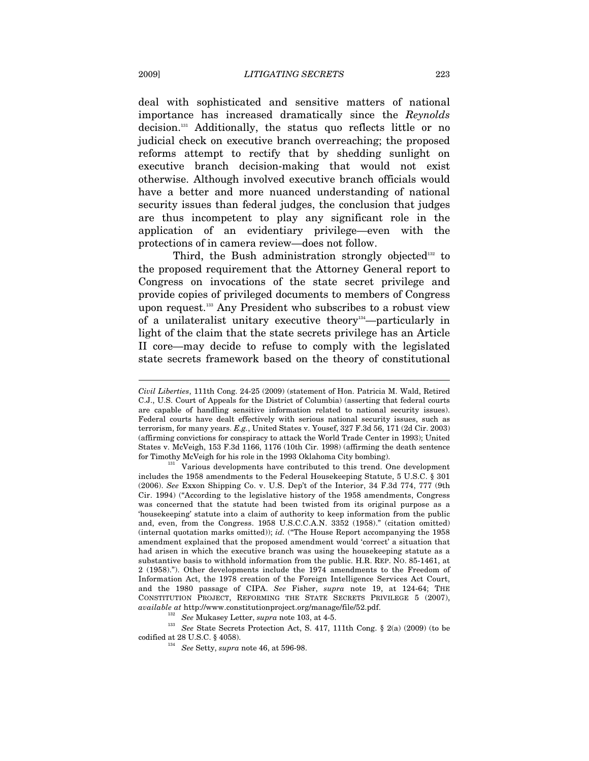deal with sophisticated and sensitive matters of national importance has increased dramatically since the *Reynolds* decision.[131] Additionally, the status quo reflects little or no judicial check on executive branch overreaching; the proposed reforms attempt to rectify that by shedding sunlight on executive branch decision-making that would not exist otherwise. Although involved executive branch officials would have a better and more nuanced understanding of national security issues than federal judges, the conclusion that judges are thus incompetent to play any significant role in the application of an evidentiary privilege—even with the protections of in camera review—does not follow.

Third, the Bush administration strongly objected[132] to the proposed requirement that the Attorney General report to Congress on invocations of the state secret privilege and provide copies of privileged documents to members of Congress upon request.[133] Any President who subscribes to a robust view of a unilateralist unitary executive theory[134]—particularly in light of the claim that the state secrets privilege has an Article II core—may decide to refuse to comply with the legislated state secrets framework based on the theory of constitutional

---

*Civil Liberties*, 111th Cong. 24-25 (2009) (statement of Hon. Patricia M. Wald, Retired C.J., U.S. Court of Appeals for the District of Columbia) (asserting that federal courts are capable of handling sensitive information related to national security issues). Federal courts have dealt effectively with serious national security issues, such as terrorism, for many years. *E.g.*, United States v. Yousef, 327 F.3d 56, 171 (2d Cir. 2003) (affirming convictions for conspiracy to attack the World Trade Center in 1993); United States v. McVeigh, 153 F.3d 1166, 1176 (10th Cir. 1998) (affirming the death sentence for Timothy McVeigh for his role in the 1993 Oklahoma City bombing).

[131] Various developments have contributed to this trend. One development includes the 1958 amendments to the Federal Housekeeping Statute, 5 U.S.C. § 301 (2006). *See* Exxon Shipping Co. v. U.S. Dep't of the Interior, 34 F.3d 774, 777 (9th Cir. 1994) ("According to the legislative history of the 1958 amendments, Congress was concerned that the statute had been twisted from its original purpose as a 'housekeeping' statute into a claim of authority to keep information from the public and, even, from the Congress. 1958 U.S.C.C.A.N. 3352 (1958)." (citation omitted) (internal quotation marks omitted)); *id.* ("The House Report accompanying the 1958 amendment explained that the proposed amendment would 'correct' a situation that had arisen in which the executive branch was using the housekeeping statute as a substantive basis to withhold information from the public. H.R. REP. NO. 85-1461, at 2 (1958)."). Other developments include the 1974 amendments to the Freedom of Information Act, the 1978 creation of the Foreign Intelligence Services Act Court, and the 1980 passage of CIPA. *See* Fisher, *supra* note 19, at 124-64; THE CONSTITUTION PROJECT, REFORMING THE STATE SECRETS PRIVILEGE 5 (2007), *available at* http://www.constitutionproject.org/manage/file/52.pdf.

[132] *See* Mukasey Letter, *supra* note 103, at 4-5.

[133] *See* State Secrets Protection Act, S. 417, 111th Cong. § 2(a) (2009) (to be codified at 28 U.S.C. § 4058).

[134] *See* Setty, *supra* note 46, at 596-98.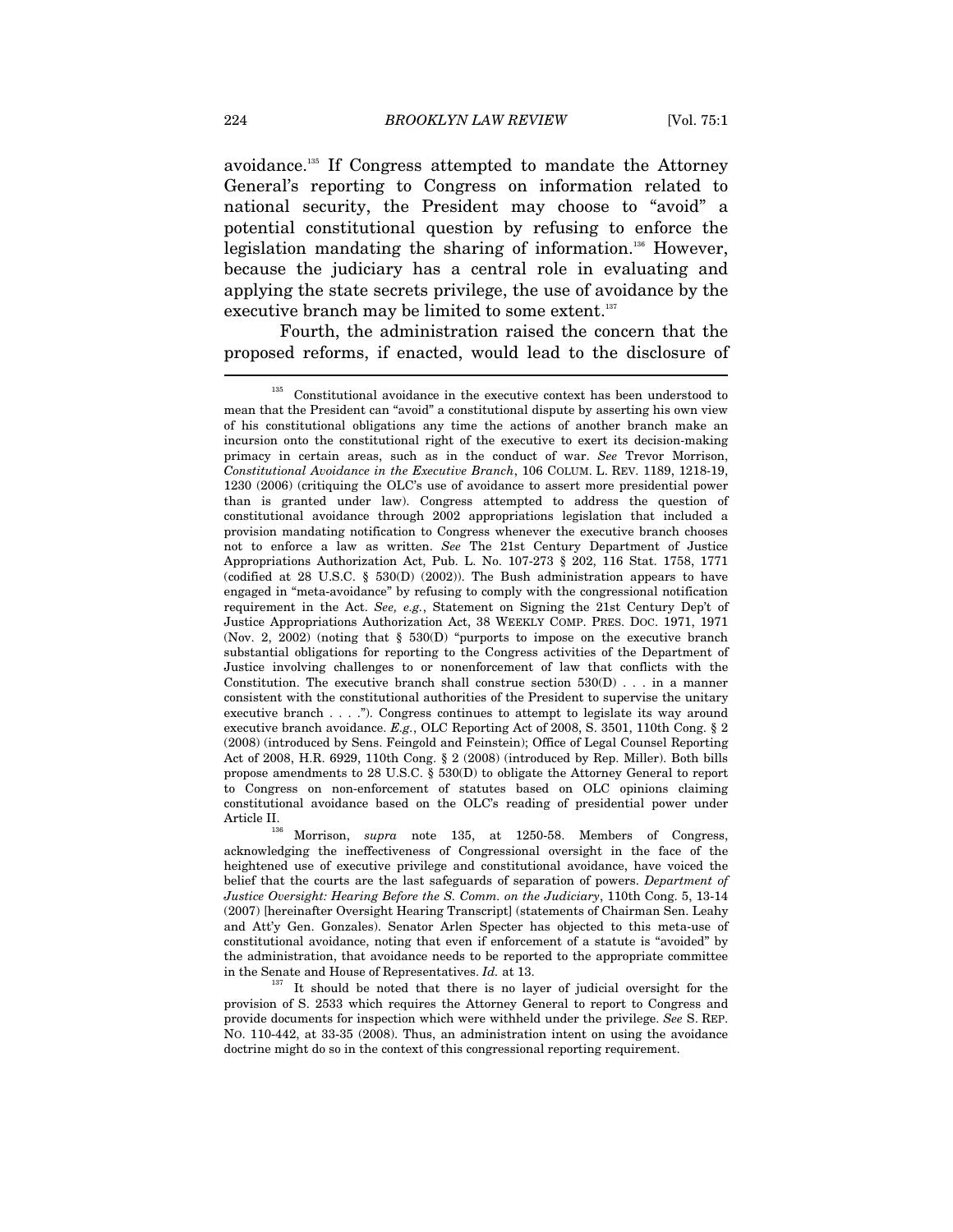avoidance.[135] If Congress attempted to mandate the Attorney General's reporting to Congress on information related to national security, the President may choose to "avoid" a potential constitutional question by refusing to enforce the legislation mandating the sharing of information.[136] However, because the judiciary has a central role in evaluating and applying the state secrets privilege, the use of avoidance by the executive branch may be limited to some extent.[137]

Fourth, the administration raised the concern that the proposed reforms, if enacted, would lead to the disclosure of

---

[135] Constitutional avoidance in the executive context has been understood to mean that the President can "avoid" a constitutional dispute by asserting his own view of his constitutional obligations any time the actions of another branch make an incursion onto the constitutional right of the executive to exert its decision-making primacy in certain areas, such as in the conduct of war. *See* Trevor Morrison, *Constitutional Avoidance in the Executive Branch*, 106 COLUM. L. REV. 1189, 1218-19, 1230 (2006) (critiquing the OLC's use of avoidance to assert more presidential power than is granted under law). Congress attempted to address the question of constitutional avoidance through 2002 appropriations legislation that included a provision mandating notification to Congress whenever the executive branch chooses not to enforce a law as written. *See* The 21st Century Department of Justice Appropriations Authorization Act, Pub. L. No. 107-273 § 202, 116 Stat. 1758, 1771 (codified at 28 U.S.C. § 530(D) (2002)). The Bush administration appears to have engaged in "meta-avoidance" by refusing to comply with the congressional notification requirement in the Act. *See, e.g.*, Statement on Signing the 21st Century Dep't of Justice Appropriations Authorization Act, 38 WEEKLY COMP. PRES. DOC. 1971, 1971 (Nov. 2, 2002) (noting that § 530(D) "purports to impose on the executive branch substantial obligations for reporting to the Congress activities of the Department of Justice involving challenges to or nonenforcement of law that conflicts with the Constitution. The executive branch shall construe section 530(D) . . . in a manner consistent with the constitutional authorities of the President to supervise the unitary executive branch . . . ."). Congress continues to attempt to legislate its way around executive branch avoidance. *E.g.*, OLC Reporting Act of 2008, S. 3501, 110th Cong. § 2 (2008) (introduced by Sens. Feingold and Feinstein); Office of Legal Counsel Reporting Act of 2008, H.R. 6929, 110th Cong. § 2 (2008) (introduced by Rep. Miller). Both bills propose amendments to 28 U.S.C. § 530(D) to obligate the Attorney General to report to Congress on non-enforcement of statutes based on OLC opinions claiming constitutional avoidance based on the OLC's reading of presidential power under Article II.

[136] Morrison, *supra* note 135, at 1250-58. Members of Congress, acknowledging the ineffectiveness of Congressional oversight in the face of the heightened use of executive privilege and constitutional avoidance, have voiced the belief that the courts are the last safeguards of separation of powers. *Department of Justice Oversight: Hearing Before the S. Comm. on the Judiciary*, 110th Cong. 5, 13-14 (2007) [hereinafter Oversight Hearing Transcript] (statements of Chairman Sen. Leahy and Att'y Gen. Gonzales). Senator Arlen Specter has objected to this meta-use of constitutional avoidance, noting that even if enforcement of a statute is "avoided" by the administration, that avoidance needs to be reported to the appropriate committee in the Senate and House of Representatives. *Id.* at 13.

[137] It should be noted that there is no layer of judicial oversight for the provision of S. 2533 which requires the Attorney General to report to Congress and provide documents for inspection which were withheld under the privilege. *See* S. REP. NO. 110-442, at 33-35 (2008). Thus, an administration intent on using the avoidance doctrine might do so in the context of this congressional reporting requirement.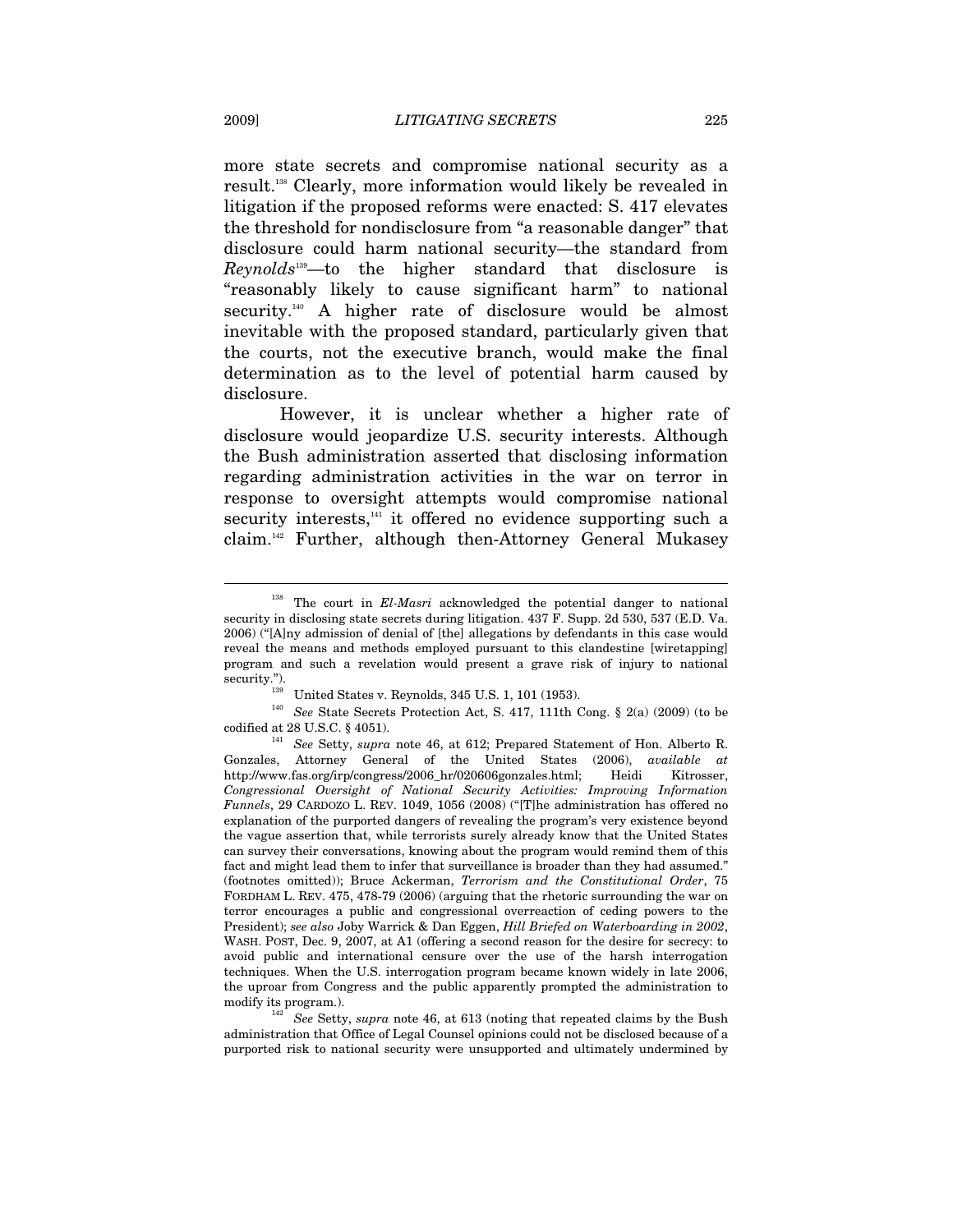more state secrets and compromise national security as a result.[138] Clearly, more information would likely be revealed in litigation if the proposed reforms were enacted: S. 417 elevates the threshold for nondisclosure from "a reasonable danger" that disclosure could harm national security—the standard from *Reynolds*[139]—to the higher standard that disclosure is "reasonably likely to cause significant harm" to national security.[140] A higher rate of disclosure would be almost inevitable with the proposed standard, particularly given that the courts, not the executive branch, would make the final determination as to the level of potential harm caused by disclosure.

However, it is unclear whether a higher rate of disclosure would jeopardize U.S. security interests. Although the Bush administration asserted that disclosing information regarding administration activities in the war on terror in response to oversight attempts would compromise national security interests,[141] it offered no evidence supporting such a claim.[142] Further, although then-Attorney General Mukasey

---

[138] The court in *El-Masri* acknowledged the potential danger to national security in disclosing state secrets during litigation. 437 F. Supp. 2d 530, 537 (E.D. Va. 2006) ("[A]ny admission of denial of [the] allegations by defendants in this case would reveal the means and methods employed pursuant to this clandestine [wiretapping] program and such a revelation would present a grave risk of injury to national security.").

[139] United States v. Reynolds, 345 U.S. 1, 101 (1953).

[140] *See* State Secrets Protection Act, S. 417, 111th Cong. § 2(a) (2009) (to be codified at 28 U.S.C. § 4051).

[141] *See* Setty, *supra* note 46, at 612; Prepared Statement of Hon. Alberto R. Gonzales, Attorney General of the United States (2006), *available at* http://www.fas.org/irp/congress/2006_hr/020606gonzales.html; Heidi Kitrosser, *Congressional Oversight of National Security Activities: Improving Information Funnels*, 29 CARDOZO L. REV. 1049, 1056 (2008) ("[T]he administration has offered no explanation of the purported dangers of revealing the program's very existence beyond the vague assertion that, while terrorists surely already know that the United States can survey their conversations, knowing about the program would remind them of this fact and might lead them to infer that surveillance is broader than they had assumed." (footnotes omitted)); Bruce Ackerman, *Terrorism and the Constitutional Order*, 75 FORDHAM L. REV. 475, 478-79 (2006) (arguing that the rhetoric surrounding the war on terror encourages a public and congressional overreaction of ceding powers to the President); *see also* Joby Warrick & Dan Eggen, *Hill Briefed on Waterboarding in 2002*, WASH. POST, Dec. 9, 2007, at A1 (offering a second reason for the desire for secrecy: to avoid public and international censure over the use of the harsh interrogation techniques. When the U.S. interrogation program became known widely in late 2006, the uproar from Congress and the public apparently prompted the administration to modify its program.).

[142] *See* Setty, *supra* note 46, at 613 (noting that repeated claims by the Bush administration that Office of Legal Counsel opinions could not be disclosed because of a purported risk to national security were unsupported and ultimately undermined by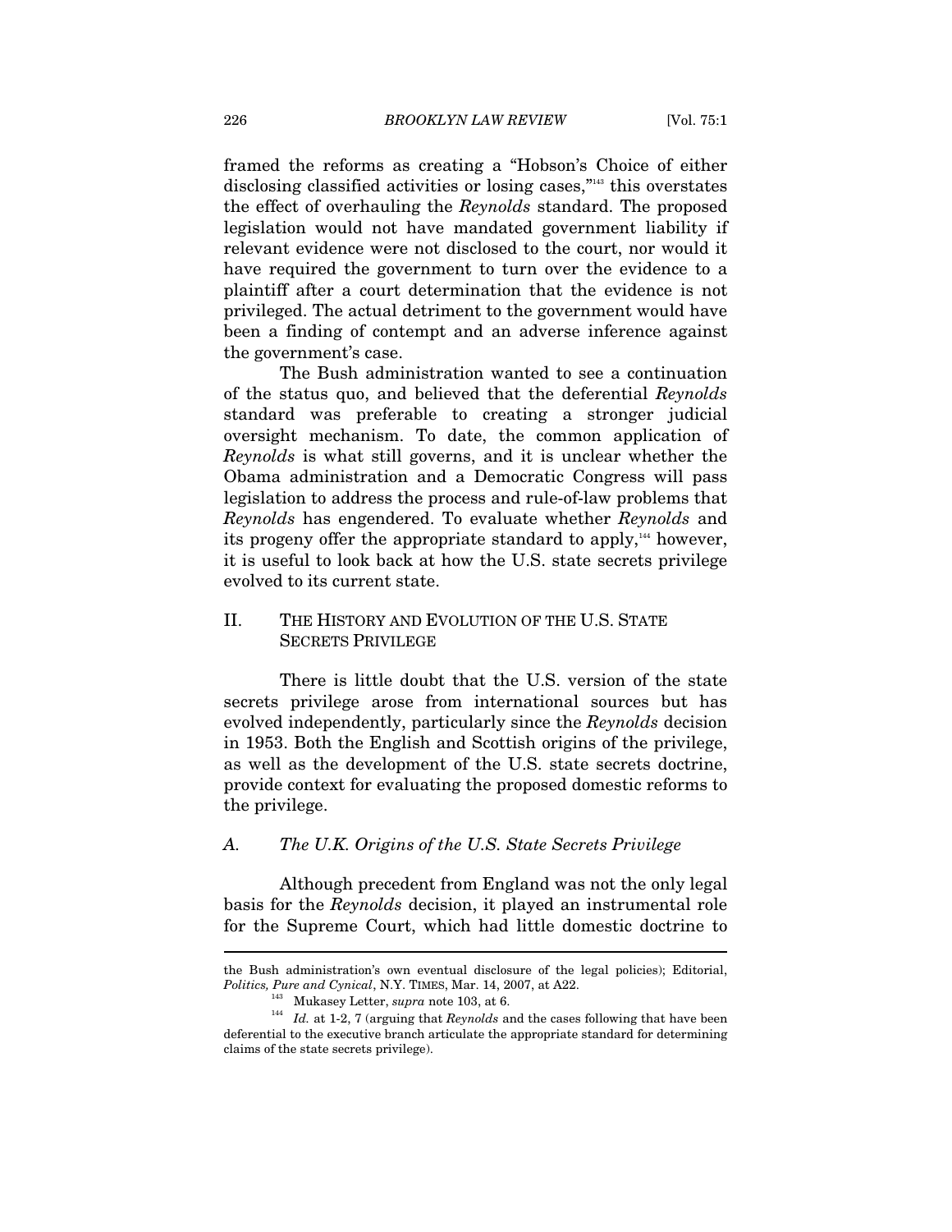framed the reforms as creating a "Hobson's Choice of either disclosing classified activities or losing cases,"[143] this overstates the effect of overhauling the *Reynolds* standard. The proposed legislation would not have mandated government liability if relevant evidence were not disclosed to the court, nor would it have required the government to turn over the evidence to a plaintiff after a court determination that the evidence is not privileged. The actual detriment to the government would have been a finding of contempt and an adverse inference against the government's case.

The Bush administration wanted to see a continuation of the status quo, and believed that the deferential *Reynolds* standard was preferable to creating a stronger judicial oversight mechanism. To date, the common application of *Reynolds* is what still governs, and it is unclear whether the Obama administration and a Democratic Congress will pass legislation to address the process and rule-of-law problems that *Reynolds* has engendered. To evaluate whether *Reynolds* and its progeny offer the appropriate standard to apply,[144] however, it is useful to look back at how the U.S. state secrets privilege evolved to its current state.

## II. THE HISTORY AND EVOLUTION OF THE U.S. STATE SECRETS PRIVILEGE

There is little doubt that the U.S. version of the state secrets privilege arose from international sources but has evolved independently, particularly since the *Reynolds* decision in 1953. Both the English and Scottish origins of the privilege, as well as the development of the U.S. state secrets doctrine, provide context for evaluating the proposed domestic reforms to the privilege.

### A. *The U.K. Origins of the U.S. State Secrets Privilege*

Although precedent from England was not the only legal basis for the *Reynolds* decision, it played an instrumental role for the Supreme Court, which had little domestic doctrine to

---

the Bush administration's own eventual disclosure of the legal policies); Editorial, *Politics, Pure and Cynical*, N.Y. TIMES, Mar. 14, 2007, at A22.

[143] Mukasey Letter, *supra* note 103, at 6.

[144] *Id.* at 1-2, 7 (arguing that *Reynolds* and the cases following that have been deferential to the executive branch articulate the appropriate standard for determining claims of the state secrets privilege).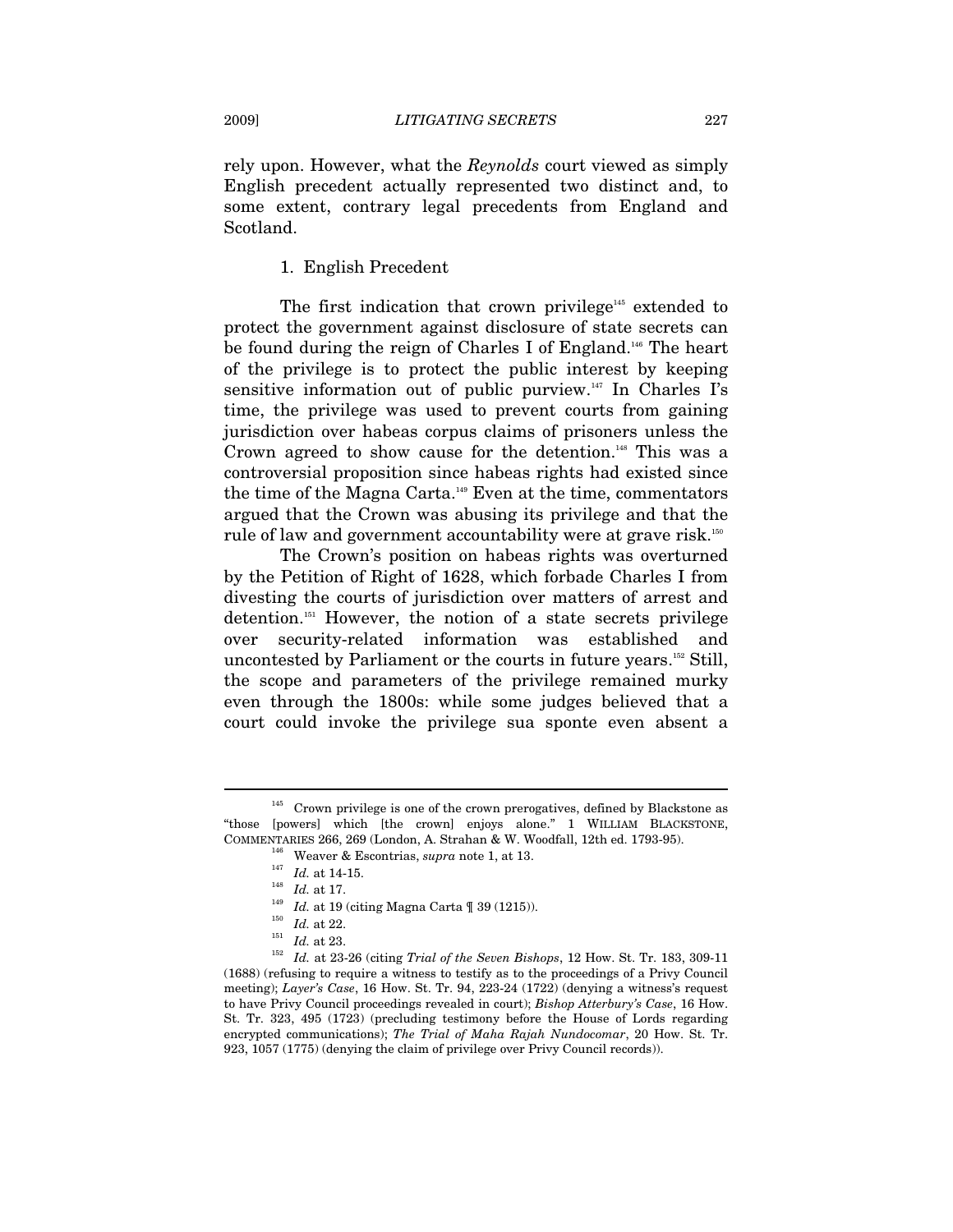rely upon. However, what the *Reynolds* court viewed as simply English precedent actually represented two distinct and, to some extent, contrary legal precedents from England and Scotland.

### 1. English Precedent

The first indication that crown privilege[145] extended to protect the government against disclosure of state secrets can be found during the reign of Charles I of England.[146] The heart of the privilege is to protect the public interest by keeping sensitive information out of public purview.[147] In Charles I's time, the privilege was used to prevent courts from gaining jurisdiction over habeas corpus claims of prisoners unless the Crown agreed to show cause for the detention.[148] This was a controversial proposition since habeas rights had existed since the time of the Magna Carta.[149] Even at the time, commentators argued that the Crown was abusing its privilege and that the rule of law and government accountability were at grave risk.[150]

The Crown's position on habeas rights was overturned by the Petition of Right of 1628, which forbade Charles I from divesting the courts of jurisdiction over matters of arrest and detention.[151] However, the notion of a state secrets privilege over security-related information was established and uncontested by Parliament or the courts in future years.[152] Still, the scope and parameters of the privilege remained murky even through the 1800s: while some judges believed that a court could invoke the privilege sua sponte even absent a

---

[145] Crown privilege is one of the crown prerogatives, defined by Blackstone as "those [powers] which [the crown] enjoys alone." 1 WILLIAM BLACKSTONE, COMMENTARIES 266, 269 (London, A. Strahan & W. Woodfall, 12th ed. 1793-95).

[146] Weaver & Escontrias, *supra* note 1, at 13.

[147] *Id.* at 14-15.

[148] *Id.* at 17.

[149] *Id.* at 19 (citing Magna Carta ¶ 39 (1215)).

[150] *Id.* at 22.

[151] *Id.* at 23.

[152] *Id.* at 23-26 (citing *Trial of the Seven Bishops*, 12 How. St. Tr. 183, 309-11 (1688) (refusing to require a witness to testify as to the proceedings of a Privy Council meeting); *Layer's Case*, 16 How. St. Tr. 94, 223-24 (1722) (denying a witness's request to have Privy Council proceedings revealed in court); *Bishop Atterbury's Case*, 16 How. St. Tr. 323, 495 (1723) (precluding testimony before the House of Lords regarding encrypted communications); *The Trial of Maha Rajah Nundocomar*, 20 How. St. Tr. 923, 1057 (1775) (denying the claim of privilege over Privy Council records)).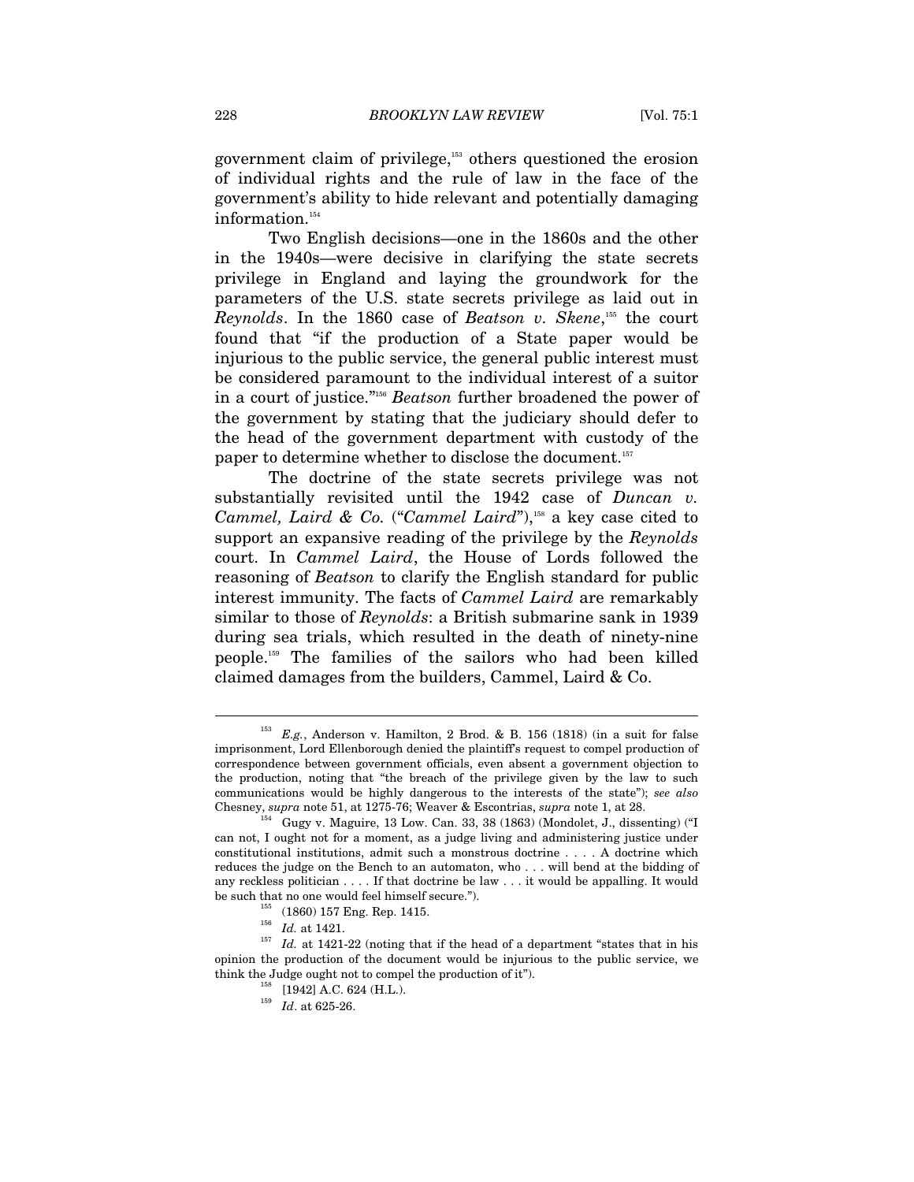government claim of privilege,[153] others questioned the erosion of individual rights and the rule of law in the face of the government's ability to hide relevant and potentially damaging information.[154]

Two English decisions—one in the 1860s and the other in the 1940s—were decisive in clarifying the state secrets privilege in England and laying the groundwork for the parameters of the U.S. state secrets privilege as laid out in *Reynolds*. In the 1860 case of *Beatson v. Skene*,[155] the court found that "if the production of a State paper would be injurious to the public service, the general public interest must be considered paramount to the individual interest of a suitor in a court of justice."[156] *Beatson* further broadened the power of the government by stating that the judiciary should defer to the head of the government department with custody of the paper to determine whether to disclose the document.[157]

The doctrine of the state secrets privilege was not substantially revisited until the 1942 case of *Duncan v. Cammel, Laird & Co.* ("*Cammel Laird*"),[158] a key case cited to support an expansive reading of the privilege by the *Reynolds* court. In *Cammel Laird*, the House of Lords followed the reasoning of *Beatson* to clarify the English standard for public interest immunity. The facts of *Cammel Laird* are remarkably similar to those of *Reynolds*: a British submarine sank in 1939 during sea trials, which resulted in the death of ninety-nine people.[159] The families of the sailors who had been killed claimed damages from the builders, Cammel, Laird & Co.

---

[153] *E.g.*, Anderson v. Hamilton, 2 Brod. & B. 156 (1818) (in a suit for false imprisonment, Lord Ellenborough denied the plaintiff's request to compel production of correspondence between government officials, even absent a government objection to the production, noting that "the breach of the privilege given by the law to such communications would be highly dangerous to the interests of the state"); *see also* Chesney, *supra* note 51, at 1275-76; Weaver & Escontrias, *supra* note 1, at 28.

[154] Gugy v. Maguire, 13 Low. Can. 33, 38 (1863) (Mondolet, J., dissenting) ("I can not, I ought not for a moment, as a judge living and administering justice under constitutional institutions, admit such a monstrous doctrine . . . . A doctrine which reduces the judge on the Bench to an automaton, who . . . will bend at the bidding of any reckless politician . . . . If that doctrine be law . . . it would be appalling. It would be such that no one would feel himself secure.").

[155] (1860) 157 Eng. Rep. 1415.

[156] *Id.* at 1421.

[157] *Id.* at 1421-22 (noting that if the head of a department "states that in his opinion the production of the document would be injurious to the public service, we think the Judge ought not to compel the production of it").

[158] [1942] A.C. 624 (H.L.).

[159] *Id*. at 625-26.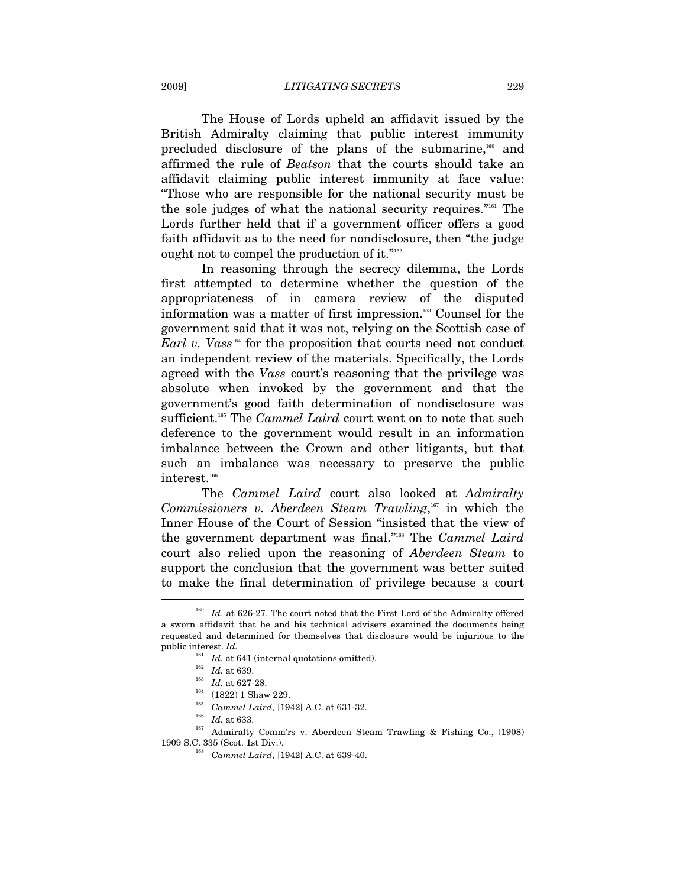The House of Lords upheld an affidavit issued by the British Admiralty claiming that public interest immunity precluded disclosure of the plans of the submarine,[160] and affirmed the rule of *Beatson* that the courts should take an affidavit claiming public interest immunity at face value: "Those who are responsible for the national security must be the sole judges of what the national security requires."[161] The Lords further held that if a government officer offers a good faith affidavit as to the need for nondisclosure, then "the judge ought not to compel the production of it."[162]

In reasoning through the secrecy dilemma, the Lords first attempted to determine whether the question of the appropriateness of in camera review of the disputed information was a matter of first impression.[163] Counsel for the government said that it was not, relying on the Scottish case of *Earl v. Vass*[164] for the proposition that courts need not conduct an independent review of the materials. Specifically, the Lords agreed with the *Vass* court's reasoning that the privilege was absolute when invoked by the government and that the government's good faith determination of nondisclosure was sufficient.[165] The *Cammel Laird* court went on to note that such deference to the government would result in an information imbalance between the Crown and other litigants, but that such an imbalance was necessary to preserve the public interest.[166]

The *Cammel Laird* court also looked at *Admiralty Commissioners v. Aberdeen Steam Trawling*,[167] in which the Inner House of the Court of Session "insisted that the view of the government department was final."[168] The *Cammel Laird* court also relied upon the reasoning of *Aberdeen Steam* to support the conclusion that the government was better suited to make the final determination of privilege because a court

---

[160] *Id*. at 626-27. The court noted that the First Lord of the Admiralty offered a sworn affidavit that he and his technical advisers examined the documents being requested and determined for themselves that disclosure would be injurious to the public interest. *Id.*

[161] *Id.* at 641 (internal quotations omitted).

[162] *Id.* at 639.

[163] *Id.* at 627-28.

[164] (1822) 1 Shaw 229.

[165] *Cammel Laird*, [1942] A.C. at 631-32.

[166] *Id.* at 633.

[167] Admiralty Comm'rs v. Aberdeen Steam Trawling & Fishing Co., (1908) 1909 S.C. 335 (Scot. 1st Div.).

[168] *Cammel Laird*, [1942] A.C. at 639-40.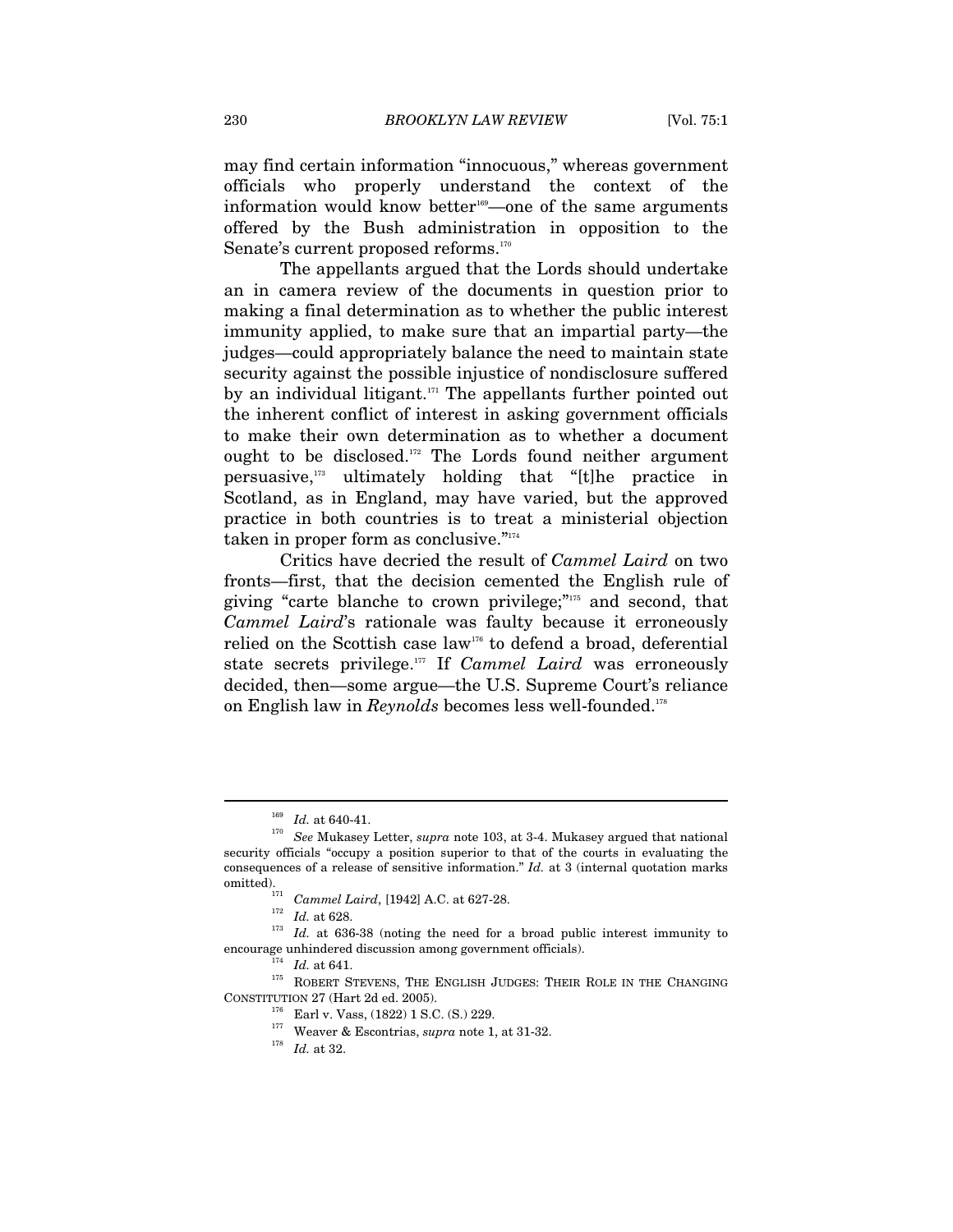may find certain information "innocuous," whereas government officials who properly understand the context of the information would know better[169]—one of the same arguments offered by the Bush administration in opposition to the Senate's current proposed reforms.[170]

The appellants argued that the Lords should undertake an in camera review of the documents in question prior to making a final determination as to whether the public interest immunity applied, to make sure that an impartial party—the judges—could appropriately balance the need to maintain state security against the possible injustice of nondisclosure suffered by an individual litigant.[171] The appellants further pointed out the inherent conflict of interest in asking government officials to make their own determination as to whether a document ought to be disclosed.[172] The Lords found neither argument persuasive,[173] ultimately holding that "[t]he practice in Scotland, as in England, may have varied, but the approved practice in both countries is to treat a ministerial objection taken in proper form as conclusive."[174]

Critics have decried the result of *Cammel Laird* on two fronts—first, that the decision cemented the English rule of giving "carte blanche to crown privilege;"[175] and second, that *Cammel Laird*'s rationale was faulty because it erroneously relied on the Scottish case law[176] to defend a broad, deferential state secrets privilege.[177] If *Cammel Laird* was erroneously decided, then—some argue—the U.S. Supreme Court's reliance on English law in *Reynolds* becomes less well-founded.[178]

---

[169] *Id.* at 640-41.

[170] *See* Mukasey Letter, *supra* note 103, at 3-4. Mukasey argued that national security officials "occupy a position superior to that of the courts in evaluating the consequences of a release of sensitive information." *Id.* at 3 (internal quotation marks omitted).

[171] *Cammel Laird*, [1942] A.C. at 627-28.

[172] *Id.* at 628.

[173] *Id.* at 636-38 (noting the need for a broad public interest immunity to encourage unhindered discussion among government officials).

[174] *Id.* at 641.

[175] ROBERT STEVENS, THE ENGLISH JUDGES: THEIR ROLE IN THE CHANGING CONSTITUTION 27 (Hart 2d ed. 2005).

[176] Earl v. Vass, (1822) 1 S.C. (S.) 229.

[177] Weaver & Escontrias, *supra* note 1, at 31-32.

[178] *Id.* at 32.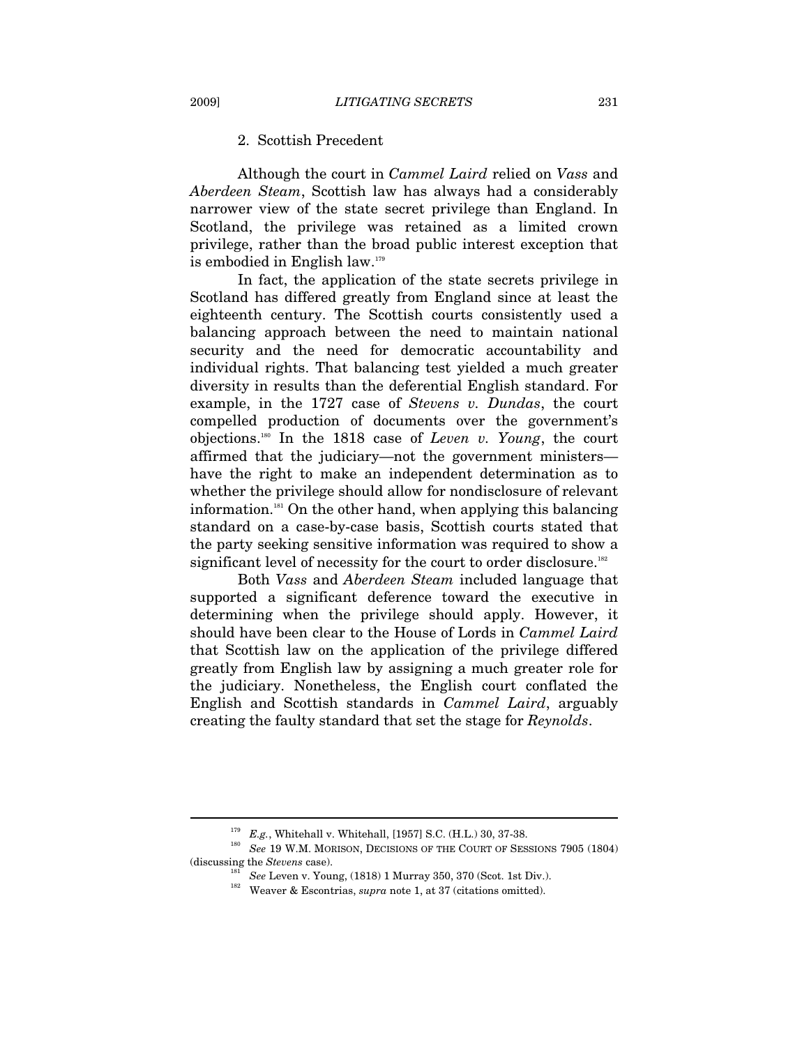### 2. Scottish Precedent

Although the court in *Cammel Laird* relied on *Vass* and *Aberdeen Steam*, Scottish law has always had a considerably narrower view of the state secret privilege than England. In Scotland, the privilege was retained as a limited crown privilege, rather than the broad public interest exception that is embodied in English law.[179]

In fact, the application of the state secrets privilege in Scotland has differed greatly from England since at least the eighteenth century. The Scottish courts consistently used a balancing approach between the need to maintain national security and the need for democratic accountability and individual rights. That balancing test yielded a much greater diversity in results than the deferential English standard. For example, in the 1727 case of *Stevens v. Dundas*, the court compelled production of documents over the government's objections.[180] In the 1818 case of *Leven v. Young*, the court affirmed that the judiciary—not the government ministers—have the right to make an independent determination as to whether the privilege should allow for nondisclosure of relevant information.[181] On the other hand, when applying this balancing standard on a case-by-case basis, Scottish courts stated that the party seeking sensitive information was required to show a significant level of necessity for the court to order disclosure.[182]

Both *Vass* and *Aberdeen Steam* included language that supported a significant deference toward the executive in determining when the privilege should apply. However, it should have been clear to the House of Lords in *Cammel Laird* that Scottish law on the application of the privilege differed greatly from English law by assigning a much greater role for the judiciary. Nonetheless, the English court conflated the English and Scottish standards in *Cammel Laird*, arguably creating the faulty standard that set the stage for *Reynolds*.

---

[179] *E.g.*, Whitehall v. Whitehall, [1957] S.C. (H.L.) 30, 37-38.

[180] *See* 19 W.M. MORISON, DECISIONS OF THE COURT OF SESSIONS 7905 (1804) (discussing the *Stevens* case).

[181] *See* Leven v. Young, (1818) 1 Murray 350, 370 (Scot. 1st Div.).

[182] Weaver & Escontrias, *supra* note 1, at 37 (citations omitted).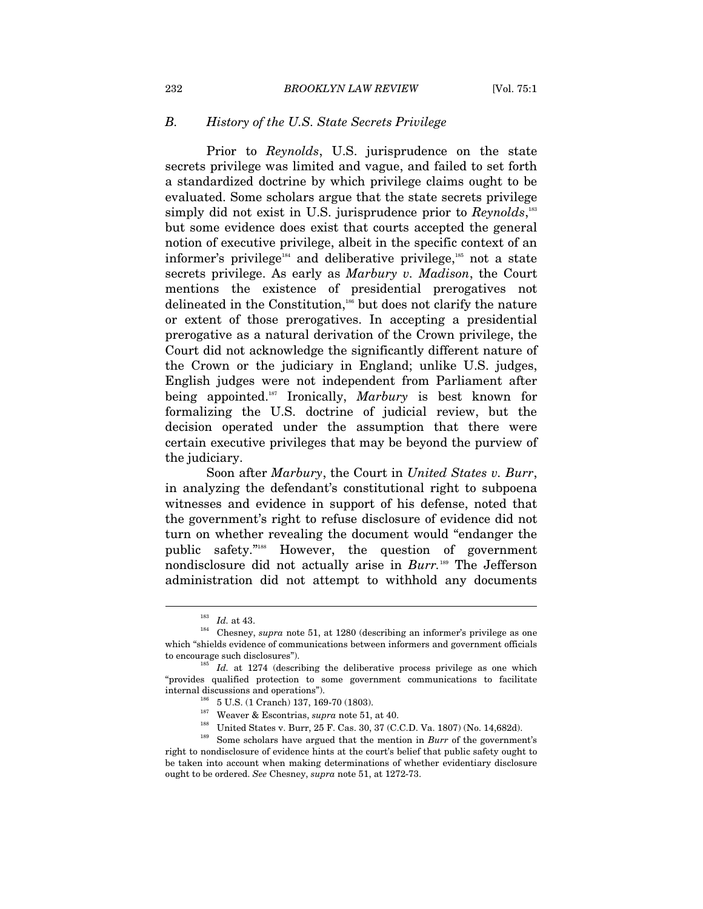### *B. History of the U.S. State Secrets Privilege*

Prior to *Reynolds*, U.S. jurisprudence on the state secrets privilege was limited and vague, and failed to set forth a standardized doctrine by which privilege claims ought to be evaluated. Some scholars argue that the state secrets privilege simply did not exist in U.S. jurisprudence prior to *Reynolds*,[183] but some evidence does exist that courts accepted the general notion of executive privilege, albeit in the specific context of an informer's privilege[184] and deliberative privilege,[185] not a state secrets privilege. As early as *Marbury v. Madison*, the Court mentions the existence of presidential prerogatives not delineated in the Constitution,[186] but does not clarify the nature or extent of those prerogatives. In accepting a presidential prerogative as a natural derivation of the Crown privilege, the Court did not acknowledge the significantly different nature of the Crown or the judiciary in England; unlike U.S. judges, English judges were not independent from Parliament after being appointed.[187] Ironically, *Marbury* is best known for formalizing the U.S. doctrine of judicial review, but the decision operated under the assumption that there were certain executive privileges that may be beyond the purview of the judiciary.

Soon after *Marbury*, the Court in *United States v. Burr*, in analyzing the defendant's constitutional right to subpoena witnesses and evidence in support of his defense, noted that the government's right to refuse disclosure of evidence did not turn on whether revealing the document would "endanger the public safety."[188] However, the question of government nondisclosure did not actually arise in *Burr*.[189] The Jefferson administration did not attempt to withhold any documents

---

[183] *Id.* at 43.

[184] Chesney, *supra* note 51, at 1280 (describing an informer's privilege as one which "shields evidence of communications between informers and government officials to encourage such disclosures").

[185] *Id.* at 1274 (describing the deliberative process privilege as one which "provides qualified protection to some government communications to facilitate internal discussions and operations").

[186] 5 U.S. (1 Cranch) 137, 169-70 (1803).

[187] Weaver & Escontrias, *supra* note 51, at 40.

[188] United States v. Burr, 25 F. Cas. 30, 37 (C.C.D. Va. 1807) (No. 14,682d).

[189] Some scholars have argued that the mention in *Burr* of the government's right to nondisclosure of evidence hints at the court's belief that public safety ought to be taken into account when making determinations of whether evidentiary disclosure ought to be ordered. *See* Chesney, *supra* note 51, at 1272-73.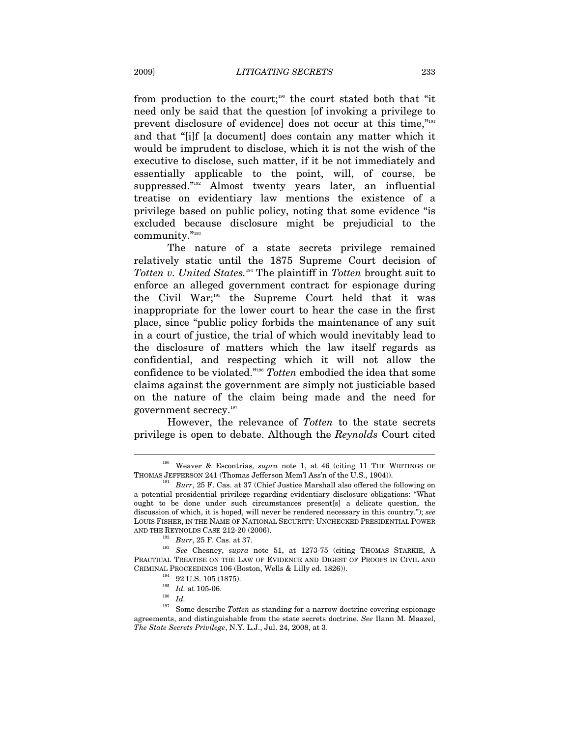from production to the court;[190] the court stated both that "it need only be said that the question [of invoking a privilege to prevent disclosure of evidence] does not occur at this time,"[191] and that "[i]f [a document] does contain any matter which it would be imprudent to disclose, which it is not the wish of the executive to disclose, such matter, if it be not immediately and essentially applicable to the point, will, of course, be suppressed."[192] Almost twenty years later, an influential treatise on evidentiary law mentions the existence of a privilege based on public policy, noting that some evidence "is excluded because disclosure might be prejudicial to the community."[193]

The nature of a state secrets privilege remained relatively static until the 1875 Supreme Court decision of *Totten v. United States.*[194] The plaintiff in *Totten* brought suit to enforce an alleged government contract for espionage during the Civil War;[195] the Supreme Court held that it was inappropriate for the lower court to hear the case in the first place, since "public policy forbids the maintenance of any suit in a court of justice, the trial of which would inevitably lead to the disclosure of matters which the law itself regards as confidential, and respecting which it will not allow the confidence to be violated."[196] *Totten* embodied the idea that some claims against the government are simply not justiciable based on the nature of the claim being made and the need for government secrecy.[197]

However, the relevance of *Totten* to the state secrets privilege is open to debate. Although the *Reynolds* Court cited

---

[190] Weaver & Escontrias, *supra* note 1, at 46 (citing 11 THE WRITINGS OF THOMAS JEFFERSON 241 (Thomas Jefferson Mem'l Ass'n of the U.S., 1904)).

[191] *Burr*, 25 F. Cas. at 37 (Chief Justice Marshall also offered the following on a potential presidential privilege regarding evidentiary disclosure obligations: "What ought to be done under such circumstances present[s] a delicate question, the discussion of which, it is hoped, will never be rendered necessary in this country."); *see* LOUIS FISHER, IN THE NAME OF NATIONAL SECURITY: UNCHECKED PRESIDENTIAL POWER AND THE REYNOLDS CASE 212-20 (2006).

[192] *Burr*, 25 F. Cas. at 37.

[193] *See* Chesney, *supra* note 51, at 1273-75 (citing THOMAS STARKIE, A PRACTICAL TREATISE ON THE LAW OF EVIDENCE AND DIGEST OF PROOFS IN CIVIL AND CRIMINAL PROCEEDINGS 106 (Boston, Wells & Lilly ed. 1826)).

[194] 92 U.S. 105 (1875).

[195] *Id.* at 105-06.

[196] *Id.*

[197] Some describe *Totten* as standing for a narrow doctrine covering espionage agreements, and distinguishable from the state secrets doctrine. *See* Ilann M. Maazel, *The State Secrets Privilege*, N.Y. L.J., Jul. 24, 2008, at 3.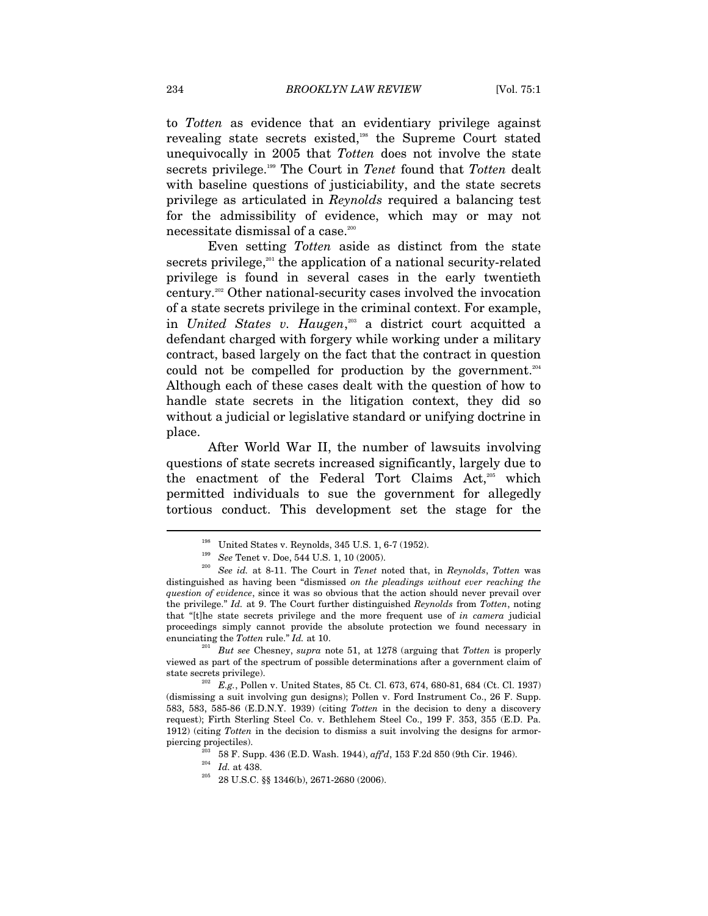to *Totten* as evidence that an evidentiary privilege against revealing state secrets existed,[198] the Supreme Court stated unequivocally in 2005 that *Totten* does not involve the state secrets privilege.[199] The Court in *Tenet* found that *Totten* dealt with baseline questions of justiciability, and the state secrets privilege as articulated in *Reynolds* required a balancing test for the admissibility of evidence, which may or may not necessitate dismissal of a case.[200]

Even setting *Totten* aside as distinct from the state secrets privilege,[201] the application of a national security-related privilege is found in several cases in the early twentieth century.[202] Other national-security cases involved the invocation of a state secrets privilege in the criminal context. For example, in *United States v. Haugen*,[203] a district court acquitted a defendant charged with forgery while working under a military contract, based largely on the fact that the contract in question could not be compelled for production by the government.[204] Although each of these cases dealt with the question of how to handle state secrets in the litigation context, they did so without a judicial or legislative standard or unifying doctrine in place.

After World War II, the number of lawsuits involving questions of state secrets increased significantly, largely due to the enactment of the Federal Tort Claims Act,[205] which permitted individuals to sue the government for allegedly tortious conduct. This development set the stage for the

---

[198] United States v. Reynolds, 345 U.S. 1, 6-7 (1952).

[199] *See* Tenet v. Doe, 544 U.S. 1, 10 (2005).

[200] *See id.* at 8-11. The Court in *Tenet* noted that, in *Reynolds*, *Totten* was distinguished as having been "dismissed *on the pleadings without ever reaching the question of evidence*, since it was so obvious that the action should never prevail over the privilege." *Id.* at 9. The Court further distinguished *Reynolds* from *Totten*, noting that "[t]he state secrets privilege and the more frequent use of *in camera* judicial proceedings simply cannot provide the absolute protection we found necessary in enunciating the *Totten* rule." *Id.* at 10.

[201] *But see* Chesney, *supra* note 51, at 1278 (arguing that *Totten* is properly viewed as part of the spectrum of possible determinations after a government claim of state secrets privilege).

[202] *E.g.*, Pollen v. United States, 85 Ct. Cl. 673, 674, 680-81, 684 (Ct. Cl. 1937) (dismissing a suit involving gun designs); Pollen v. Ford Instrument Co., 26 F. Supp. 583, 583, 585-86 (E.D.N.Y. 1939) (citing *Totten* in the decision to deny a discovery request); Firth Sterling Steel Co. v. Bethlehem Steel Co., 199 F. 353, 355 (E.D. Pa. 1912) (citing *Totten* in the decision to dismiss a suit involving the designs for armor-piercing projectiles).

[203] 58 F. Supp. 436 (E.D. Wash. 1944), *aff'd*, 153 F.2d 850 (9th Cir. 1946).

[204] *Id.* at 438.

[205] 28 U.S.C. §§ 1346(b), 2671-2680 (2006).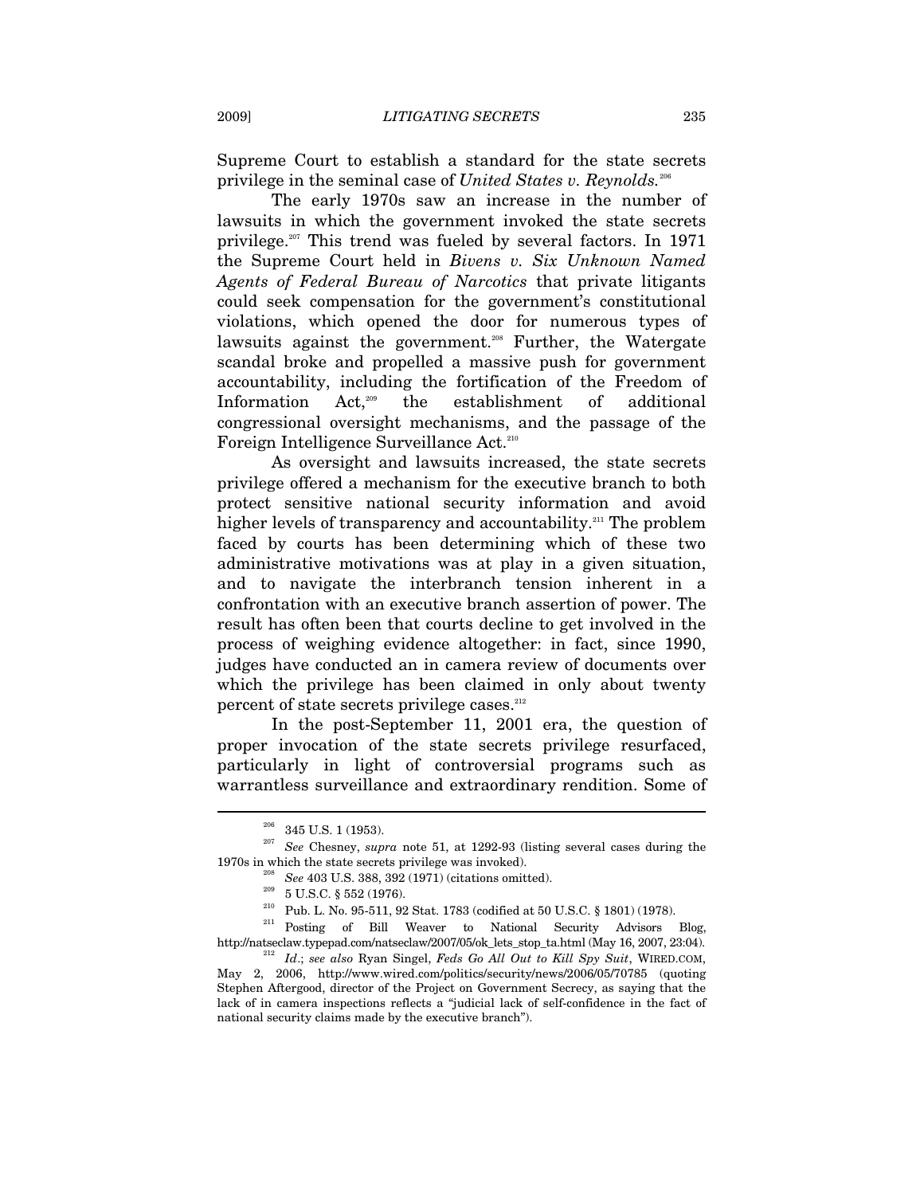Supreme Court to establish a standard for the state secrets privilege in the seminal case of *United States v. Reynolds.*[206]

The early 1970s saw an increase in the number of lawsuits in which the government invoked the state secrets privilege.[207] This trend was fueled by several factors. In 1971 the Supreme Court held in *Bivens v. Six Unknown Named Agents of Federal Bureau of Narcotics* that private litigants could seek compensation for the government's constitutional violations, which opened the door for numerous types of lawsuits against the government.[208] Further, the Watergate scandal broke and propelled a massive push for government accountability, including the fortification of the Freedom of Information Act,[209] the establishment of additional congressional oversight mechanisms, and the passage of the Foreign Intelligence Surveillance Act.[210]

As oversight and lawsuits increased, the state secrets privilege offered a mechanism for the executive branch to both protect sensitive national security information and avoid higher levels of transparency and accountability.[211] The problem faced by courts has been determining which of these two administrative motivations was at play in a given situation, and to navigate the interbranch tension inherent in a confrontation with an executive branch assertion of power. The result has often been that courts decline to get involved in the process of weighing evidence altogether: in fact, since 1990, judges have conducted an in camera review of documents over which the privilege has been claimed in only about twenty percent of state secrets privilege cases.[212]

In the post-September 11, 2001 era, the question of proper invocation of the state secrets privilege resurfaced, particularly in light of controversial programs such as warrantless surveillance and extraordinary rendition. Some of

---

[206] 345 U.S. 1 (1953).

[207] *See* Chesney, *supra* note 51, at 1292-93 (listing several cases during the 1970s in which the state secrets privilege was invoked).

[208] *See* 403 U.S. 388, 392 (1971) (citations omitted).

[209] 5 U.S.C. § 552 (1976).

[210] Pub. L. No. 95-511, 92 Stat. 1783 (codified at 50 U.S.C. § 1801) (1978).

[211] Posting of Bill Weaver to National Security Advisors Blog, http://natseclaw.typepad.com/natseclaw/2007/05/ok_lets_stop_ta.html (May 16, 2007, 23:04).

[212] *Id*.; *see also* Ryan Singel, *Feds Go All Out to Kill Spy Suit*, WIRED.COM, May 2, 2006, http://www.wired.com/politics/security/news/2006/05/70785 (quoting Stephen Aftergood, director of the Project on Government Secrecy, as saying that the lack of in camera inspections reflects a "judicial lack of self-confidence in the fact of national security claims made by the executive branch").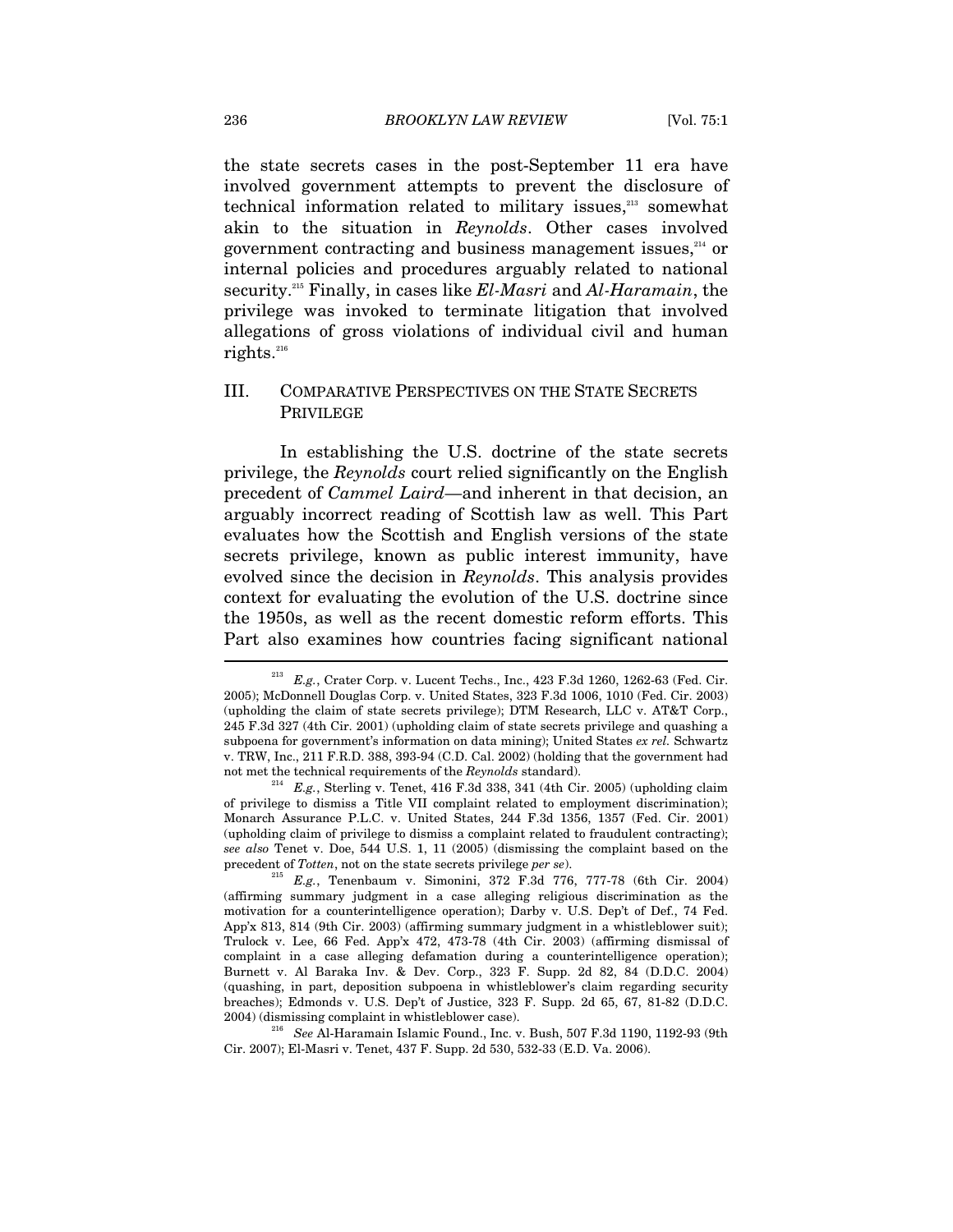the state secrets cases in the post-September 11 era have involved government attempts to prevent the disclosure of technical information related to military issues,[213] somewhat akin to the situation in *Reynolds*. Other cases involved government contracting and business management issues,[214] or internal policies and procedures arguably related to national security.[215] Finally, in cases like *El-Masri* and *Al-Haramain*, the privilege was invoked to terminate litigation that involved allegations of gross violations of individual civil and human rights.[216]

## III. COMPARATIVE PERSPECTIVES ON THE STATE SECRETS PRIVILEGE

In establishing the U.S. doctrine of the state secrets privilege, the *Reynolds* court relied significantly on the English precedent of *Cammel Laird*—and inherent in that decision, an arguably incorrect reading of Scottish law as well. This Part evaluates how the Scottish and English versions of the state secrets privilege, known as public interest immunity, have evolved since the decision in *Reynolds*. This analysis provides context for evaluating the evolution of the U.S. doctrine since the 1950s, as well as the recent domestic reform efforts. This Part also examines how countries facing significant national

---

[213] *E.g.*, Crater Corp. v. Lucent Techs., Inc., 423 F.3d 1260, 1262-63 (Fed. Cir. 2005); McDonnell Douglas Corp. v. United States, 323 F.3d 1006, 1010 (Fed. Cir. 2003) (upholding the claim of state secrets privilege); DTM Research, LLC v. AT&T Corp., 245 F.3d 327 (4th Cir. 2001) (upholding claim of state secrets privilege and quashing a subpoena for government's information on data mining); United States *ex rel.* Schwartz v. TRW, Inc., 211 F.R.D. 388, 393-94 (C.D. Cal. 2002) (holding that the government had not met the technical requirements of the *Reynolds* standard).

[214] *E.g.*, Sterling v. Tenet, 416 F.3d 338, 341 (4th Cir. 2005) (upholding claim of privilege to dismiss a Title VII complaint related to employment discrimination); Monarch Assurance P.L.C. v. United States, 244 F.3d 1356, 1357 (Fed. Cir. 2001) (upholding claim of privilege to dismiss a complaint related to fraudulent contracting); *see also* Tenet v. Doe, 544 U.S. 1, 11 (2005) (dismissing the complaint based on the precedent of *Totten*, not on the state secrets privilege *per se*).

[215] *E.g.*, Tenenbaum v. Simonini, 372 F.3d 776, 777-78 (6th Cir. 2004) (affirming summary judgment in a case alleging religious discrimination as the motivation for a counterintelligence operation); Darby v. U.S. Dep't of Def., 74 Fed. App'x 813, 814 (9th Cir. 2003) (affirming summary judgment in a whistleblower suit); Trulock v. Lee, 66 Fed. App'x 472, 473-78 (4th Cir. 2003) (affirming dismissal of complaint in a case alleging defamation during a counterintelligence operation); Burnett v. Al Baraka Inv. & Dev. Corp., 323 F. Supp. 2d 82, 84 (D.D.C. 2004) (quashing, in part, deposition subpoena in whistleblower's claim regarding security breaches); Edmonds v. U.S. Dep't of Justice, 323 F. Supp. 2d 65, 67, 81-82 (D.D.C. 2004) (dismissing complaint in whistleblower case).

[216] *See* Al-Haramain Islamic Found., Inc. v. Bush, 507 F.3d 1190, 1192-93 (9th Cir. 2007); El-Masri v. Tenet, 437 F. Supp. 2d 530, 532-33 (E.D. Va. 2006).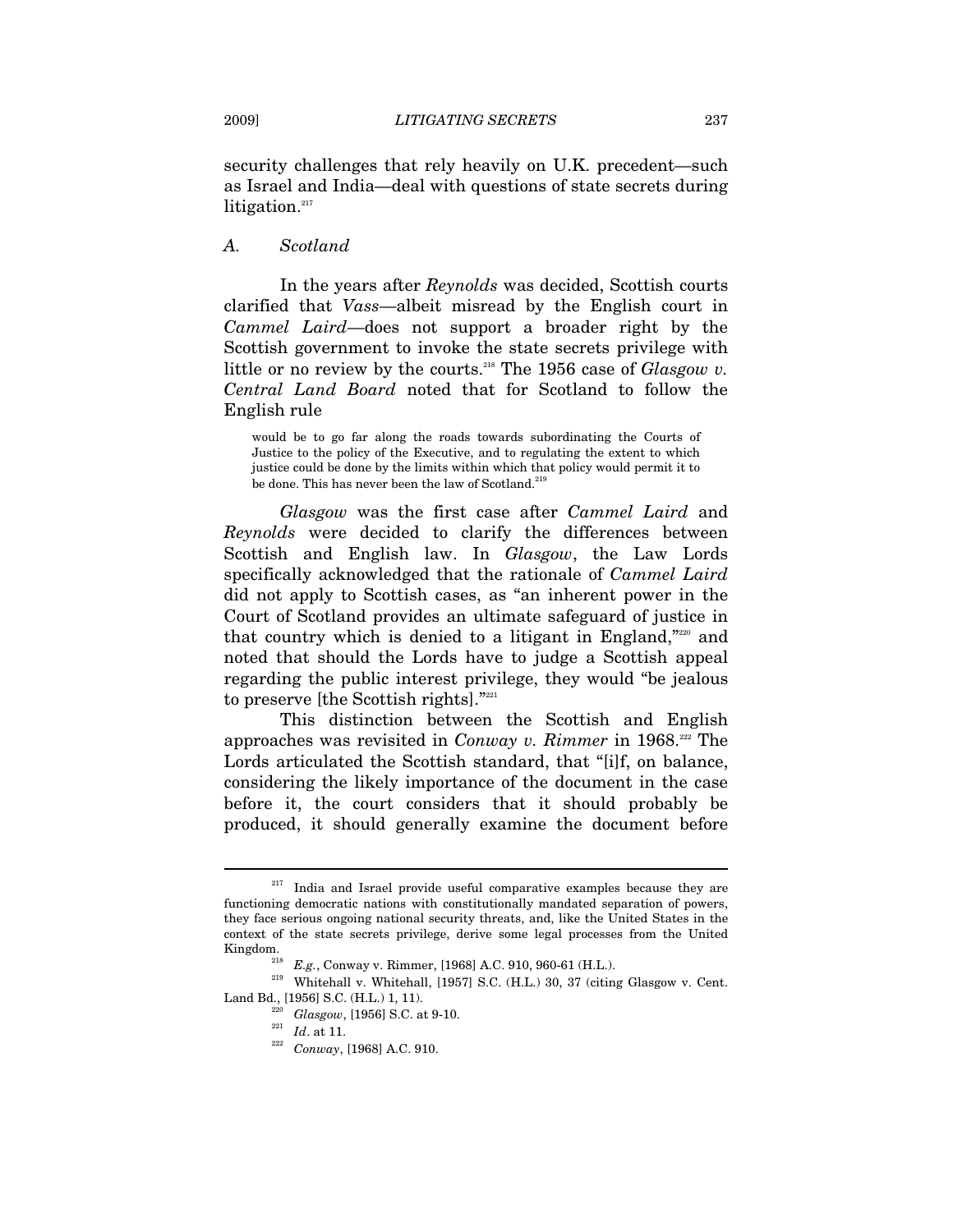security challenges that rely heavily on U.K. precedent—such as Israel and India—deal with questions of state secrets during litigation.[217]

### *A. Scotland*

In the years after *Reynolds* was decided, Scottish courts clarified that *Vass*—albeit misread by the English court in *Cammel Laird*—does not support a broader right by the Scottish government to invoke the state secrets privilege with little or no review by the courts.[218] The 1956 case of *Glasgow v. Central Land Board* noted that for Scotland to follow the English rule

> would be to go far along the roads towards subordinating the Courts of Justice to the policy of the Executive, and to regulating the extent to which justice could be done by the limits within which that policy would permit it to be done. This has never been the law of Scotland.[219]

*Glasgow* was the first case after *Cammel Laird* and *Reynolds* were decided to clarify the differences between Scottish and English law. In *Glasgow*, the Law Lords specifically acknowledged that the rationale of *Cammel Laird* did not apply to Scottish cases, as "an inherent power in the Court of Scotland provides an ultimate safeguard of justice in that country which is denied to a litigant in England,"[220] and noted that should the Lords have to judge a Scottish appeal regarding the public interest privilege, they would "be jealous to preserve [the Scottish rights]."[221]

This distinction between the Scottish and English approaches was revisited in *Conway v. Rimmer* in 1968.[222] The Lords articulated the Scottish standard, that "[i]f, on balance, considering the likely importance of the document in the case before it, the court considers that it should probably be produced, it should generally examine the document before

---

[217] India and Israel provide useful comparative examples because they are functioning democratic nations with constitutionally mandated separation of powers, they face serious ongoing national security threats, and, like the United States in the context of the state secrets privilege, derive some legal processes from the United Kingdom.

[218] *E.g.*, Conway v. Rimmer, [1968] A.C. 910, 960-61 (H.L.).

[219] Whitehall v. Whitehall, [1957] S.C. (H.L.) 30, 37 (citing Glasgow v. Cent. Land Bd., [1956] S.C. (H.L.) 1, 11).

[220] *Glasgow*, [1956] S.C. at 9-10.

[221] *Id*. at 11.

[222] *Conway*, [1968] A.C. 910.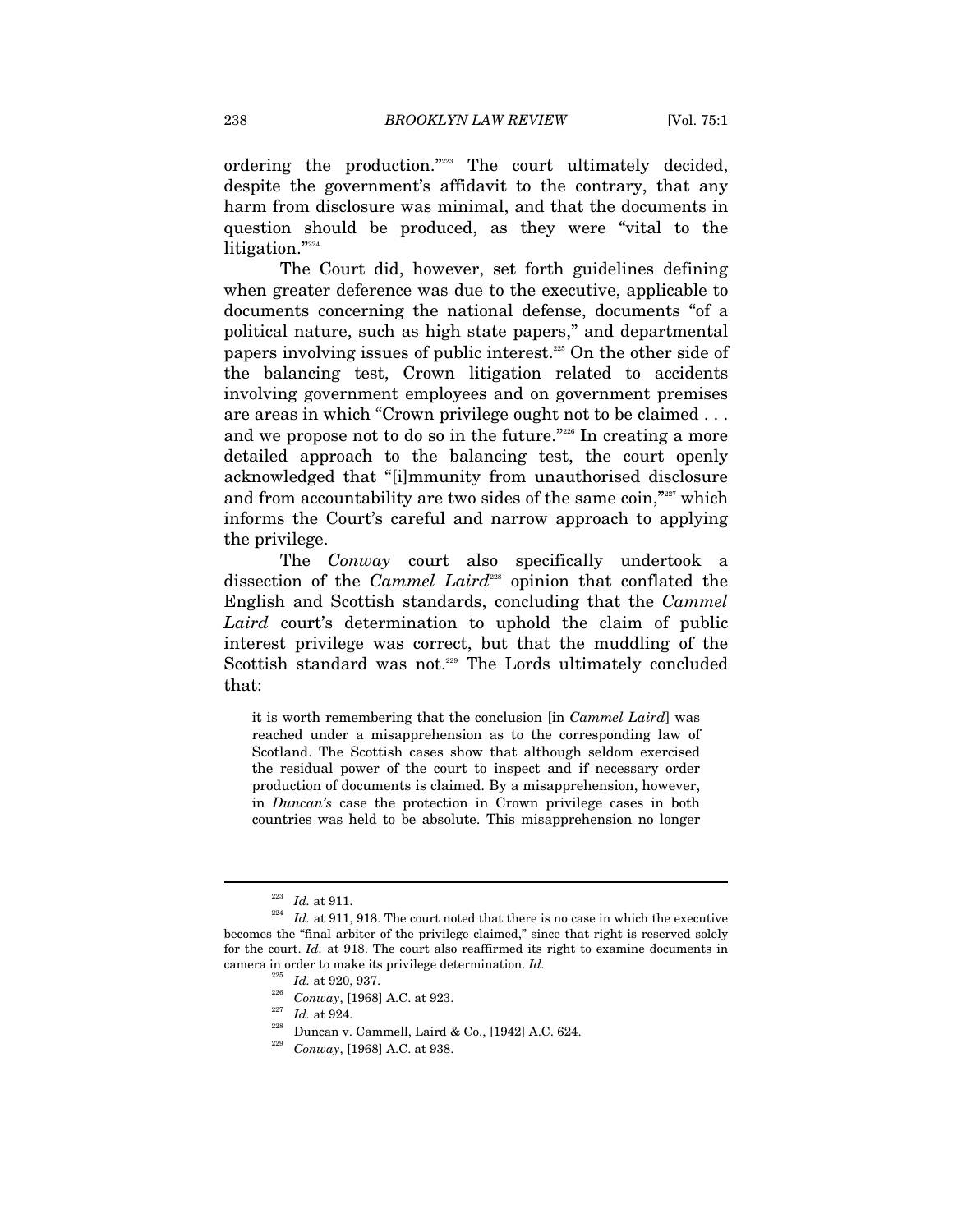ordering the production."[223] The court ultimately decided, despite the government's affidavit to the contrary, that any harm from disclosure was minimal, and that the documents in question should be produced, as they were "vital to the litigation."[224]

The Court did, however, set forth guidelines defining when greater deference was due to the executive, applicable to documents concerning the national defense, documents "of a political nature, such as high state papers," and departmental papers involving issues of public interest.[225] On the other side of the balancing test, Crown litigation related to accidents involving government employees and on government premises are areas in which "Crown privilege ought not to be claimed . . . and we propose not to do so in the future."[226] In creating a more detailed approach to the balancing test, the court openly acknowledged that "[i]mmunity from unauthorised disclosure and from accountability are two sides of the same coin,"[227] which informs the Court's careful and narrow approach to applying the privilege.

The *Conway* court also specifically undertook a dissection of the *Cammel Laird*[228] opinion that conflated the English and Scottish standards, concluding that the *Cammel Laird* court's determination to uphold the claim of public interest privilege was correct, but that the muddling of the Scottish standard was not.[229] The Lords ultimately concluded that:

> it is worth remembering that the conclusion [in *Cammel Laird*] was reached under a misapprehension as to the corresponding law of Scotland. The Scottish cases show that although seldom exercised the residual power of the court to inspect and if necessary order production of documents is claimed. By a misapprehension, however, in *Duncan's* case the protection in Crown privilege cases in both countries was held to be absolute. This misapprehension no longer

---

[223] *Id.* at 911.

[224] *Id.* at 911, 918. The court noted that there is no case in which the executive becomes the "final arbiter of the privilege claimed," since that right is reserved solely for the court. *Id.* at 918. The court also reaffirmed its right to examine documents in camera in order to make its privilege determination. *Id.*

[225] *Id.* at 920, 937.

[226] *Conway*, [1968] A.C. at 923.

[227] *Id.* at 924.

[228] Duncan v. Cammell, Laird & Co., [1942] A.C. 624.

[229] *Conway*, [1968] A.C. at 938.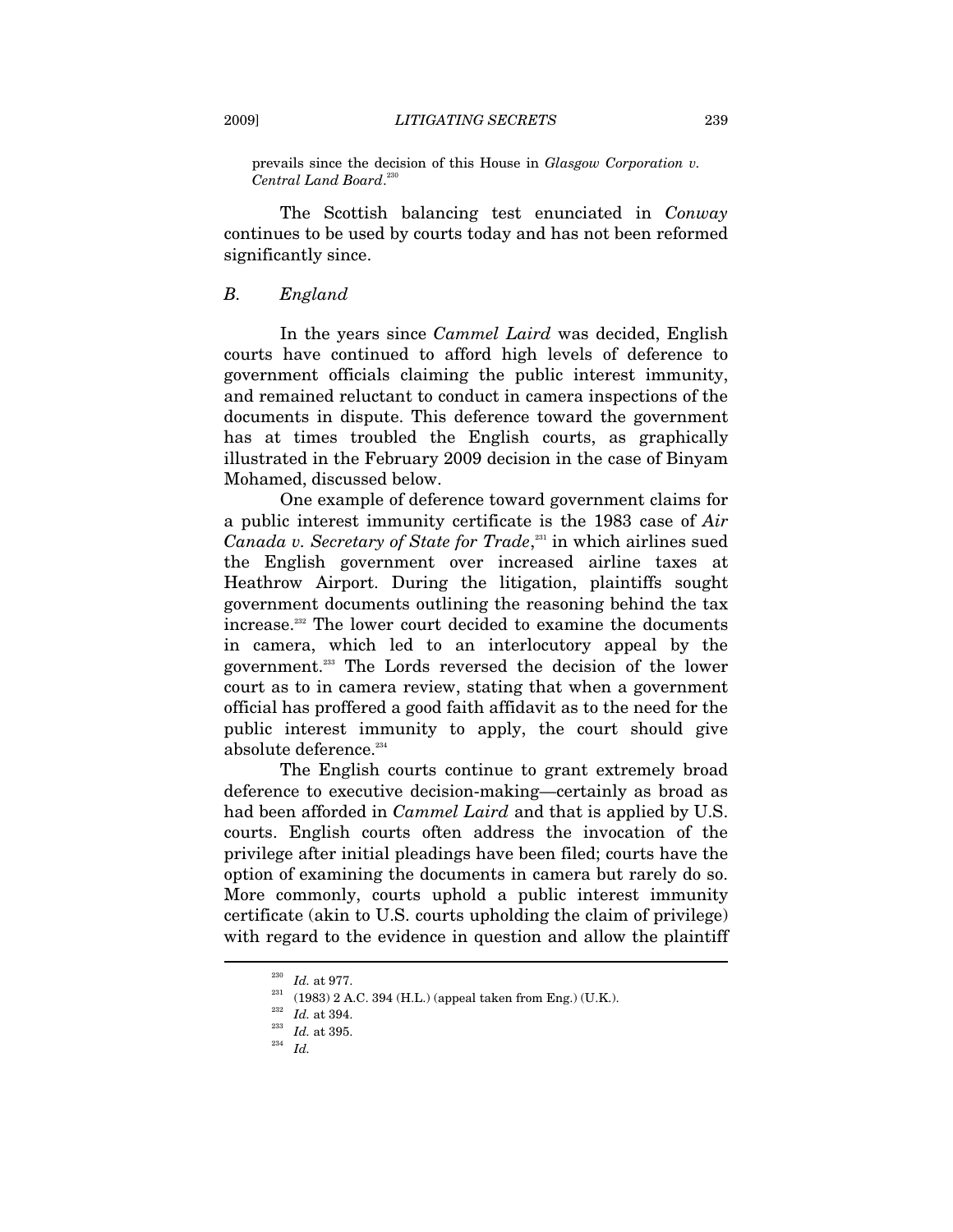prevails since the decision of this House in *Glasgow Corporation v. Central Land Board*.[230]

The Scottish balancing test enunciated in *Conway* continues to be used by courts today and has not been reformed significantly since.

### *B. England*

In the years since *Cammel Laird* was decided, English courts have continued to afford high levels of deference to government officials claiming the public interest immunity, and remained reluctant to conduct in camera inspections of the documents in dispute. This deference toward the government has at times troubled the English courts, as graphically illustrated in the February 2009 decision in the case of Binyam Mohamed, discussed below.

One example of deference toward government claims for a public interest immunity certificate is the 1983 case of *Air Canada v. Secretary of State for Trade*,[231] in which airlines sued the English government over increased airline taxes at Heathrow Airport. During the litigation, plaintiffs sought government documents outlining the reasoning behind the tax increase.[232] The lower court decided to examine the documents in camera, which led to an interlocutory appeal by the government.[233] The Lords reversed the decision of the lower court as to in camera review, stating that when a government official has proffered a good faith affidavit as to the need for the public interest immunity to apply, the court should give absolute deference.[234]

The English courts continue to grant extremely broad deference to executive decision-making—certainly as broad as had been afforded in *Cammel Laird* and that is applied by U.S. courts. English courts often address the invocation of the privilege after initial pleadings have been filed; courts have the option of examining the documents in camera but rarely do so. More commonly, courts uphold a public interest immunity certificate (akin to U.S. courts upholding the claim of privilege) with regard to the evidence in question and allow the plaintiff

---

[230] *Id.* at 977.

[231] (1983) 2 A.C. 394 (H.L.) (appeal taken from Eng.) (U.K.).

[232] *Id.* at 394.

[233] *Id.* at 395.

[234] *Id.*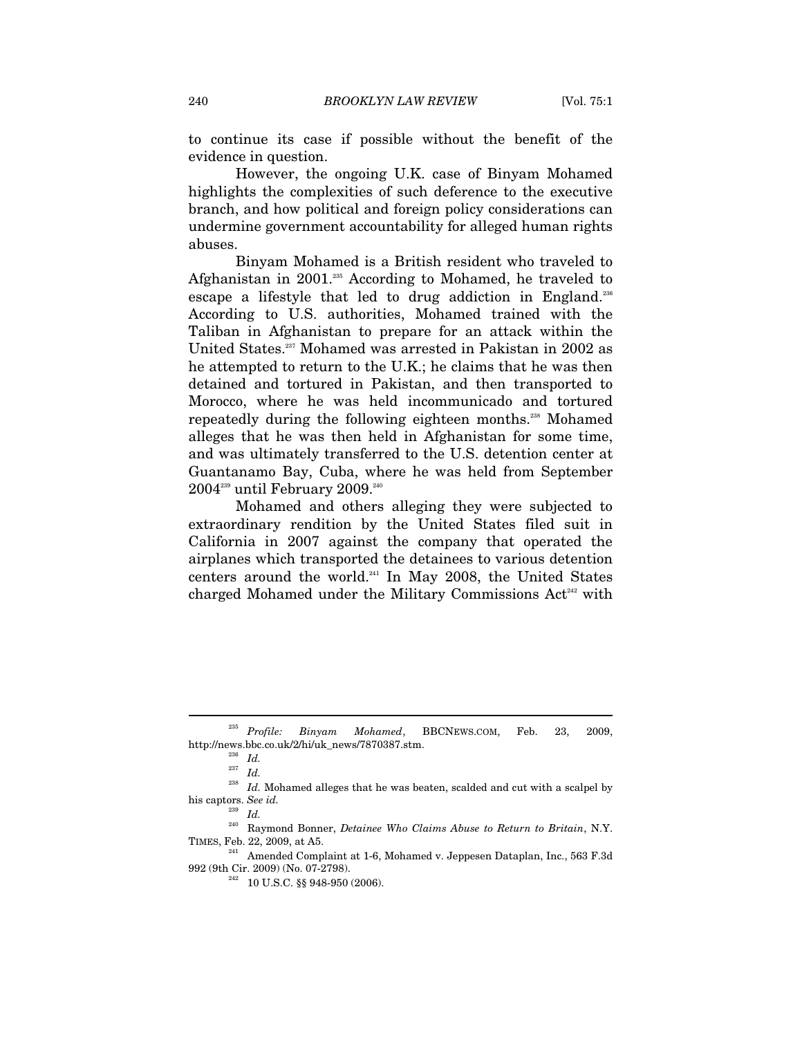to continue its case if possible without the benefit of the evidence in question.

However, the ongoing U.K. case of Binyam Mohamed highlights the complexities of such deference to the executive branch, and how political and foreign policy considerations can undermine government accountability for alleged human rights abuses.

Binyam Mohamed is a British resident who traveled to Afghanistan in 2001.[235] According to Mohamed, he traveled to escape a lifestyle that led to drug addiction in England.[236] According to U.S. authorities, Mohamed trained with the Taliban in Afghanistan to prepare for an attack within the United States.[237] Mohamed was arrested in Pakistan in 2002 as he attempted to return to the U.K.; he claims that he was then detained and tortured in Pakistan, and then transported to Morocco, where he was held incommunicado and tortured repeatedly during the following eighteen months.[238] Mohamed alleges that he was then held in Afghanistan for some time, and was ultimately transferred to the U.S. detention center at Guantanamo Bay, Cuba, where he was held from September 2004[239] until February 2009.[240]

Mohamed and others alleging they were subjected to extraordinary rendition by the United States filed suit in California in 2007 against the company that operated the airplanes which transported the detainees to various detention centers around the world.[241] In May 2008, the United States charged Mohamed under the Military Commissions Act[242] with

---

[235] *Profile: Binyam Mohamed*, BBCNEWS.COM, Feb. 23, 2009, http://news.bbc.co.uk/2/hi/uk_news/7870387.stm.

[236] *Id.*

[237] *Id.*

[238] *Id.* Mohamed alleges that he was beaten, scalded and cut with a scalpel by his captors. *See id.*

[239] *Id.*

[240] Raymond Bonner, *Detainee Who Claims Abuse to Return to Britain*, N.Y. TIMES, Feb. 22, 2009, at A5.

[241] Amended Complaint at 1-6, Mohamed v. Jeppesen Dataplan, Inc., 563 F.3d 992 (9th Cir. 2009) (No. 07-2798).

[242] 10 U.S.C. §§ 948-950 (2006).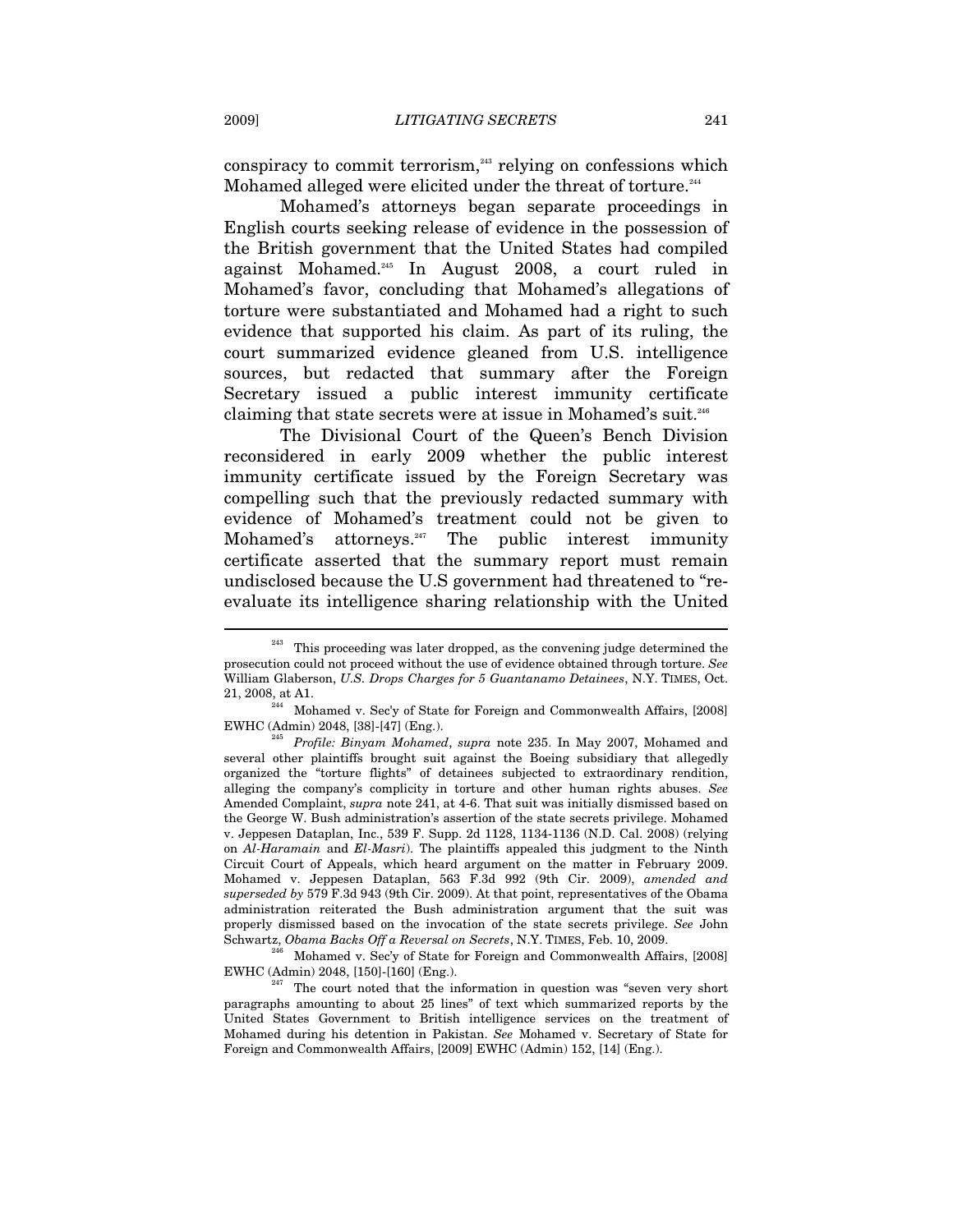conspiracy to commit terrorism,[243] relying on confessions which Mohamed alleged were elicited under the threat of torture.[244]

Mohamed's attorneys began separate proceedings in English courts seeking release of evidence in the possession of the British government that the United States had compiled against Mohamed.[245] In August 2008, a court ruled in Mohamed's favor, concluding that Mohamed's allegations of torture were substantiated and Mohamed had a right to such evidence that supported his claim. As part of its ruling, the court summarized evidence gleaned from U.S. intelligence sources, but redacted that summary after the Foreign Secretary issued a public interest immunity certificate claiming that state secrets were at issue in Mohamed's suit.[246]

The Divisional Court of the Queen's Bench Division reconsidered in early 2009 whether the public interest immunity certificate issued by the Foreign Secretary was compelling such that the previously redacted summary with evidence of Mohamed's treatment could not be given to Mohamed's attorneys.[247] The public interest immunity certificate asserted that the summary report must remain undisclosed because the U.S government had threatened to "re-evaluate its intelligence sharing relationship with the United

---

[243] This proceeding was later dropped, as the convening judge determined the prosecution could not proceed without the use of evidence obtained through torture. *See* William Glaberson, *U.S. Drops Charges for 5 Guantanamo Detainees*, N.Y. TIMES, Oct. 21, 2008, at A1.

[244] Mohamed v. Sec'y of State for Foreign and Commonwealth Affairs, [2008] EWHC (Admin) 2048, [38]-[47] (Eng.).

[245] *Profile: Binyam Mohamed*, *supra* note 235. In May 2007, Mohamed and several other plaintiffs brought suit against the Boeing subsidiary that allegedly organized the "torture flights" of detainees subjected to extraordinary rendition, alleging the company's complicity in torture and other human rights abuses. *See* Amended Complaint, *supra* note 241, at 4-6. That suit was initially dismissed based on the George W. Bush administration's assertion of the state secrets privilege. Mohamed v. Jeppesen Dataplan, Inc., 539 F. Supp. 2d 1128, 1134-1136 (N.D. Cal. 2008) (relying on *Al-Haramain* and *El-Masri*). The plaintiffs appealed this judgment to the Ninth Circuit Court of Appeals, which heard argument on the matter in February 2009. Mohamed v. Jeppesen Dataplan, 563 F.3d 992 (9th Cir. 2009), *amended and superseded by* 579 F.3d 943 (9th Cir. 2009). At that point, representatives of the Obama administration reiterated the Bush administration argument that the suit was properly dismissed based on the invocation of the state secrets privilege. *See* John Schwartz, *Obama Backs Off a Reversal on Secrets*, N.Y. TIMES, Feb. 10, 2009.

[246] Mohamed v. Sec'y of State for Foreign and Commonwealth Affairs, [2008] EWHC (Admin) 2048, [150]-[160] (Eng.).

[247] The court noted that the information in question was "seven very short paragraphs amounting to about 25 lines" of text which summarized reports by the United States Government to British intelligence services on the treatment of Mohamed during his detention in Pakistan. *See* Mohamed v. Secretary of State for Foreign and Commonwealth Affairs, [2009] EWHC (Admin) 152, [14] (Eng.).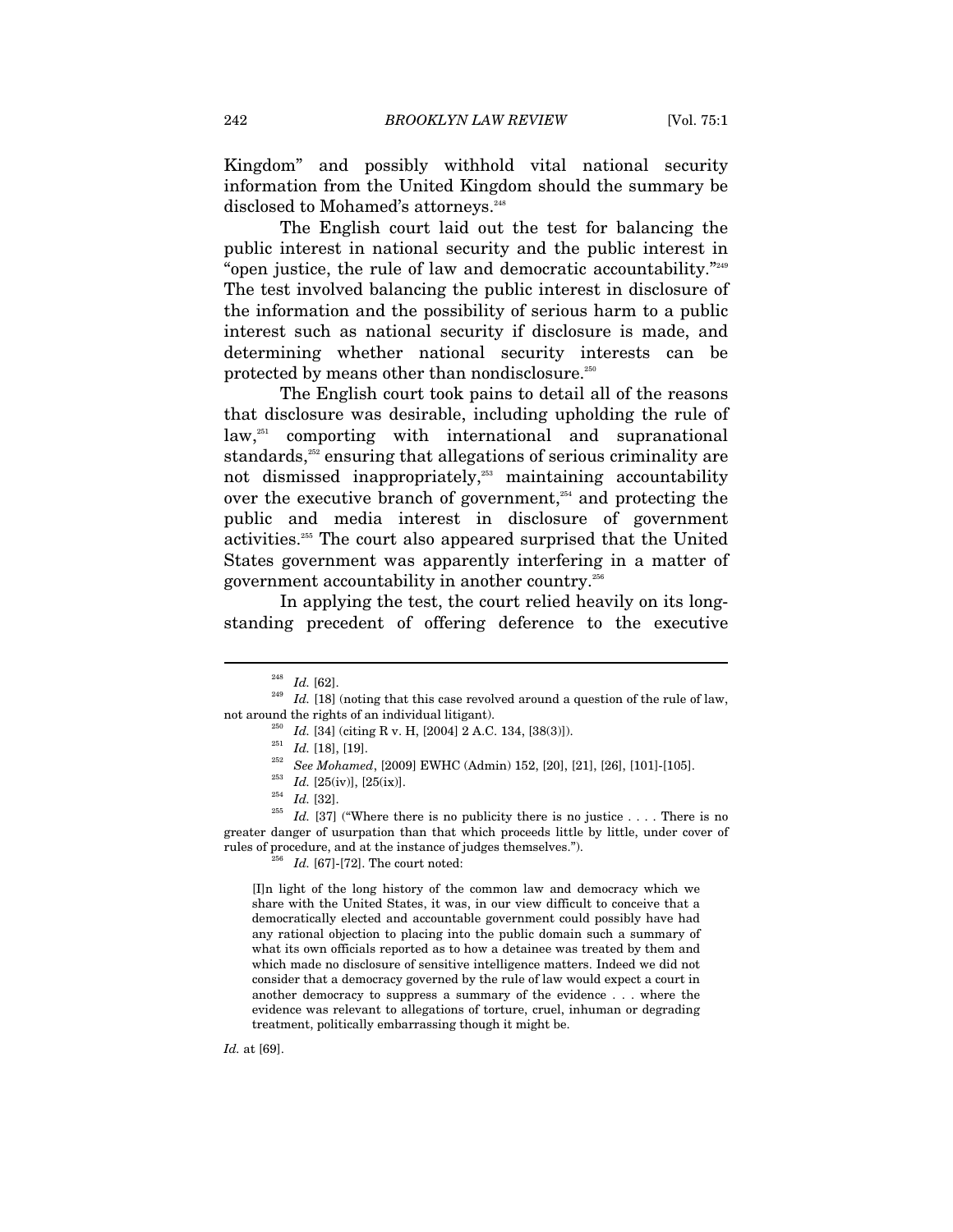Kingdom" and possibly withhold vital national security information from the United Kingdom should the summary be disclosed to Mohamed's attorneys.[248]

The English court laid out the test for balancing the public interest in national security and the public interest in "open justice, the rule of law and democratic accountability."[249] The test involved balancing the public interest in disclosure of the information and the possibility of serious harm to a public interest such as national security if disclosure is made, and determining whether national security interests can be protected by means other than nondisclosure.[250]

The English court took pains to detail all of the reasons that disclosure was desirable, including upholding the rule of law,[251] comporting with international and supranational standards,[252] ensuring that allegations of serious criminality are not dismissed inappropriately,[253] maintaining accountability over the executive branch of government,[254] and protecting the public and media interest in disclosure of government activities.[255] The court also appeared surprised that the United States government was apparently interfering in a matter of government accountability in another country.[256]

In applying the test, the court relied heavily on its long-standing precedent of offering deference to the executive

---

[248] *Id.* [62].

[249] *Id.* [18] (noting that this case revolved around a question of the rule of law, not around the rights of an individual litigant).

[250] *Id.* [34] (citing R v. H, [2004] 2 A.C. 134, [38(3)]).

[251] *Id.* [18], [19].

[252] *See Mohamed*, [2009] EWHC (Admin) 152, [20], [21], [26], [101]-[105].

[253] *Id.* [25(iv)], [25(ix)].

[254] *Id.* [32].

[255] *Id.* [37] ("Where there is no publicity there is no justice . . . . There is no greater danger of usurpation than that which proceeds little by little, under cover of rules of procedure, and at the instance of judges themselves.").

[256] *Id.* [67]-[72]. The court noted:

> [I]n light of the long history of the common law and democracy which we share with the United States, it was, in our view difficult to conceive that a democratically elected and accountable government could possibly have had any rational objection to placing into the public domain such a summary of what its own officials reported as to how a detainee was treated by them and which made no disclosure of sensitive intelligence matters. Indeed we did not consider that a democracy governed by the rule of law would expect a court in another democracy to suppress a summary of the evidence . . . where the evidence was relevant to allegations of torture, cruel, inhuman or degrading treatment, politically embarrassing though it might be.

*Id.* at [69].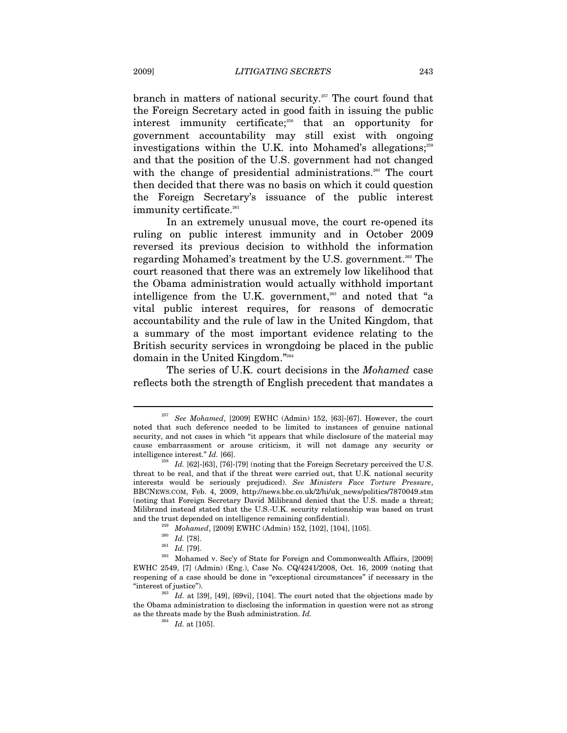branch in matters of national security.[257] The court found that the Foreign Secretary acted in good faith in issuing the public interest immunity certificate;[258] that an opportunity for government accountability may still exist with ongoing investigations within the U.K. into Mohamed's allegations;[259] and that the position of the U.S. government had not changed with the change of presidential administrations.[260] The court then decided that there was no basis on which it could question the Foreign Secretary's issuance of the public interest immunity certificate.[261]

In an extremely unusual move, the court re-opened its ruling on public interest immunity and in October 2009 reversed its previous decision to withhold the information regarding Mohamed's treatment by the U.S. government.[262] The court reasoned that there was an extremely low likelihood that the Obama administration would actually withhold important intelligence from the U.K. government,[263] and noted that "a vital public interest requires, for reasons of democratic accountability and the rule of law in the United Kingdom, that a summary of the most important evidence relating to the British security services in wrongdoing be placed in the public domain in the United Kingdom."[264]

The series of U.K. court decisions in the *Mohamed* case reflects both the strength of English precedent that mandates a

---

[257] *See Mohamed*, [2009] EWHC (Admin) 152, [63]-[67]. However, the court noted that such deference needed to be limited to instances of genuine national security, and not cases in which "it appears that while disclosure of the material may cause embarrassment or arouse criticism, it will not damage any security or intelligence interest." *Id.* [66].

[258] *Id.* [62]-[63], [76]-[79] (noting that the Foreign Secretary perceived the U.S. threat to be real, and that if the threat were carried out, that U.K. national security interests would be seriously prejudiced). *See Ministers Face Torture Pressure*, BBCNEWS.COM, Feb. 4, 2009, http://news.bbc.co.uk/2/hi/uk_news/politics/7870049.stm (noting that Foreign Secretary David Milibrand denied that the U.S. made a threat; Milibrand instead stated that the U.S.-U.K. security relationship was based on trust and the trust depended on intelligence remaining confidential).

[259] *Mohamed*, [2009] EWHC (Admin) 152, [102], [104], [105].

[260] *Id.* [78].

[261] *Id.* [79].

[262] Mohamed v. Sec'y of State for Foreign and Commonwealth Affairs, [2009] EWHC 2549, [7] (Admin) (Eng.), Case No. CQ/4241/2008, Oct. 16, 2009 (noting that reopening of a case should be done in "exceptional circumstances" if necessary in the "interest of justice").

[263] *Id.* at [39], [49], [69vi], [104]. The court noted that the objections made by the Obama administration to disclosing the information in question were not as strong as the threats made by the Bush administration. *Id.*

[264] *Id.* at [105].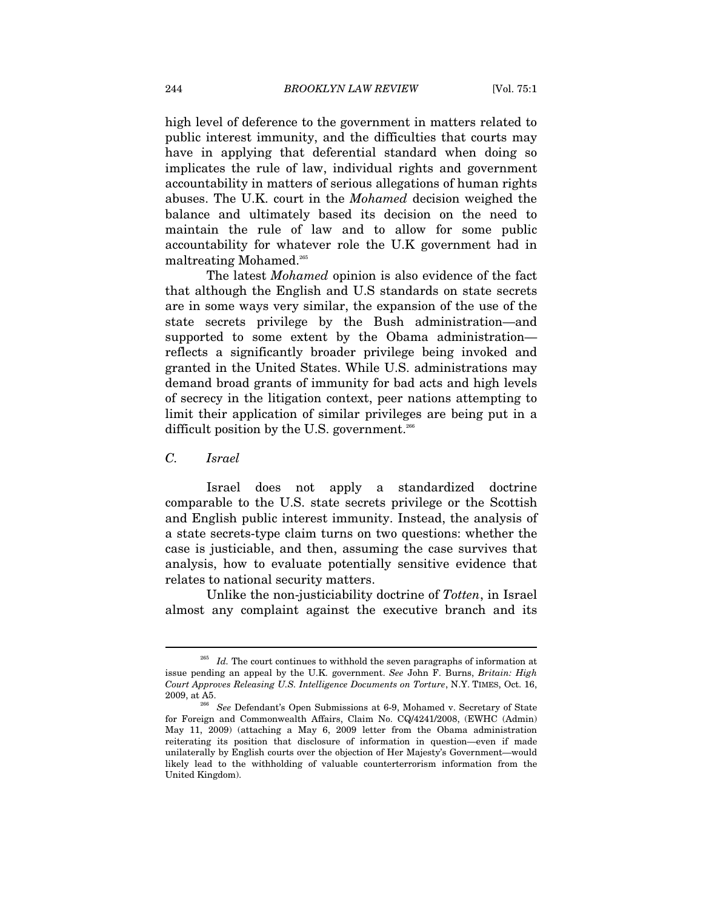high level of deference to the government in matters related to public interest immunity, and the difficulties that courts may have in applying that deferential standard when doing so implicates the rule of law, individual rights and government accountability in matters of serious allegations of human rights abuses. The U.K. court in the *Mohamed* decision weighed the balance and ultimately based its decision on the need to maintain the rule of law and to allow for some public accountability for whatever role the U.K government had in maltreating Mohamed.[265]

The latest *Mohamed* opinion is also evidence of the fact that although the English and U.S standards on state secrets are in some ways very similar, the expansion of the use of the state secrets privilege by the Bush administration—and supported to some extent by the Obama administration—reflects a significantly broader privilege being invoked and granted in the United States. While U.S. administrations may demand broad grants of immunity for bad acts and high levels of secrecy in the litigation context, peer nations attempting to limit their application of similar privileges are being put in a difficult position by the U.S. government.[266]

### *C. Israel*

Israel does not apply a standardized doctrine comparable to the U.S. state secrets privilege or the Scottish and English public interest immunity. Instead, the analysis of a state secrets-type claim turns on two questions: whether the case is justiciable, and then, assuming the case survives that analysis, how to evaluate potentially sensitive evidence that relates to national security matters.

Unlike the non-justiciability doctrine of *Totten*, in Israel almost any complaint against the executive branch and its

---

[265] *Id.* The court continues to withhold the seven paragraphs of information at issue pending an appeal by the U.K. government. *See* John F. Burns, *Britain: High Court Approves Releasing U.S. Intelligence Documents on Torture*, N.Y. TIMES, Oct. 16, 2009, at A5.

[266] *See* Defendant's Open Submissions at 6-9, Mohamed v. Secretary of State for Foreign and Commonwealth Affairs, Claim No. CQ/4241/2008, (EWHC (Admin) May 11, 2009) (attaching a May 6, 2009 letter from the Obama administration reiterating its position that disclosure of information in question—even if made unilaterally by English courts over the objection of Her Majesty's Government—would likely lead to the withholding of valuable counterterrorism information from the United Kingdom).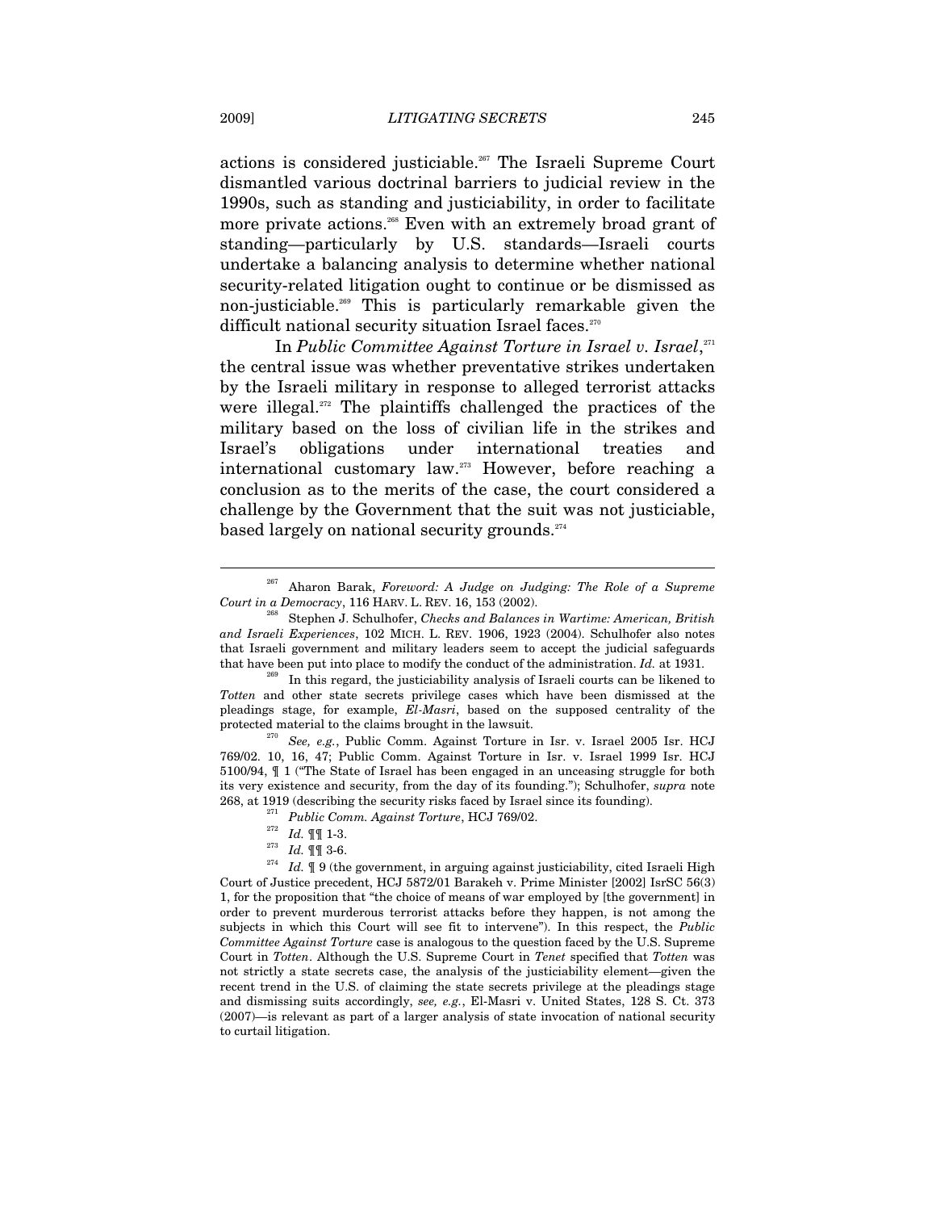actions is considered justiciable.[267] The Israeli Supreme Court dismantled various doctrinal barriers to judicial review in the 1990s, such as standing and justiciability, in order to facilitate more private actions.[268] Even with an extremely broad grant of standing—particularly by U.S. standards—Israeli courts undertake a balancing analysis to determine whether national security-related litigation ought to continue or be dismissed as non-justiciable.[269] This is particularly remarkable given the difficult national security situation Israel faces.[270]

In *Public Committee Against Torture in Israel v. Israel*,[271] the central issue was whether preventative strikes undertaken by the Israeli military in response to alleged terrorist attacks were illegal.[272] The plaintiffs challenged the practices of the military based on the loss of civilian life in the strikes and Israel's obligations under international treaties and international customary law.[273] However, before reaching a conclusion as to the merits of the case, the court considered a challenge by the Government that the suit was not justiciable, based largely on national security grounds.[274]

---

[267] Aharon Barak, *Foreword: A Judge on Judging: The Role of a Supreme Court in a Democracy*, 116 HARV. L. REV. 16, 153 (2002).

[268] Stephen J. Schulhofer, *Checks and Balances in Wartime: American, British and Israeli Experiences*, 102 MICH. L. REV. 1906, 1923 (2004). Schulhofer also notes that Israeli government and military leaders seem to accept the judicial safeguards that have been put into place to modify the conduct of the administration. *Id.* at 1931.

[269] In this regard, the justiciability analysis of Israeli courts can be likened to *Totten* and other state secrets privilege cases which have been dismissed at the pleadings stage, for example, *El-Masri*, based on the supposed centrality of the protected material to the claims brought in the lawsuit.

[270] *See, e.g.*, Public Comm. Against Torture in Isr. v. Israel 2005 Isr. HCJ 769/02. 10, 16, 47; Public Comm. Against Torture in Isr. v. Israel 1999 Isr. HCJ 5100/94, ¶ 1 ("The State of Israel has been engaged in an unceasing struggle for both its very existence and security, from the day of its founding."); Schulhofer, *supra* note 268, at 1919 (describing the security risks faced by Israel since its founding).

[271] *Public Comm. Against Torture*, HCJ 769/02.

[272] *Id.* ¶¶ 1-3.

[273] *Id.* ¶¶ 3-6.

[274] *Id.* ¶ 9 (the government, in arguing against justiciability, cited Israeli High Court of Justice precedent, HCJ 5872/01 Barakeh v. Prime Minister [2002] IsrSC 56(3) 1, for the proposition that "the choice of means of war employed by [the government] in order to prevent murderous terrorist attacks before they happen, is not among the subjects in which this Court will see fit to intervene"). In this respect, the *Public Committee Against Torture* case is analogous to the question faced by the U.S. Supreme Court in *Totten*. Although the U.S. Supreme Court in *Tenet* specified that *Totten* was not strictly a state secrets case, the analysis of the justiciability element—given the recent trend in the U.S. of claiming the state secrets privilege at the pleadings stage and dismissing suits accordingly, *see, e.g.*, El-Masri v. United States, 128 S. Ct. 373 (2007)—is relevant as part of a larger analysis of state invocation of national security to curtail litigation.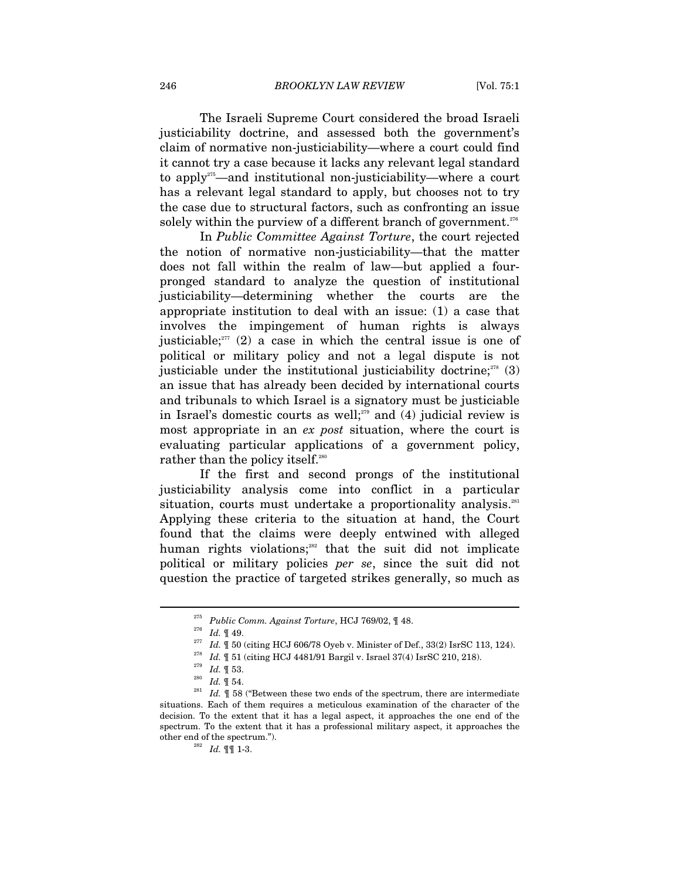The Israeli Supreme Court considered the broad Israeli justiciability doctrine, and assessed both the government's claim of normative non-justiciability—where a court could find it cannot try a case because it lacks any relevant legal standard to apply[275]—and institutional non-justiciability—where a court has a relevant legal standard to apply, but chooses not to try the case due to structural factors, such as confronting an issue solely within the purview of a different branch of government.[276]

In *Public Committee Against Torture*, the court rejected the notion of normative non-justiciability—that the matter does not fall within the realm of law—but applied a four-pronged standard to analyze the question of institutional justiciability—determining whether the courts are the appropriate institution to deal with an issue: (1) a case that involves the impingement of human rights is always justiciable;[277] (2) a case in which the central issue is one of political or military policy and not a legal dispute is not justiciable under the institutional justiciability doctrine;[278] (3) an issue that has already been decided by international courts and tribunals to which Israel is a signatory must be justiciable in Israel's domestic courts as well;[279] and (4) judicial review is most appropriate in an *ex post* situation, where the court is evaluating particular applications of a government policy, rather than the policy itself.[280]

If the first and second prongs of the institutional justiciability analysis come into conflict in a particular situation, courts must undertake a proportionality analysis.[281] Applying these criteria to the situation at hand, the Court found that the claims were deeply entwined with alleged human rights violations;[282] that the suit did not implicate political or military policies *per se*, since the suit did not question the practice of targeted strikes generally, so much as

---

[275] *Public Comm. Against Torture*, HCJ 769/02, ¶ 48.

[276] *Id.* ¶ 49.

[277] *Id.* ¶ 50 (citing HCJ 606/78 Oyeb v. Minister of Def., 33(2) IsrSC 113, 124).

[278] *Id.* ¶ 51 (citing HCJ 4481/91 Bargil v. Israel 37(4) IsrSC 210, 218).

[279] *Id.* ¶ 53.

[280] *Id.* ¶ 54.

[281] *Id.* ¶ 58 ("Between these two ends of the spectrum, there are intermediate situations. Each of them requires a meticulous examination of the character of the decision. To the extent that it has a legal aspect, it approaches the one end of the spectrum. To the extent that it has a professional military aspect, it approaches the other end of the spectrum.").

[282] *Id.* ¶¶ 1-3.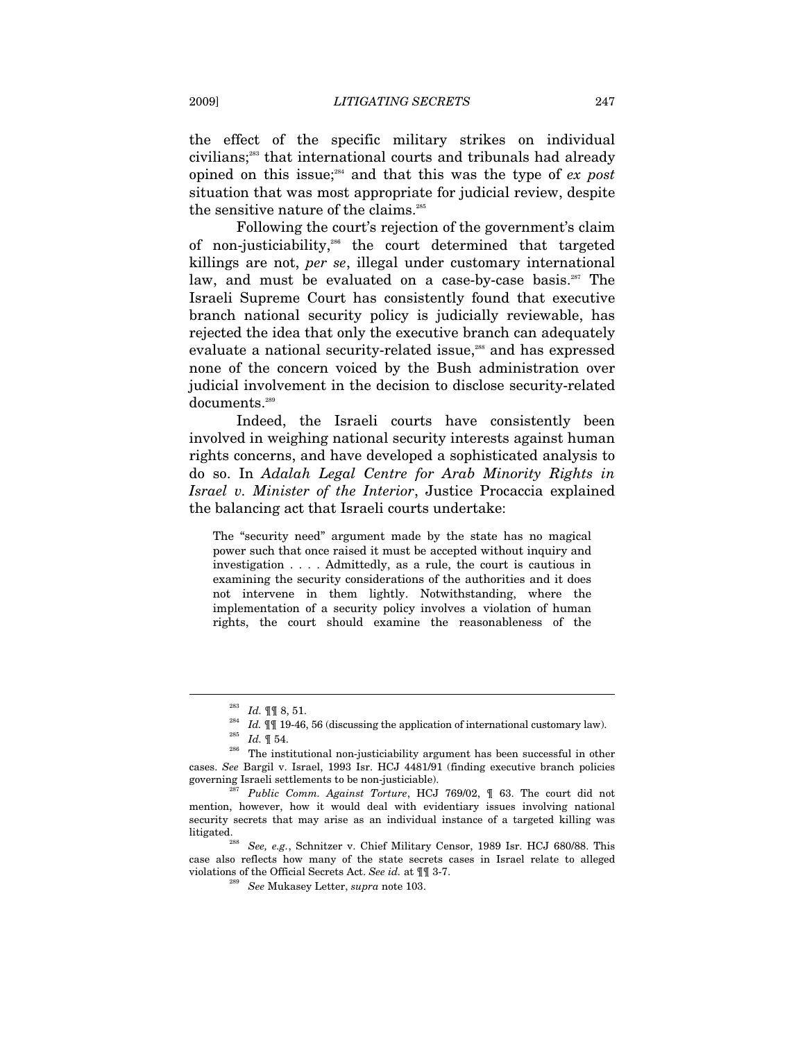the effect of the specific military strikes on individual civilians;[283] that international courts and tribunals had already opined on this issue;[284] and that this was the type of *ex post* situation that was most appropriate for judicial review, despite the sensitive nature of the claims.[285]

Following the court's rejection of the government's claim of non-justiciability,[286] the court determined that targeted killings are not, *per se*, illegal under customary international law, and must be evaluated on a case-by-case basis.[287] The Israeli Supreme Court has consistently found that executive branch national security policy is judicially reviewable, has rejected the idea that only the executive branch can adequately evaluate a national security-related issue,[288] and has expressed none of the concern voiced by the Bush administration over judicial involvement in the decision to disclose security-related documents.[289]

Indeed, the Israeli courts have consistently been involved in weighing national security interests against human rights concerns, and have developed a sophisticated analysis to do so. In *Adalah Legal Centre for Arab Minority Rights in Israel v. Minister of the Interior*, Justice Procaccia explained the balancing act that Israeli courts undertake:

> The "security need" argument made by the state has no magical power such that once raised it must be accepted without inquiry and investigation . . . . Admittedly, as a rule, the court is cautious in examining the security considerations of the authorities and it does not intervene in them lightly. Notwithstanding, where the implementation of a security policy involves a violation of human rights, the court should examine the reasonableness of the

---

[283] *Id.* ¶¶ 8, 51.

[284] *Id.* ¶¶ 19-46, 56 (discussing the application of international customary law).

[285] *Id.* ¶ 54.

[286] The institutional non-justiciability argument has been successful in other cases. *See* Bargil v. Israel, 1993 Isr. HCJ 4481/91 (finding executive branch policies governing Israeli settlements to be non-justiciable).

[287] *Public Comm. Against Torture*, HCJ 769/02, ¶ 63. The court did not mention, however, how it would deal with evidentiary issues involving national security secrets that may arise as an individual instance of a targeted killing was litigated.

[288] *See, e.g.*, Schnitzer v. Chief Military Censor, 1989 Isr. HCJ 680/88. This case also reflects how many of the state secrets cases in Israel relate to alleged violations of the Official Secrets Act. *See id.* at ¶¶ 3-7.

[289] *See* Mukasey Letter, *supra* note 103.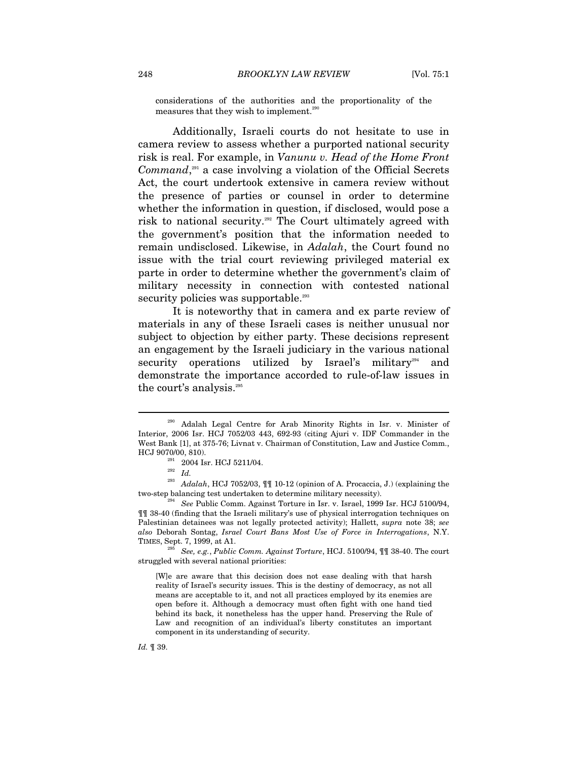considerations of the authorities and the proportionality of the measures that they wish to implement.[290]

Additionally, Israeli courts do not hesitate to use in camera review to assess whether a purported national security risk is real. For example, in *Vanunu v. Head of the Home Front Command*,[291] a case involving a violation of the Official Secrets Act, the court undertook extensive in camera review without the presence of parties or counsel in order to determine whether the information in question, if disclosed, would pose a risk to national security.[292] The Court ultimately agreed with the government's position that the information needed to remain undisclosed. Likewise, in *Adalah*, the Court found no issue with the trial court reviewing privileged material ex parte in order to determine whether the government's claim of military necessity in connection with contested national security policies was supportable.[293]

It is noteworthy that in camera and ex parte review of materials in any of these Israeli cases is neither unusual nor subject to objection by either party. These decisions represent an engagement by the Israeli judiciary in the various national security operations utilized by Israel's military[294] and demonstrate the importance accorded to rule-of-law issues in the court's analysis.[295]

---

[290] Adalah Legal Centre for Arab Minority Rights in Isr. v. Minister of Interior, 2006 Isr. HCJ 7052/03 443, 692-93 (citing Ajuri v. IDF Commander in the West Bank [1], at 375-76; Livnat v. Chairman of Constitution, Law and Justice Comm., HCJ 9070/00, 810).

[291] 2004 Isr. HCJ 5211/04.

[292] *Id.*

[293] *Adalah*, HCJ 7052/03, ¶¶ 10-12 (opinion of A. Procaccia, J.) (explaining the two-step balancing test undertaken to determine military necessity).

[294] *See* Public Comm. Against Torture in Isr. v. Israel, 1999 Isr. HCJ 5100/94, ¶¶ 38-40 (finding that the Israeli military's use of physical interrogation techniques on Palestinian detainees was not legally protected activity); Hallett, *supra* note 38; *see also* Deborah Sontag, *Israel Court Bans Most Use of Force in Interrogations*, N.Y. TIMES, Sept. 7, 1999, at A1.

[295] *See, e.g.*, *Public Comm. Against Torture*, HCJ. 5100/94, ¶¶ 38-40. The court struggled with several national priorities:

> [W]e are aware that this decision does not ease dealing with that harsh reality of Israel's security issues. This is the destiny of democracy, as not all means are acceptable to it, and not all practices employed by its enemies are open before it. Although a democracy must often fight with one hand tied behind its back, it nonetheless has the upper hand. Preserving the Rule of Law and recognition of an individual's liberty constitutes an important component in its understanding of security.

*Id.* ¶ 39.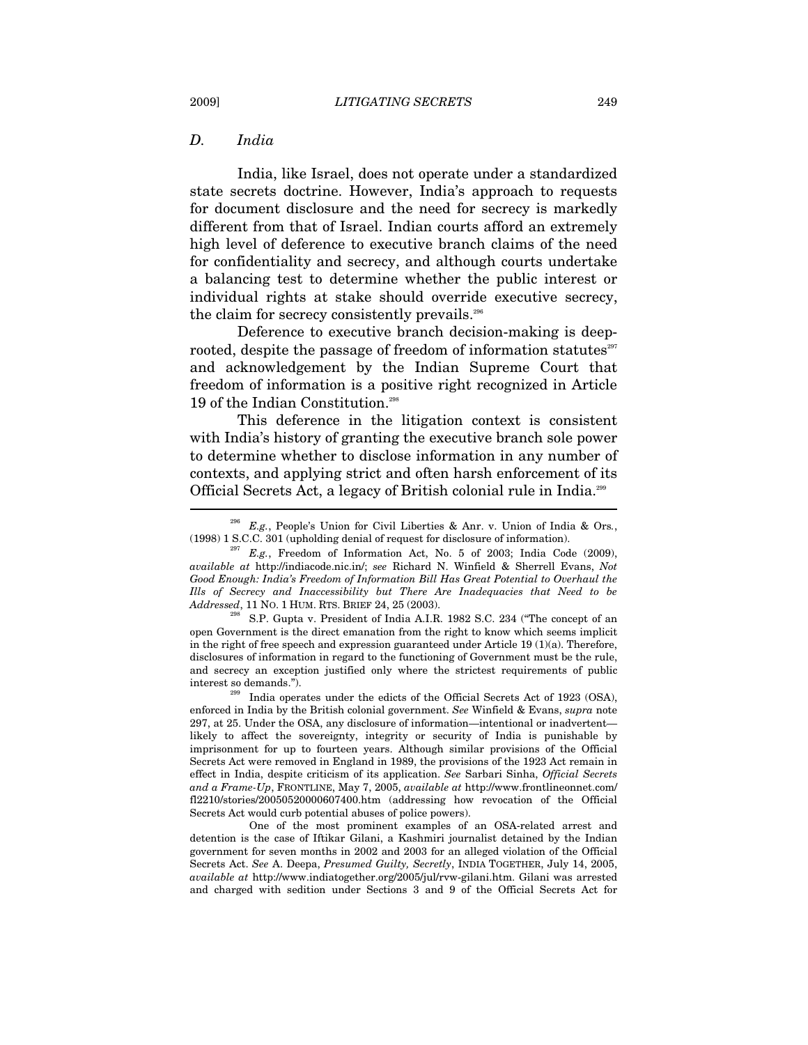### *D. India*

India, like Israel, does not operate under a standardized state secrets doctrine. However, India's approach to requests for document disclosure and the need for secrecy is markedly different from that of Israel. Indian courts afford an extremely high level of deference to executive branch claims of the need for confidentiality and secrecy, and although courts undertake a balancing test to determine whether the public interest or individual rights at stake should override executive secrecy, the claim for secrecy consistently prevails.[296]

Deference to executive branch decision-making is deep-rooted, despite the passage of freedom of information statutes[297] and acknowledgement by the Indian Supreme Court that freedom of information is a positive right recognized in Article 19 of the Indian Constitution.[298]

This deference in the litigation context is consistent with India's history of granting the executive branch sole power to determine whether to disclose information in any number of contexts, and applying strict and often harsh enforcement of its Official Secrets Act, a legacy of British colonial rule in India.[299]

---

[296] *E.g.*, People's Union for Civil Liberties & Anr. v. Union of India & Ors., (1998) 1 S.C.C. 301 (upholding denial of request for disclosure of information).

[297] *E.g.*, Freedom of Information Act, No. 5 of 2003; India Code (2009), *available at* http://indiacode.nic.in/; *see* Richard N. Winfield & Sherrell Evans, *Not Good Enough: India's Freedom of Information Bill Has Great Potential to Overhaul the Ills of Secrecy and Inaccessibility but There Are Inadequacies that Need to be Addressed*, 11 NO. 1 HUM. RTS. BRIEF 24, 25 (2003).

[298] S.P. Gupta v. President of India A.I.R. 1982 S.C. 234 ("The concept of an open Government is the direct emanation from the right to know which seems implicit in the right of free speech and expression guaranteed under Article 19 (1)(a). Therefore, disclosures of information in regard to the functioning of Government must be the rule, and secrecy an exception justified only where the strictest requirements of public interest so demands.").

[299] India operates under the edicts of the Official Secrets Act of 1923 (OSA), enforced in India by the British colonial government. *See* Winfield & Evans, *supra* note 297, at 25. Under the OSA, any disclosure of information—intentional or inadvertent—likely to affect the sovereignty, integrity or security of India is punishable by imprisonment for up to fourteen years. Although similar provisions of the Official Secrets Act were removed in England in 1989, the provisions of the 1923 Act remain in effect in India, despite criticism of its application. *See* Sarbari Sinha, *Official Secrets and a Frame-Up*, FRONTLINE, May 7, 2005, *available at* http://www.frontlineonnet.com/fl2210/stories/20050520000607400.htm (addressing how revocation of the Official Secrets Act would curb potential abuses of police powers).

One of the most prominent examples of an OSA-related arrest and detention is the case of Iftikar Gilani, a Kashmiri journalist detained by the Indian government for seven months in 2002 and 2003 for an alleged violation of the Official Secrets Act. *See* A. Deepa, *Presumed Guilty, Secretly*, INDIA TOGETHER, July 14, 2005, *available at* http://www.indiatogether.org/2005/jul/rvw-gilani.htm. Gilani was arrested and charged with sedition under Sections 3 and 9 of the Official Secrets Act for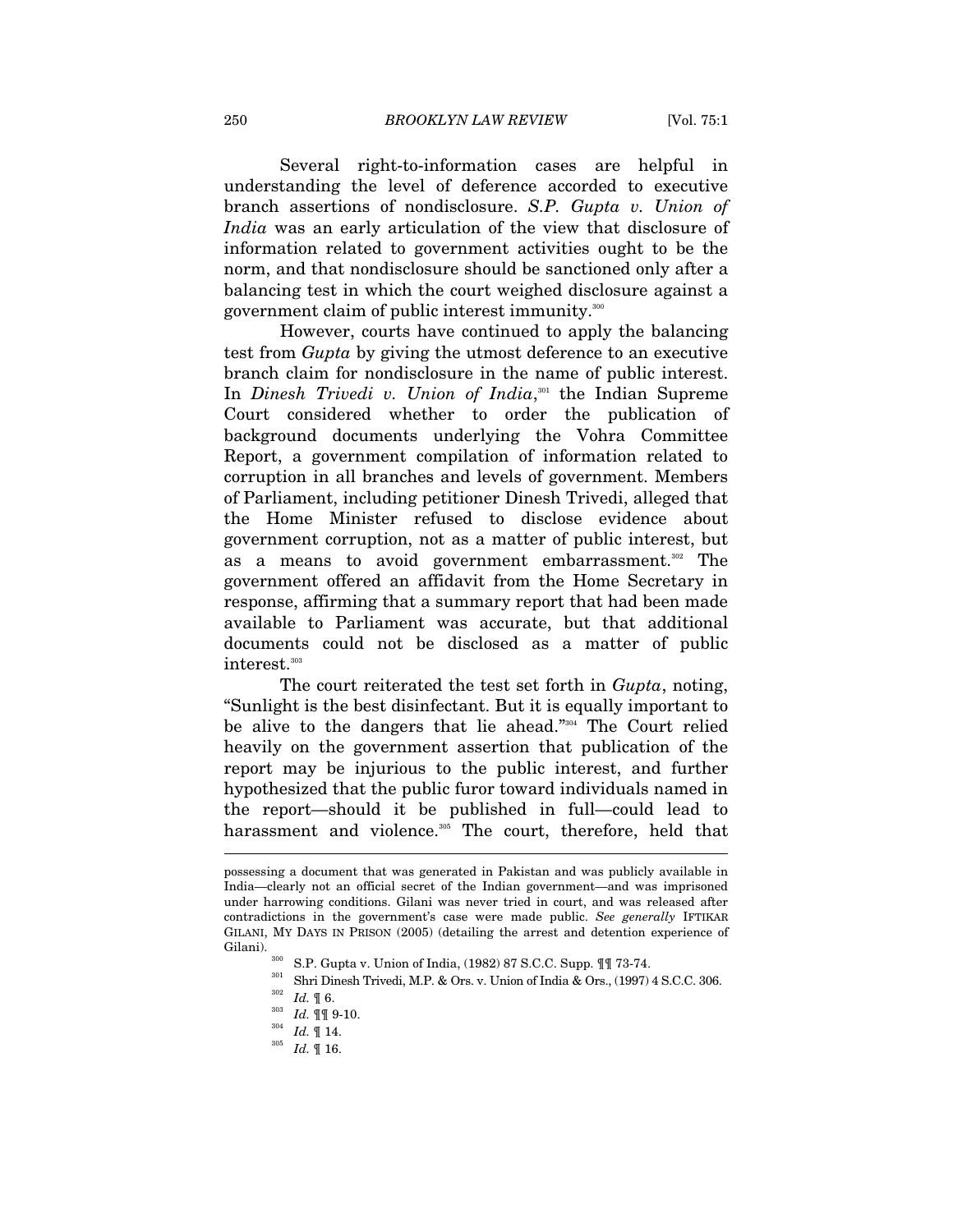Several right-to-information cases are helpful in understanding the level of deference accorded to executive branch assertions of nondisclosure. *S.P. Gupta v. Union of India* was an early articulation of the view that disclosure of information related to government activities ought to be the norm, and that nondisclosure should be sanctioned only after a balancing test in which the court weighed disclosure against a government claim of public interest immunity.[300]

However, courts have continued to apply the balancing test from *Gupta* by giving the utmost deference to an executive branch claim for nondisclosure in the name of public interest. In *Dinesh Trivedi v. Union of India*,[301] the Indian Supreme Court considered whether to order the publication of background documents underlying the Vohra Committee Report, a government compilation of information related to corruption in all branches and levels of government. Members of Parliament, including petitioner Dinesh Trivedi, alleged that the Home Minister refused to disclose evidence about government corruption, not as a matter of public interest, but as a means to avoid government embarrassment.[302] The government offered an affidavit from the Home Secretary in response, affirming that a summary report that had been made available to Parliament was accurate, but that additional documents could not be disclosed as a matter of public interest.[303]

The court reiterated the test set forth in *Gupta*, noting, "Sunlight is the best disinfectant. But it is equally important to be alive to the dangers that lie ahead."[304] The Court relied heavily on the government assertion that publication of the report may be injurious to the public interest, and further hypothesized that the public furor toward individuals named in the report—should it be published in full—could lead to harassment and violence.[305] The court, therefore, held that

---

possessing a document that was generated in Pakistan and was publicly available in India—clearly not an official secret of the Indian government—and was imprisoned under harrowing conditions. Gilani was never tried in court, and was released after contradictions in the government's case were made public. *See generally* IFTIKAR GILANI, MY DAYS IN PRISON (2005) (detailing the arrest and detention experience of Gilani).

[300] S.P. Gupta v. Union of India, (1982) 87 S.C.C. Supp. ¶¶ 73-74.

[301] Shri Dinesh Trivedi, M.P. & Ors. v. Union of India & Ors., (1997) 4 S.C.C. 306.

[302] *Id.* ¶ 6.

[303] *Id.* ¶¶ 9-10.

[304] *Id.* ¶ 14.

[305] *Id.* ¶ 16.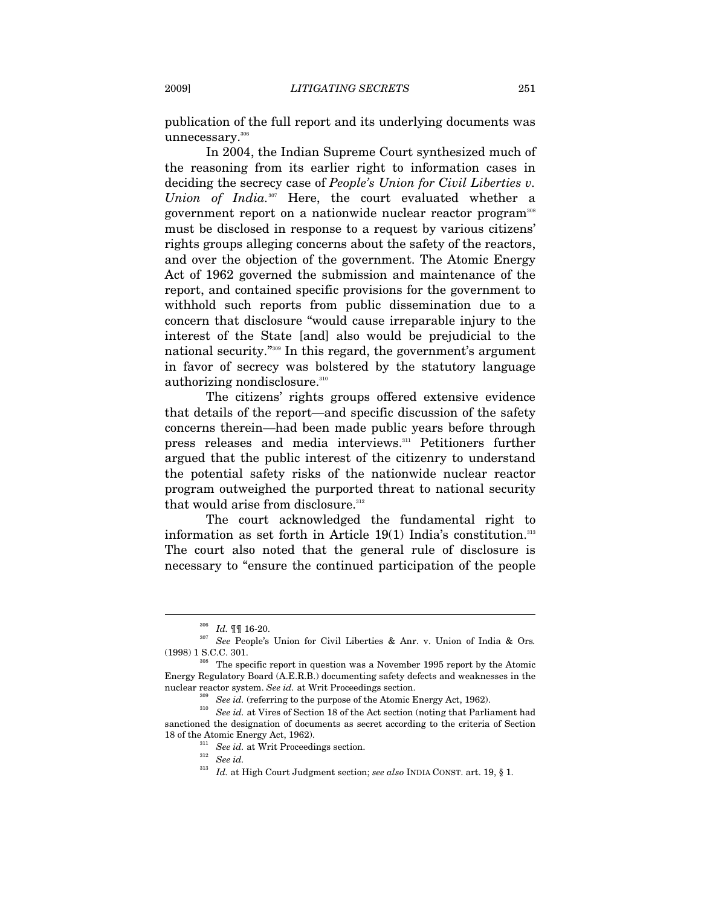publication of the full report and its underlying documents was unnecessary.[306]

In 2004, the Indian Supreme Court synthesized much of the reasoning from its earlier right to information cases in deciding the secrecy case of *People's Union for Civil Liberties v. Union of India*.[307] Here, the court evaluated whether a government report on a nationwide nuclear reactor program[308] must be disclosed in response to a request by various citizens' rights groups alleging concerns about the safety of the reactors, and over the objection of the government. The Atomic Energy Act of 1962 governed the submission and maintenance of the report, and contained specific provisions for the government to withhold such reports from public dissemination due to a concern that disclosure "would cause irreparable injury to the interest of the State [and] also would be prejudicial to the national security."[309] In this regard, the government's argument in favor of secrecy was bolstered by the statutory language authorizing nondisclosure.[310]

The citizens' rights groups offered extensive evidence that details of the report—and specific discussion of the safety concerns therein—had been made public years before through press releases and media interviews.[311] Petitioners further argued that the public interest of the citizenry to understand the potential safety risks of the nationwide nuclear reactor program outweighed the purported threat to national security that would arise from disclosure.[312]

The court acknowledged the fundamental right to information as set forth in Article 19(1) India's constitution.[313] The court also noted that the general rule of disclosure is necessary to "ensure the continued participation of the people

---

[306] *Id.* ¶¶ 16-20.

[307] *See* People's Union for Civil Liberties & Anr. v. Union of India & Ors*.* (1998) 1 S.C.C. 301.

[308] The specific report in question was a November 1995 report by the Atomic Energy Regulatory Board (A.E.R.B.) documenting safety defects and weaknesses in the nuclear reactor system. *See id.* at Writ Proceedings section.

[309] *See id.* (referring to the purpose of the Atomic Energy Act, 1962).

[310] *See id.* at Vires of Section 18 of the Act section (noting that Parliament had sanctioned the designation of documents as secret according to the criteria of Section 18 of the Atomic Energy Act, 1962).

[311] *See id.* at Writ Proceedings section.

[312] *See id.*

[313] *Id.* at High Court Judgment section; *see also* INDIA CONST. art. 19, § 1.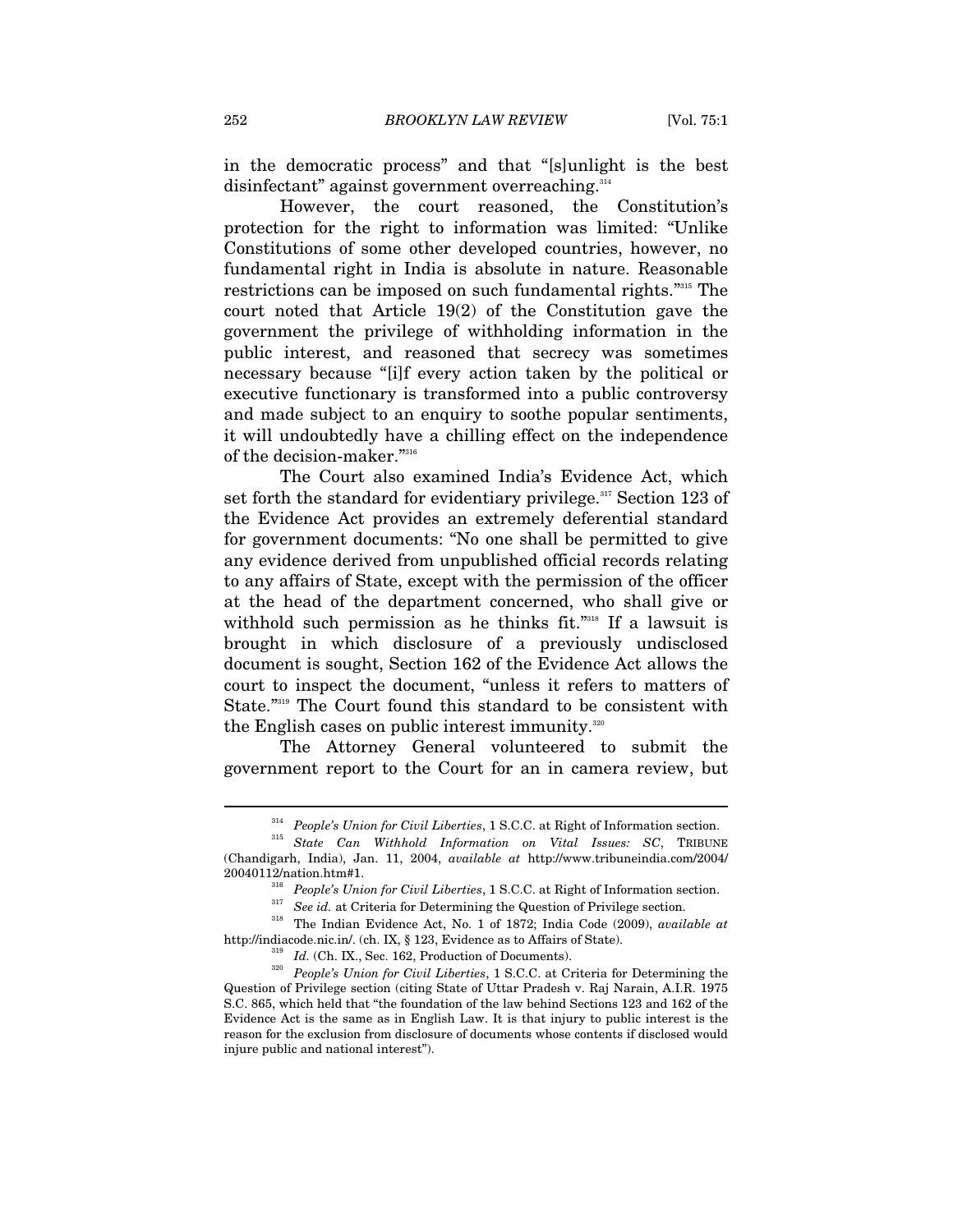in the democratic process" and that "[s]unlight is the best disinfectant" against government overreaching.[314]

However, the court reasoned, the Constitution's protection for the right to information was limited: "Unlike Constitutions of some other developed countries, however, no fundamental right in India is absolute in nature. Reasonable restrictions can be imposed on such fundamental rights."[315] The court noted that Article 19(2) of the Constitution gave the government the privilege of withholding information in the public interest, and reasoned that secrecy was sometimes necessary because "[i]f every action taken by the political or executive functionary is transformed into a public controversy and made subject to an enquiry to soothe popular sentiments, it will undoubtedly have a chilling effect on the independence of the decision-maker."[316]

The Court also examined India's Evidence Act, which set forth the standard for evidentiary privilege.[317] Section 123 of the Evidence Act provides an extremely deferential standard for government documents: "No one shall be permitted to give any evidence derived from unpublished official records relating to any affairs of State, except with the permission of the officer at the head of the department concerned, who shall give or withhold such permission as he thinks fit."[318] If a lawsuit is brought in which disclosure of a previously undisclosed document is sought, Section 162 of the Evidence Act allows the court to inspect the document, "unless it refers to matters of State."[319] The Court found this standard to be consistent with the English cases on public interest immunity.[320]

The Attorney General volunteered to submit the government report to the Court for an in camera review, but

---

[314] *People's Union for Civil Liberties*, 1 S.C.C. at Right of Information section.

[315] *State Can Withhold Information on Vital Issues: SC*, TRIBUNE (Chandigarh, India), Jan. 11, 2004, *available at* http://www.tribuneindia.com/2004/20040112/nation.htm#1.

[316] *People's Union for Civil Liberties*, 1 S.C.C. at Right of Information section.

[317] *See id.* at Criteria for Determining the Question of Privilege section.

[318] The Indian Evidence Act, No. 1 of 1872; India Code (2009), *available at* http://indiacode.nic.in/. (ch. IX, § 123, Evidence as to Affairs of State).

[319] *Id.* (Ch. IX., Sec. 162, Production of Documents).

[320] *People's Union for Civil Liberties*, 1 S.C.C. at Criteria for Determining the Question of Privilege section (citing State of Uttar Pradesh v. Raj Narain, A.I.R. 1975 S.C. 865, which held that "the foundation of the law behind Sections 123 and 162 of the Evidence Act is the same as in English Law. It is that injury to public interest is the reason for the exclusion from disclosure of documents whose contents if disclosed would injure public and national interest").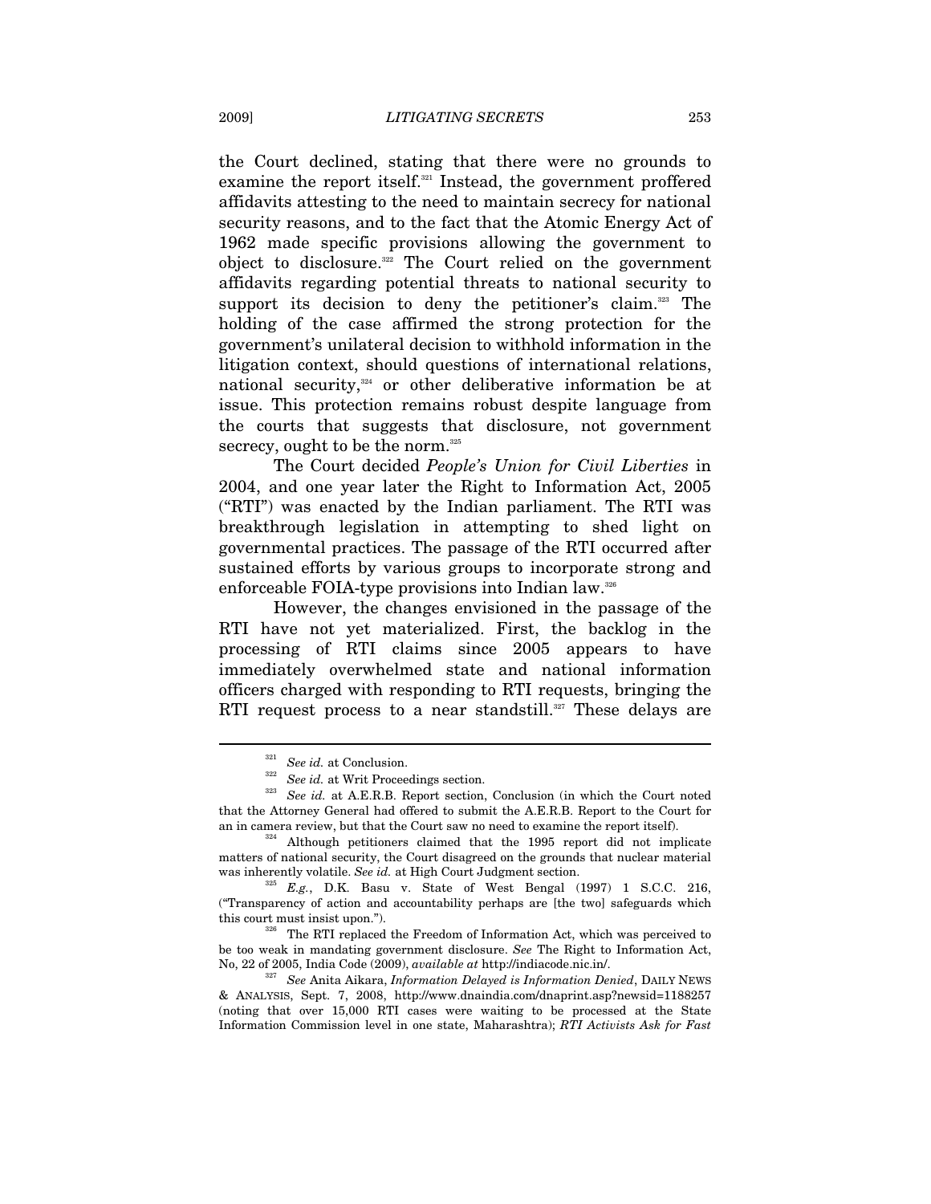the Court declined, stating that there were no grounds to examine the report itself.[321] Instead, the government proffered affidavits attesting to the need to maintain secrecy for national security reasons, and to the fact that the Atomic Energy Act of 1962 made specific provisions allowing the government to object to disclosure.[322] The Court relied on the government affidavits regarding potential threats to national security to support its decision to deny the petitioner's claim.[323] The holding of the case affirmed the strong protection for the government's unilateral decision to withhold information in the litigation context, should questions of international relations, national security,[324] or other deliberative information be at issue. This protection remains robust despite language from the courts that suggests that disclosure, not government secrecy, ought to be the norm.[325]

The Court decided *People's Union for Civil Liberties* in 2004, and one year later the Right to Information Act, 2005 ("RTI") was enacted by the Indian parliament. The RTI was breakthrough legislation in attempting to shed light on governmental practices. The passage of the RTI occurred after sustained efforts by various groups to incorporate strong and enforceable FOIA-type provisions into Indian law.[326]

However, the changes envisioned in the passage of the RTI have not yet materialized. First, the backlog in the processing of RTI claims since 2005 appears to have immediately overwhelmed state and national information officers charged with responding to RTI requests, bringing the RTI request process to a near standstill.[327] These delays are

---

[321] *See id.* at Conclusion.

[322] *See id.* at Writ Proceedings section.

[323] *See id.* at A.E.R.B. Report section, Conclusion (in which the Court noted that the Attorney General had offered to submit the A.E.R.B. Report to the Court for an in camera review, but that the Court saw no need to examine the report itself).

[324] Although petitioners claimed that the 1995 report did not implicate matters of national security, the Court disagreed on the grounds that nuclear material was inherently volatile. *See id.* at High Court Judgment section.

[325] *E.g.*, D.K. Basu v. State of West Bengal (1997) 1 S.C.C. 216, ("Transparency of action and accountability perhaps are [the two] safeguards which this court must insist upon.").

[326] The RTI replaced the Freedom of Information Act, which was perceived to be too weak in mandating government disclosure. *See* The Right to Information Act, No, 22 of 2005, India Code (2009), *available at* http://indiacode.nic.in/.

[327] *See* Anita Aikara, *Information Delayed is Information Denied*, DAILY NEWS & ANALYSIS, Sept. 7, 2008, http://www.dnaindia.com/dnaprint.asp?newsid=1188257 (noting that over 15,000 RTI cases were waiting to be processed at the State Information Commission level in one state, Maharashtra); *RTI Activists Ask for Fast*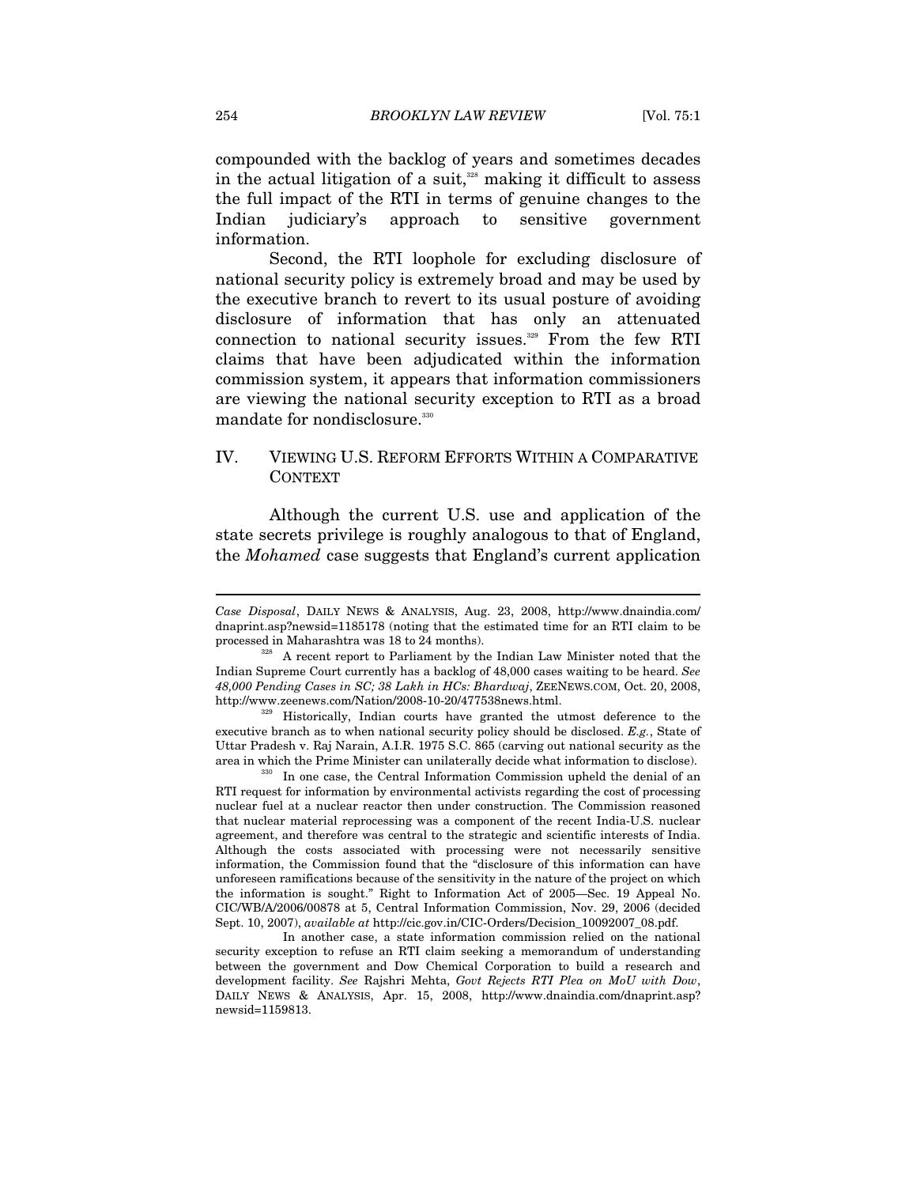compounded with the backlog of years and sometimes decades in the actual litigation of a suit,[328] making it difficult to assess the full impact of the RTI in terms of genuine changes to the Indian judiciary's approach to sensitive government information.

Second, the RTI loophole for excluding disclosure of national security policy is extremely broad and may be used by the executive branch to revert to its usual posture of avoiding disclosure of information that has only an attenuated connection to national security issues.[329] From the few RTI claims that have been adjudicated within the information commission system, it appears that information commissioners are viewing the national security exception to RTI as a broad mandate for nondisclosure.[330]

## IV. VIEWING U.S. REFORM EFFORTS WITHIN A COMPARATIVE CONTEXT

Although the current U.S. use and application of the state secrets privilege is roughly analogous to that of England, the *Mohamed* case suggests that England's current application

---

*Case Disposal*, DAILY NEWS & ANALYSIS, Aug. 23, 2008, http://www.dnaindia.com/dnaprint.asp?newsid=1185178 (noting that the estimated time for an RTI claim to be processed in Maharashtra was 18 to 24 months).

[328] A recent report to Parliament by the Indian Law Minister noted that the Indian Supreme Court currently has a backlog of 48,000 cases waiting to be heard. *See 48,000 Pending Cases in SC; 38 Lakh in HCs: Bhardwaj*, ZEENEWS.COM, Oct. 20, 2008, http://www.zeenews.com/Nation/2008-10-20/477538news.html.

[329] Historically, Indian courts have granted the utmost deference to the executive branch as to when national security policy should be disclosed. *E.g.*, State of Uttar Pradesh v. Raj Narain, A.I.R. 1975 S.C. 865 (carving out national security as the area in which the Prime Minister can unilaterally decide what information to disclose).

[330] In one case, the Central Information Commission upheld the denial of an RTI request for information by environmental activists regarding the cost of processing nuclear fuel at a nuclear reactor then under construction. The Commission reasoned that nuclear material reprocessing was a component of the recent India-U.S. nuclear agreement, and therefore was central to the strategic and scientific interests of India. Although the costs associated with processing were not necessarily sensitive information, the Commission found that the "disclosure of this information can have unforeseen ramifications because of the sensitivity in the nature of the project on which the information is sought." Right to Information Act of 2005—Sec. 19 Appeal No. CIC/WB/A/2006/00878 at 5, Central Information Commission, Nov. 29, 2006 (decided Sept. 10, 2007), *available at* http://cic.gov.in/CIC-Orders/Decision_10092007_08.pdf.

In another case, a state information commission relied on the national security exception to refuse an RTI claim seeking a memorandum of understanding between the government and Dow Chemical Corporation to build a research and development facility. *See* Rajshri Mehta, *Govt Rejects RTI Plea on MoU with Dow*, DAILY NEWS & ANALYSIS, Apr. 15, 2008, http://www.dnaindia.com/dnaprint.asp?newsid=1159813.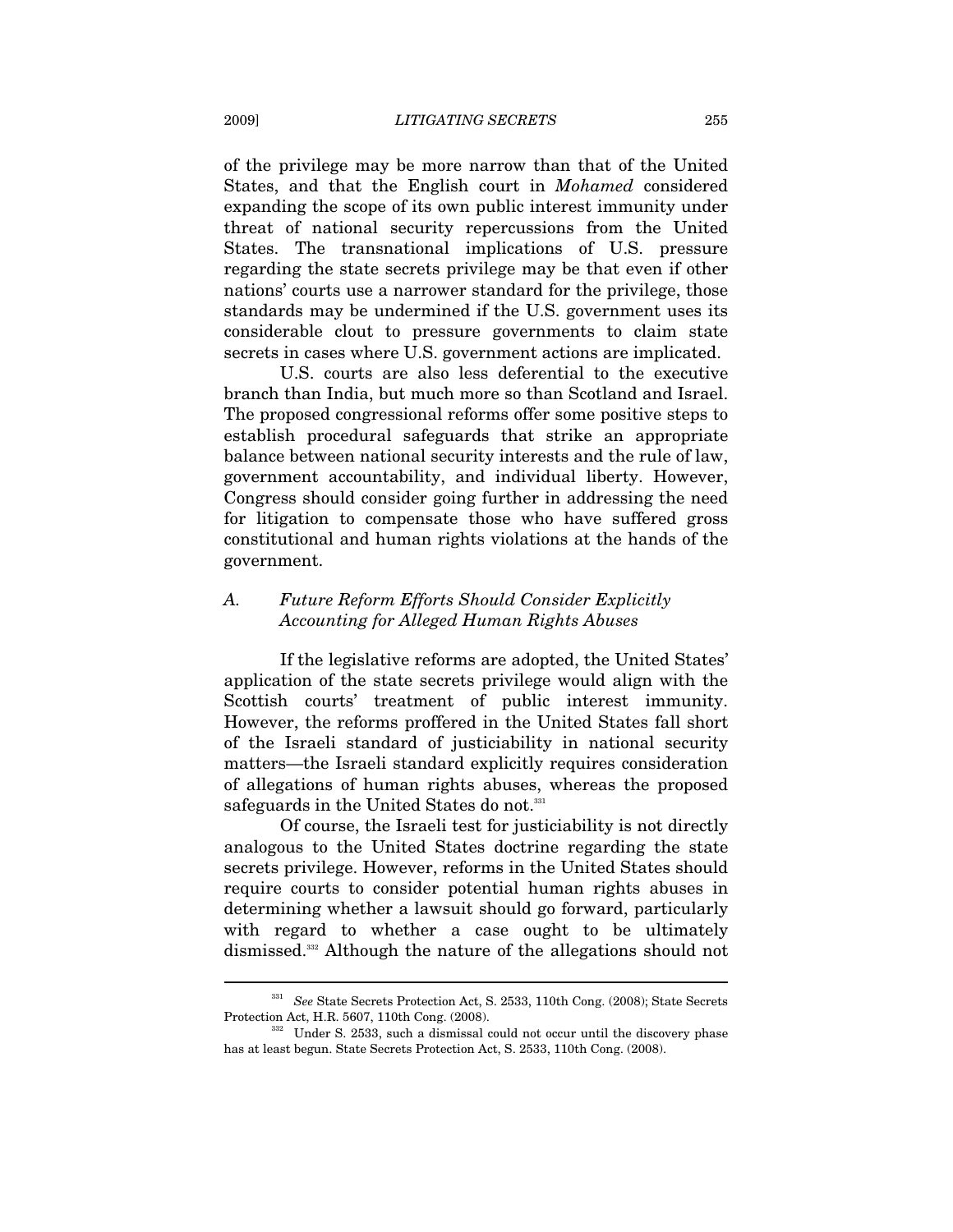of the privilege may be more narrow than that of the United States, and that the English court in *Mohamed* considered expanding the scope of its own public interest immunity under threat of national security repercussions from the United States. The transnational implications of U.S. pressure regarding the state secrets privilege may be that even if other nations' courts use a narrower standard for the privilege, those standards may be undermined if the U.S. government uses its considerable clout to pressure governments to claim state secrets in cases where U.S. government actions are implicated.

U.S. courts are also less deferential to the executive branch than India, but much more so than Scotland and Israel. The proposed congressional reforms offer some positive steps to establish procedural safeguards that strike an appropriate balance between national security interests and the rule of law, government accountability, and individual liberty. However, Congress should consider going further in addressing the need for litigation to compensate those who have suffered gross constitutional and human rights violations at the hands of the government.

### A. *Future Reform Efforts Should Consider Explicitly Accounting for Alleged Human Rights Abuses*

If the legislative reforms are adopted, the United States' application of the state secrets privilege would align with the Scottish courts' treatment of public interest immunity. However, the reforms proffered in the United States fall short of the Israeli standard of justiciability in national security matters—the Israeli standard explicitly requires consideration of allegations of human rights abuses, whereas the proposed safeguards in the United States do not.[331]

Of course, the Israeli test for justiciability is not directly analogous to the United States doctrine regarding the state secrets privilege. However, reforms in the United States should require courts to consider potential human rights abuses in determining whether a lawsuit should go forward, particularly with regard to whether a case ought to be ultimately dismissed.[332] Although the nature of the allegations should not

---

[331] *See* State Secrets Protection Act, S. 2533, 110th Cong. (2008); State Secrets Protection Act, H.R. 5607, 110th Cong. (2008).

[332] Under S. 2533, such a dismissal could not occur until the discovery phase has at least begun. State Secrets Protection Act, S. 2533, 110th Cong. (2008).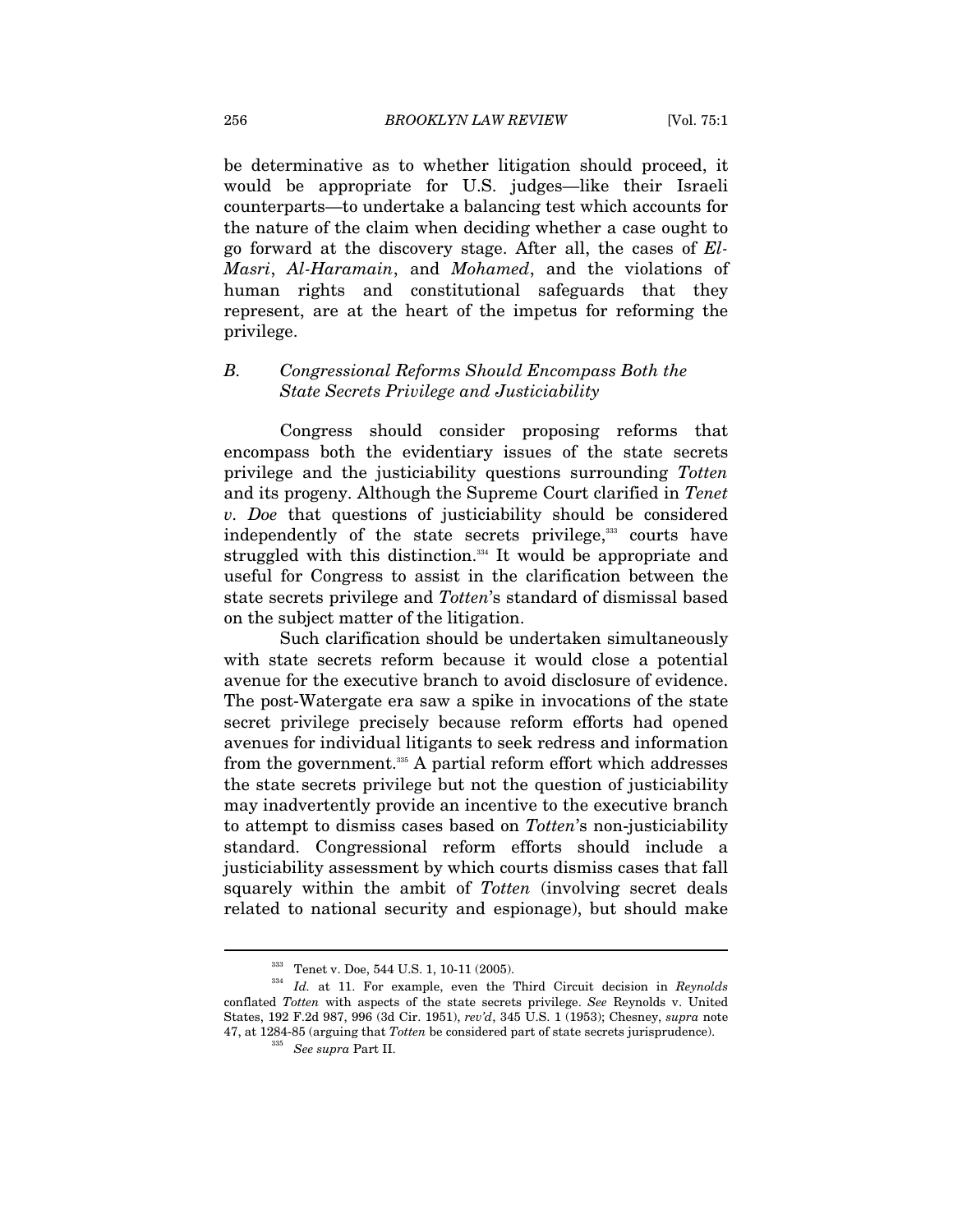be determinative as to whether litigation should proceed, it would be appropriate for U.S. judges—like their Israeli counterparts—to undertake a balancing test which accounts for the nature of the claim when deciding whether a case ought to go forward at the discovery stage. After all, the cases of *El-Masri*, *Al-Haramain*, and *Mohamed*, and the violations of human rights and constitutional safeguards that they represent, are at the heart of the impetus for reforming the privilege.

### *B. Congressional Reforms Should Encompass Both the State Secrets Privilege and Justiciability*

Congress should consider proposing reforms that encompass both the evidentiary issues of the state secrets privilege and the justiciability questions surrounding *Totten* and its progeny. Although the Supreme Court clarified in *Tenet v. Doe* that questions of justiciability should be considered independently of the state secrets privilege,[333] courts have struggled with this distinction.[334] It would be appropriate and useful for Congress to assist in the clarification between the state secrets privilege and *Totten*'s standard of dismissal based on the subject matter of the litigation.

Such clarification should be undertaken simultaneously with state secrets reform because it would close a potential avenue for the executive branch to avoid disclosure of evidence. The post-Watergate era saw a spike in invocations of the state secret privilege precisely because reform efforts had opened avenues for individual litigants to seek redress and information from the government.[335] A partial reform effort which addresses the state secrets privilege but not the question of justiciability may inadvertently provide an incentive to the executive branch to attempt to dismiss cases based on *Totten*'s non-justiciability standard. Congressional reform efforts should include a justiciability assessment by which courts dismiss cases that fall squarely within the ambit of *Totten* (involving secret deals related to national security and espionage), but should make

---

[333] Tenet v. Doe, 544 U.S. 1, 10-11 (2005).

[334] *Id.* at 11. For example, even the Third Circuit decision in *Reynolds* conflated *Totten* with aspects of the state secrets privilege. *See* Reynolds v. United States, 192 F.2d 987, 996 (3d Cir. 1951), *rev'd*, 345 U.S. 1 (1953); Chesney, *supra* note 47, at 1284-85 (arguing that *Totten* be considered part of state secrets jurisprudence).

[335] *See supra* Part II.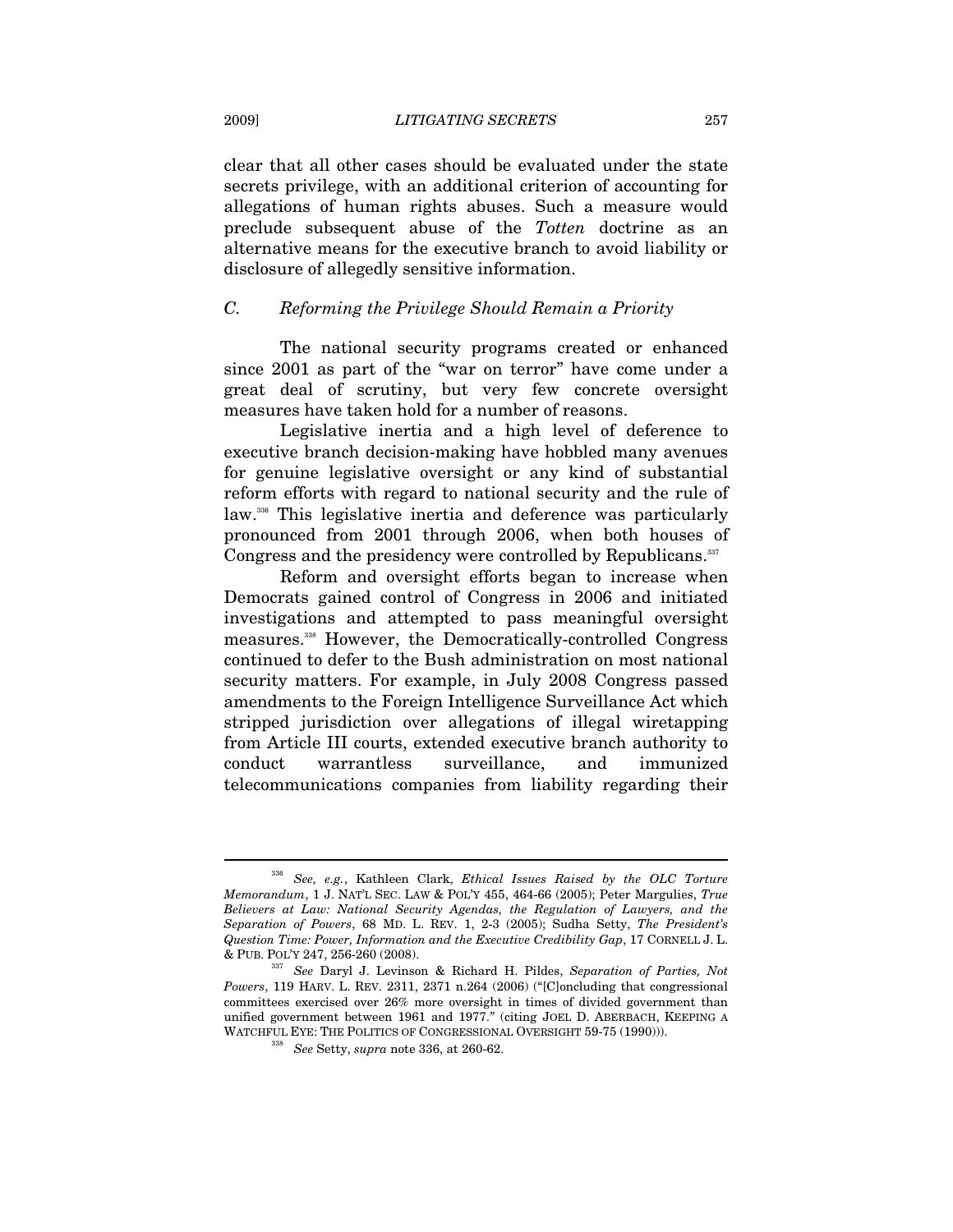clear that all other cases should be evaluated under the state secrets privilege, with an additional criterion of accounting for allegations of human rights abuses. Such a measure would preclude subsequent abuse of the *Totten* doctrine as an alternative means for the executive branch to avoid liability or disclosure of allegedly sensitive information.

### *C. Reforming the Privilege Should Remain a Priority*

The national security programs created or enhanced since 2001 as part of the "war on terror" have come under a great deal of scrutiny, but very few concrete oversight measures have taken hold for a number of reasons.

Legislative inertia and a high level of deference to executive branch decision-making have hobbled many avenues for genuine legislative oversight or any kind of substantial reform efforts with regard to national security and the rule of law.[336] This legislative inertia and deference was particularly pronounced from 2001 through 2006, when both houses of Congress and the presidency were controlled by Republicans.[337]

Reform and oversight efforts began to increase when Democrats gained control of Congress in 2006 and initiated investigations and attempted to pass meaningful oversight measures.[338] However, the Democratically-controlled Congress continued to defer to the Bush administration on most national security matters. For example, in July 2008 Congress passed amendments to the Foreign Intelligence Surveillance Act which stripped jurisdiction over allegations of illegal wiretapping from Article III courts, extended executive branch authority to conduct warrantless surveillance, and immunized telecommunications companies from liability regarding their

---

[336] *See, e.g.*, Kathleen Clark, *Ethical Issues Raised by the OLC Torture Memorandum*, 1 J. NAT'L SEC. LAW & POL'Y 455, 464-66 (2005); Peter Margulies, *True Believers at Law: National Security Agendas, the Regulation of Lawyers, and the Separation of Powers*, 68 MD. L. REV. 1, 2-3 (2005); Sudha Setty, *The President's Question Time: Power, Information and the Executive Credibility Gap*, 17 CORNELL J. L. & PUB. POL'Y 247, 256-260 (2008).

[337] *See* Daryl J. Levinson & Richard H. Pildes, *Separation of Parties, Not Powers*, 119 HARV. L. REV. 2311, 2371 n.264 (2006) ("[C]oncluding that congressional committees exercised over 26% more oversight in times of divided government than unified government between 1961 and 1977." (citing JOEL D. ABERBACH, KEEPING A WATCHFUL EYE: THE POLITICS OF CONGRESSIONAL OVERSIGHT 59-75 (1990))).

[338] *See* Setty, *supra* note 336, at 260-62.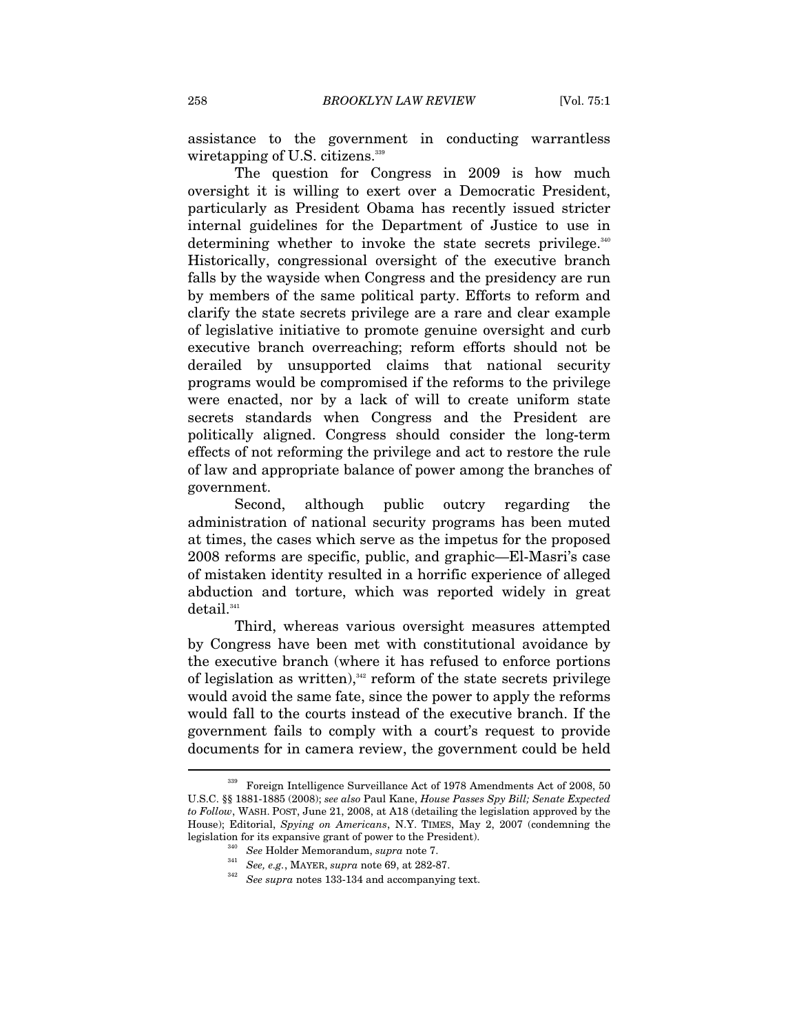assistance to the government in conducting warrantless wiretapping of U.S. citizens.[339]

The question for Congress in 2009 is how much oversight it is willing to exert over a Democratic President, particularly as President Obama has recently issued stricter internal guidelines for the Department of Justice to use in determining whether to invoke the state secrets privilege.[340] Historically, congressional oversight of the executive branch falls by the wayside when Congress and the presidency are run by members of the same political party. Efforts to reform and clarify the state secrets privilege are a rare and clear example of legislative initiative to promote genuine oversight and curb executive branch overreaching; reform efforts should not be derailed by unsupported claims that national security programs would be compromised if the reforms to the privilege were enacted, nor by a lack of will to create uniform state secrets standards when Congress and the President are politically aligned. Congress should consider the long-term effects of not reforming the privilege and act to restore the rule of law and appropriate balance of power among the branches of government.

Second, although public outcry regarding the administration of national security programs has been muted at times, the cases which serve as the impetus for the proposed 2008 reforms are specific, public, and graphic—El-Masri's case of mistaken identity resulted in a horrific experience of alleged abduction and torture, which was reported widely in great detail.[341]

Third, whereas various oversight measures attempted by Congress have been met with constitutional avoidance by the executive branch (where it has refused to enforce portions of legislation as written),[342] reform of the state secrets privilege would avoid the same fate, since the power to apply the reforms would fall to the courts instead of the executive branch. If the government fails to comply with a court's request to provide documents for in camera review, the government could be held

---

[339] Foreign Intelligence Surveillance Act of 1978 Amendments Act of 2008, 50 U.S.C. §§ 1881-1885 (2008); *see also* Paul Kane, *House Passes Spy Bill; Senate Expected to Follow*, WASH. POST, June 21, 2008, at A18 (detailing the legislation approved by the House); Editorial, *Spying on Americans*, N.Y. TIMES, May 2, 2007 (condemning the legislation for its expansive grant of power to the President).

[340] *See* Holder Memorandum, *supra* note 7.

[341] *See, e.g.*, MAYER, *supra* note 69, at 282-87.

[342] *See supra* notes 133-134 and accompanying text.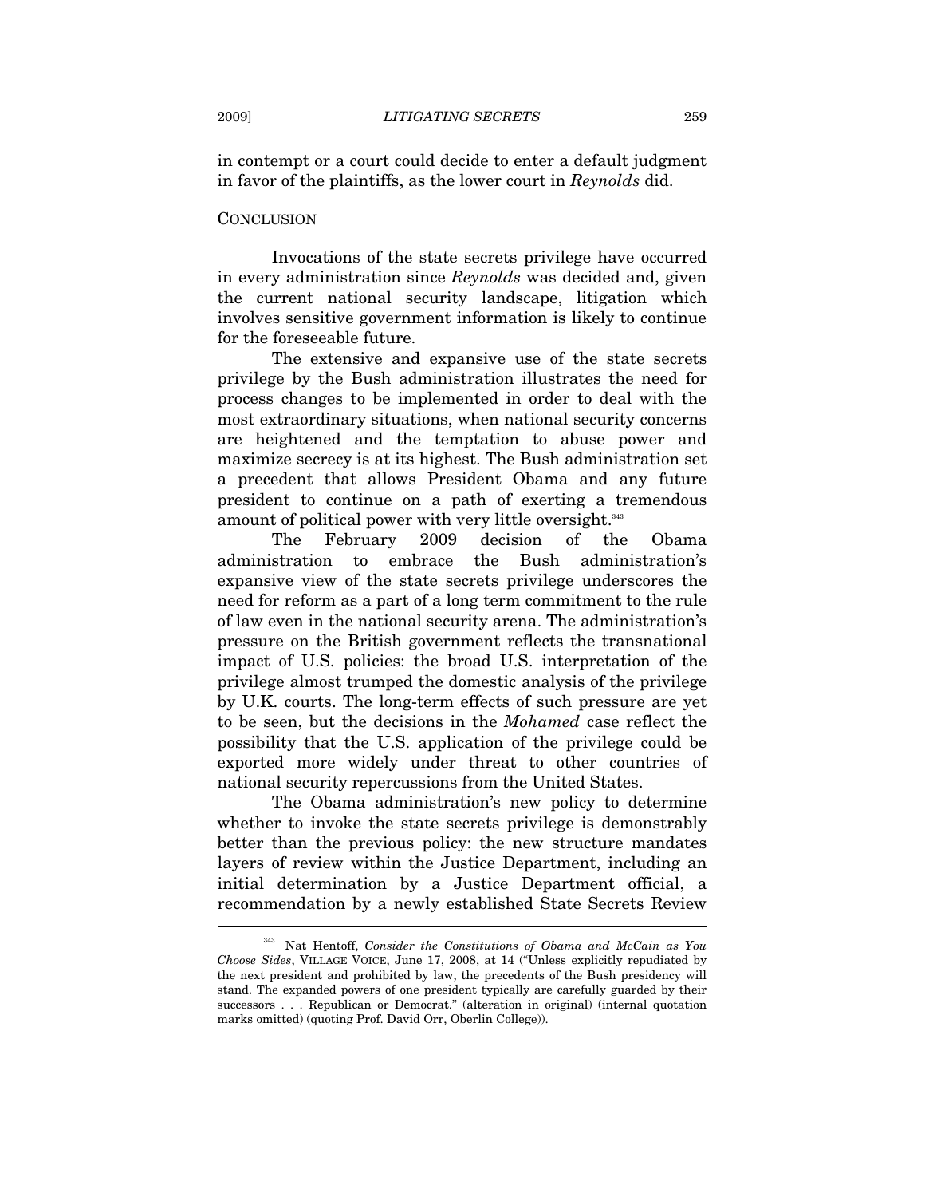in contempt or a court could decide to enter a default judgment in favor of the plaintiffs, as the lower court in *Reynolds* did.

## CONCLUSION

Invocations of the state secrets privilege have occurred in every administration since *Reynolds* was decided and, given the current national security landscape, litigation which involves sensitive government information is likely to continue for the foreseeable future.

The extensive and expansive use of the state secrets privilege by the Bush administration illustrates the need for process changes to be implemented in order to deal with the most extraordinary situations, when national security concerns are heightened and the temptation to abuse power and maximize secrecy is at its highest. The Bush administration set a precedent that allows President Obama and any future president to continue on a path of exerting a tremendous amount of political power with very little oversight.[343]

The February 2009 decision of the Obama administration to embrace the Bush administration's expansive view of the state secrets privilege underscores the need for reform as a part of a long term commitment to the rule of law even in the national security arena. The administration's pressure on the British government reflects the transnational impact of U.S. policies: the broad U.S. interpretation of the privilege almost trumped the domestic analysis of the privilege by U.K. courts. The long-term effects of such pressure are yet to be seen, but the decisions in the *Mohamed* case reflect the possibility that the U.S. application of the privilege could be exported more widely under threat to other countries of national security repercussions from the United States.

The Obama administration's new policy to determine whether to invoke the state secrets privilege is demonstrably better than the previous policy: the new structure mandates layers of review within the Justice Department, including an initial determination by a Justice Department official, a recommendation by a newly established State Secrets Review

---

[343] Nat Hentoff, *Consider the Constitutions of Obama and McCain as You Choose Sides*, VILLAGE VOICE, June 17, 2008, at 14 ("Unless explicitly repudiated by the next president and prohibited by law, the precedents of the Bush presidency will stand. The expanded powers of one president typically are carefully guarded by their successors . . . Republican or Democrat." (alteration in original) (internal quotation marks omitted) (quoting Prof. David Orr, Oberlin College)).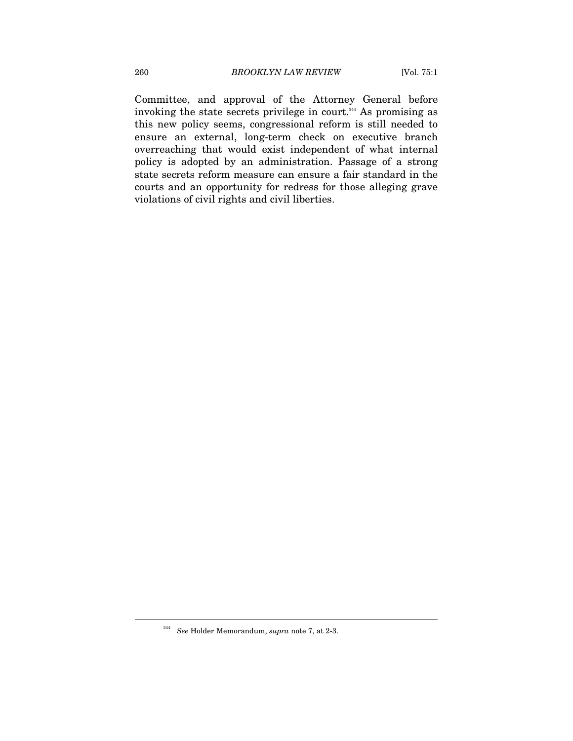Committee, and approval of the Attorney General before invoking the state secrets privilege in court.[344] As promising as this new policy seems, congressional reform is still needed to ensure an external, long-term check on executive branch overreaching that would exist independent of what internal policy is adopted by an administration. Passage of a strong state secrets reform measure can ensure a fair standard in the courts and an opportunity for redress for those alleging grave violations of civil rights and civil liberties.

---

[344] *See* Holder Memorandum, *supra* note 7, at 2-3.